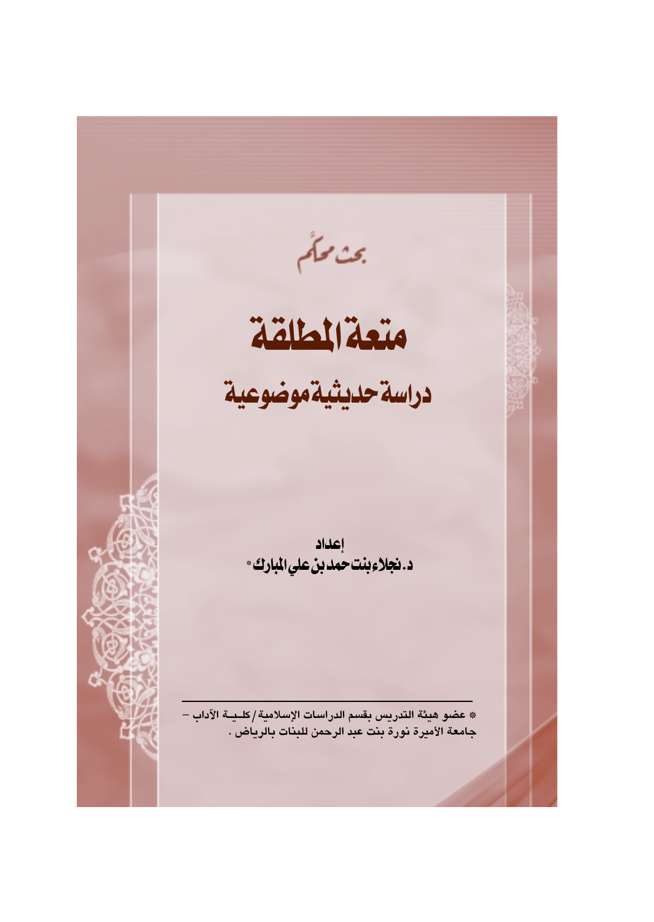بحث محكَّم

# متعة المطلقة

## دراسة حديثية موضوعية

إعداد

**د. نجلاء بنت حمد بن علي المبارك***

---

* عضو هيئة التدريس بقسم الدراسات الإسلامية / كليـة الآداب – جامعة الأميرة نورة بنت عبد الرحمن للبنات بالرياض .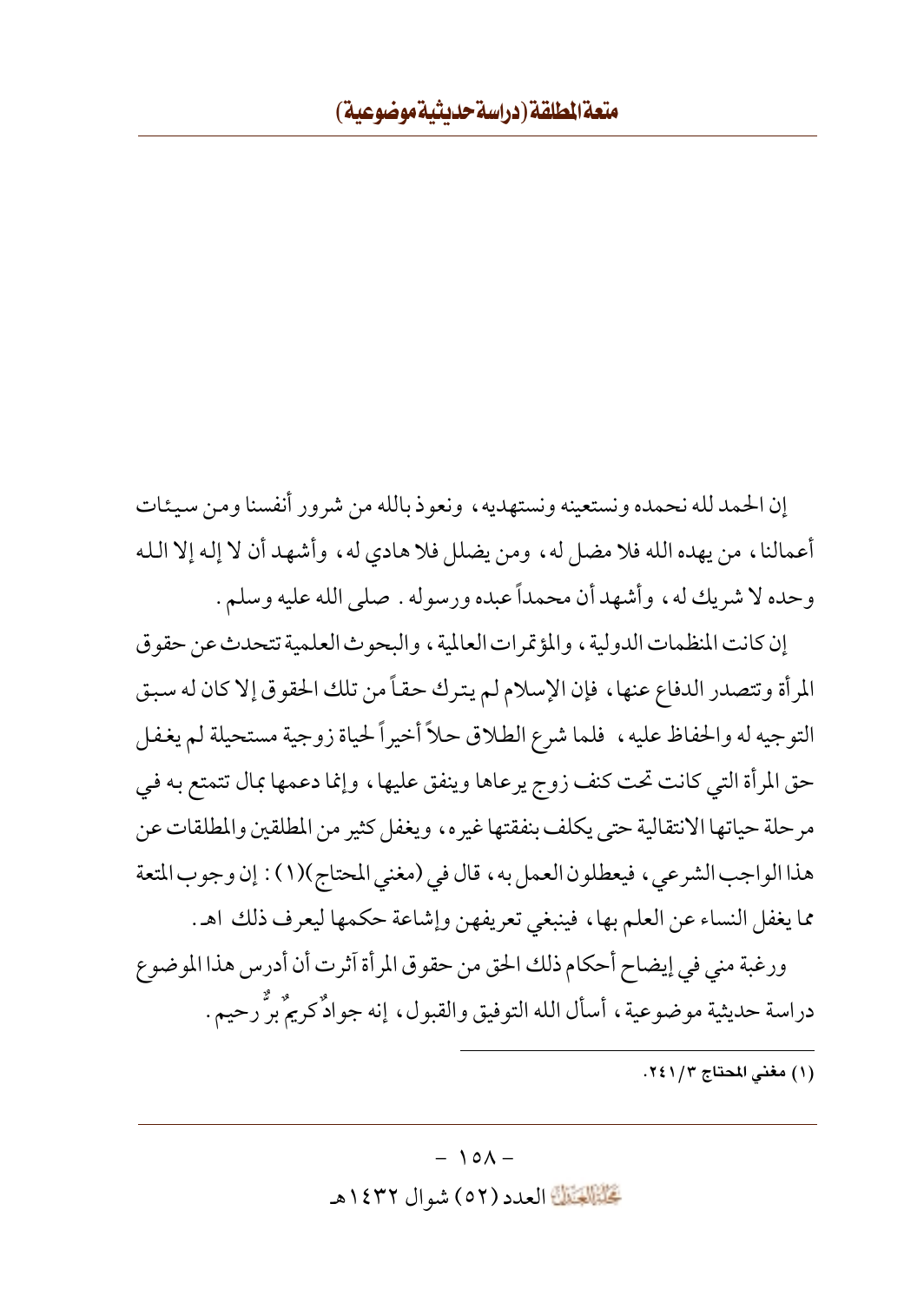إن الحمد لله نحمده ونستعينه ونستهديه، ونعوذ بالله من شرور أنفسنا ومن سيئات أعمالنا، من يهده الله فلا مضل له، ومن يضلل فلا هادي له، وأشهد أن لا إله إلا الله وحده لا شريك له، وأشهد أن محمداً عبده ورسوله. صلى الله عليه وسلم.

إن كانت المنظمات الدولية، والمؤتمرات العالمية، والبحوث العلمية تتحدث عن حقوق المرأة وتتصدر الدفاع عنها، فإن الإسلام لم يترك حقاً من تلك الحقوق إلا كان له سبق التوجيه له والحفاظ عليه، فلما شرع الطلاق حلاً أخيراً لحياة زوجية مستحيلة لم يغفل حق المرأة التي كانت تحت كنف زوج يرعاها وينفق عليها، وإنما دعمها بمال تتمتع به في مرحلة حياتها الانتقالية حتى يكلف بنفقتها غيره، ويغفل كثير من المطلقين والمطلقات عن هذا الواجب الشرعي، فيعطلون العمل به، قال في (مغني المحتاج)(١): إن وجوب المتعة مما يغفل النساء عن العلم بها، فينبغي تعريفهن وإشاعة حكمها ليعرف ذلك اهـ.

ورغبة مني في إيضاح أحكام ذلك الحق من حقوق المرأة آثرت أن أدرس هذا الموضوع دراسة حديثية موضوعية، أسأل الله التوفيق والقبول، إنه جوادٌ كريمٌ برٌّ رحيم.

---

(١) مغني المحتاج ٣/٢٤١.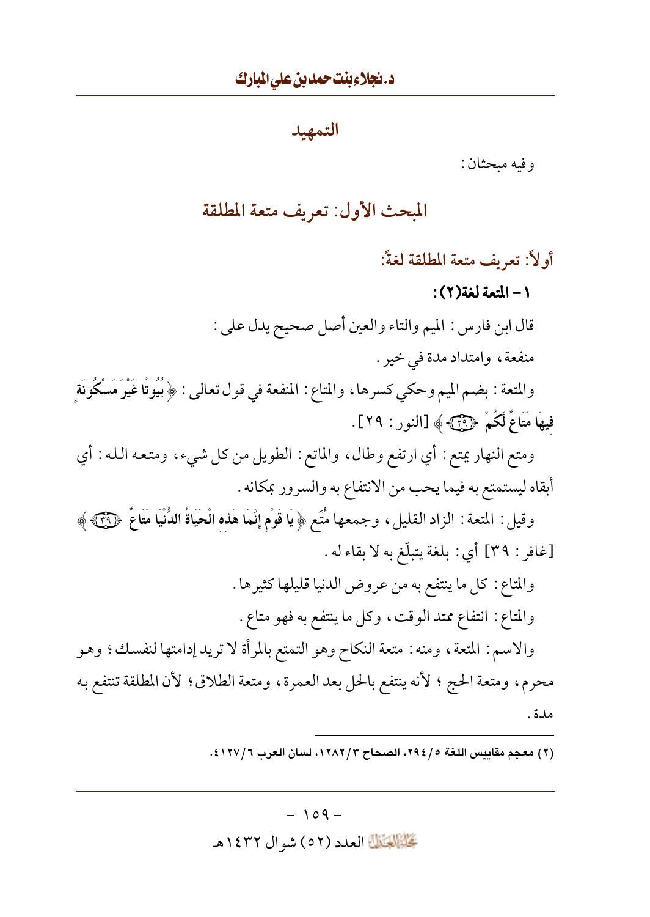## التمهيد

وفيه مبحثان:

## المبحث الأول: تعريف متعة المطلقة

### أولاً: تعريف متعة المطلقة لغةً:

**١ – المتعة لغة(٢):**

قال ابن فارس: الميم والتاء والعين أصل صحيح يدل على: منفعة، وامتداد مدة في خير.

والمتعة: بضم الميم وحكي كسرها، والمتاع: المنفعة في قول تعالى: ﴿بُيُوتًا غَيْرَ مَسْكُونَةٍ فِيهَا مَتَاعٌ لَكُمْ ﴿٢٩﴾﴾ [النور: ٢٩].

ومتع النهار يمتع: أي ارتفع وطال، والماتع: الطويل من كل شيء، ومتعه الله: أي أبقاه ليستمتع به فيما يحب من الانتفاع به والسرور بمكانه.

وقيل: المتعة: الزاد القليل، وجمعها مُتَع ﴿يَا قَوْمِ إِنَّمَا هَذِهِ الْحَيَاةُ الدُّنْيَا مَتَاعٌ ﴿٣٩﴾﴾ [غافر: ٣٩] أي: بلغة يتبلّغ به لا بقاء له.

والمتاع: كل ما ينتفع به من عروض الدنيا قليلها كثيرها.

والمتاع: انتفاع ممتد الوقت، وكل ما ينتفع به فهو متاع.

والاسم: المتعة، ومنه: متعة النكاح وهو التمتع بالمرأة لا تريد إدامتها لنفسك؛ وهو محرم، ومتعة الحج؛ لأنه ينتفع بالحل بعد العمرة، ومتعة الطلاق؛ لأن المطلقة تنتفع به مدة.

---

(٢) معجم مقاييس اللغة ٥/٢٩٤، الصحاح ٣/١٢٨٢، لسان العرب ٦/٤١٢٧.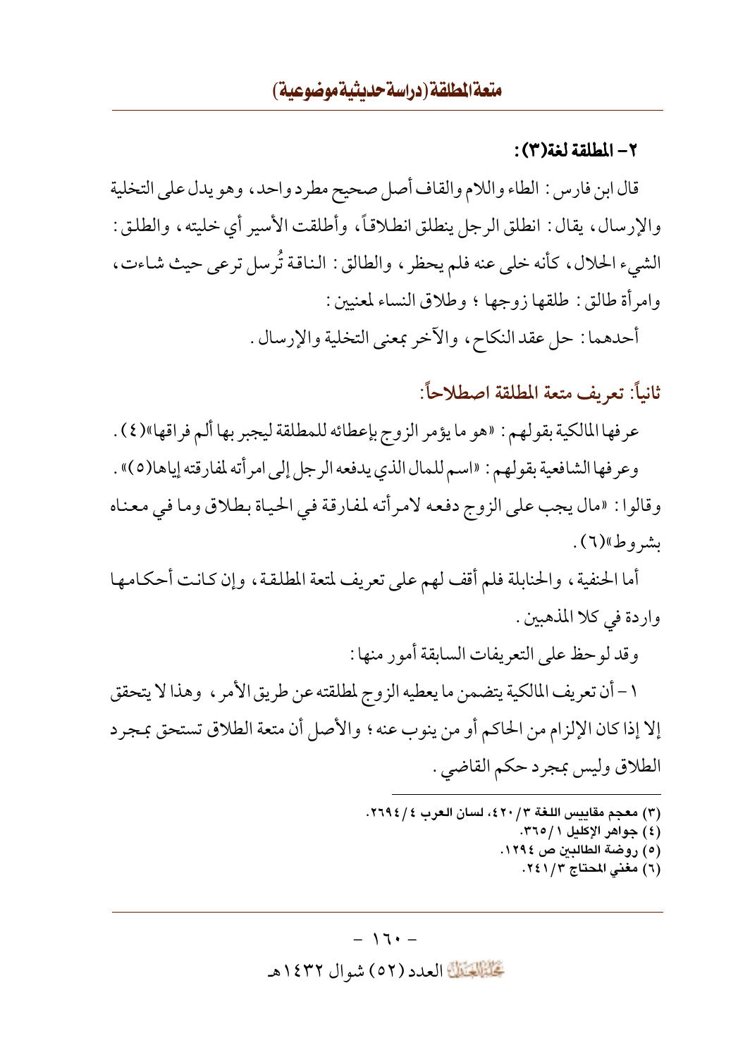### ٢- المطلقة لغة(٣):

قال ابن فارس: الطاء واللام والقاف أصل صحيح مطرد واحد، وهو يدل على التخلية والإرسال، يقال: انطلق الرجل ينطلق انطلاقاً، وأطلقت الأسير أي خليته، والطلق: الشيء الحلال، كأنه خلى عنه فلم يحظر، والطالق: الناقة تُرسل ترعى حيث شاءت، وامرأة طالق: طلقها زوجها؛ وطلاق النساء لمعنيين:

أحدهما: حل عقد النكاح، والآخر بمعنى التخلية والإرسال.

## ثانياً: تعريف متعة المطلقة اصطلاحاً:

عرفها المالكية بقولهم: «هو ما يؤمر الزوج بإعطائه للمطلقة ليجبر بها ألم فراقها»(٤).

وعرفها الشافعية بقولهم: «اسم للمال الذي يدفعه الرجل إلى امرأته لمفارقته إياها(٥)».

وقالوا: «مال يجب على الزوج دفعه لامرأته لمفارقة في الحياة بطلاق وما في معناه بشروط»(٦).

أما الحنفية، والحنابلة فلم أقف لهم على تعريف لمتعة المطلقة، وإن كانت أحكامها واردة في كلا المذهبين.

وقد لوحظ على التعريفات السابقة أمور منها:

١- أن تعريف المالكية يتضمن ما يعطيه الزوج لمطلقته عن طريق الأمر، وهذا لا يتحقق إلا إذا كان الإلزام من الحاكم أو من ينوب عنه؛ والأصل أن متعة الطلاق تستحق بمجرد الطلاق وليس بمجرد حكم القاضي.

---

(٣) معجم مقاييس اللغة ٣/ ٤٢٠، لسان العرب ٤/ ٢٦٩٤.
(٤) جواهر الإكليل ١/ ٣٦٥.
(٥) روضة الطالبين ص ١٢٩٤.
(٦) مغني المحتاج ٣/ ٢٤١.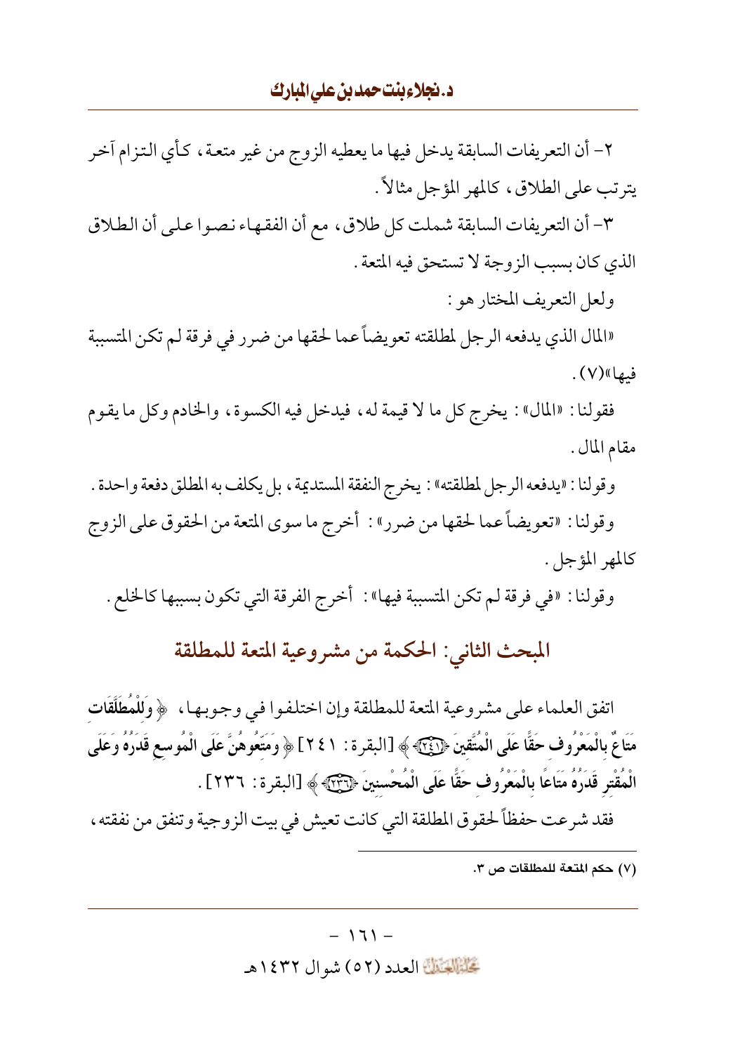٢- أن التعريفات السابقة يدخل فيها ما يعطيه الزوج من غير متعة، كأي التزام آخر يترتب على الطلاق، كالمهر المؤجل مثالاً.

٣- أن التعريفات السابقة شملت كل طلاق، مع أن الفقهاء نصوا على أن الطلاق الذي كان بسبب الزوجة لا تستحق فيه المتعة.

ولعل التعريف المختار هو:

«المال الذي يدفعه الرجل لمطلقته تعويضاً عما لحقها من ضرر في فرقة لم تكن المتسببة فيها»(٧).

فقولنا: «المال»: يخرج كل ما لا قيمة له، فيدخل فيه الكسوة، والخادم وكل ما يقوم مقام المال.

وقولنا: «يدفعه الرجل لمطلقته»: يخرج النفقة المستديمة، بل يكلف به المطلق دفعة واحدة.

وقولنا: «تعويضاً عما لحقها من ضرر»: أخرج ما سوى المتعة من الحقوق على الزوج كالمهر المؤجل.

وقولنا: «في فرقة لم تكن المتسببة فيها»: أخرج الفرقة التي تكون بسببها كالخلع.

## المبحث الثاني: الحكمة من مشروعية المتعة للمطلقة

اتفق العلماء على مشروعية المتعة للمطلقة وإن اختلفوا في وجوبها، ﴿**وَلِلْمُطَلَّقَاتِ مَتَاعٌ بِالْمَعْرُوفِ حَقًّا عَلَى الْمُتَّقِينَ ﴿٢٤١﴾**﴾ [البقرة: ٢٤١] ﴿**وَمَتِّعُوهُنَّ عَلَى الْمُوسِعِ قَدَرُهُ وَعَلَى الْمُقْتِرِ قَدَرُهُ مَتَاعًا بِالْمَعْرُوفِ حَقًّا عَلَى الْمُحْسِنِينَ ﴿٢٣٦﴾**﴾ [البقرة: ٢٣٦].

فقد شرعت حفظاً لحقوق المطلقة التي كانت تعيش في بيت الزوجية وتنفق من نفقته،

---

(٧) حكم المتعة للمطلقات ص ٣.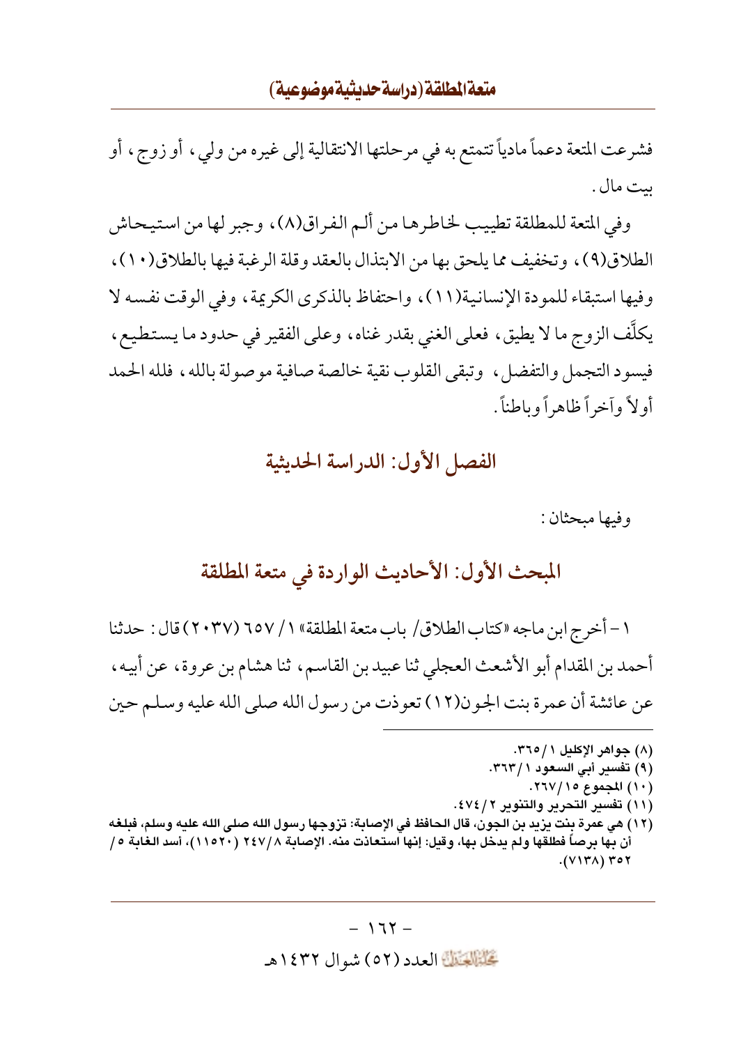فشرعت المتعة دعماً مادياً تتمتع به في مرحلتها الانتقالية إلى غيره من ولي، أو زوج، أو بيت مال.

وفي المتعة للمطلقة تطييب لخاطرها من ألم الفراق(٨)، وجبر لها من استيحاش الطلاق(٩)، وتخفيف مما يلحق بها من الابتذال بالعقد وقلة الرغبة فيها بالطلاق(١٠)، وفيها استبقاء للمودة الإنسانية(١١)، واحتفاظ بالذكرى الكريمة، وفي الوقت نفسه لا يكلَّف الزوج ما لا يطيق، فعلى الغني بقدر غناه، وعلى الفقير في حدود ما يستطيع، فيسود التجمل والتفضل، وتبقى القلوب نقية خالصة صافية موصولة بالله، فلله الحمد أولاً وآخراً ظاهراً وباطناً.

## الفصل الأول: الدراسة الحديثية

وفيها مبحثان:

### المبحث الأول: الأحاديث الواردة في متعة المطلقة

١ - أخرج ابن ماجه «كتاب الطلاق/ باب متعة المطلقة» ١/ ٦٥٧ (٢٠٣٧) قال: حدثنا أحمد بن المقدام أبو الأشعث العجلي ثنا عبيد بن القاسم، ثنا هشام بن عروة، عن أبيه، عن عائشة أن عمرة بنت الجون(١٢) تعوذت من رسول الله صلى الله عليه وسلم حين

---

(٨) جواهر الإكليل ١/ ٣٦٥.

(٩) تفسير أبي السعود ١/ ٣٦٣.

(١٠) المجموع ١٥/ ٢٦٧.

(١١) تفسير التحرير والتنوير ٢/ ٤٧٤.

(١٢) هي عمرة بنت يزيد بن الجون، قال الحافظ في الإصابة: تزوجها رسول الله صلى الله عليه وسلم، فبلغه أن بها برصاً فطلقها ولم يدخل بها، وقيل: إنها استعاذت منه. الإصابة ٨/ ٢٤٧ (١١٥٢٠)، أسد الغابة ٥/ ٣٥٢ (٧١٣٨).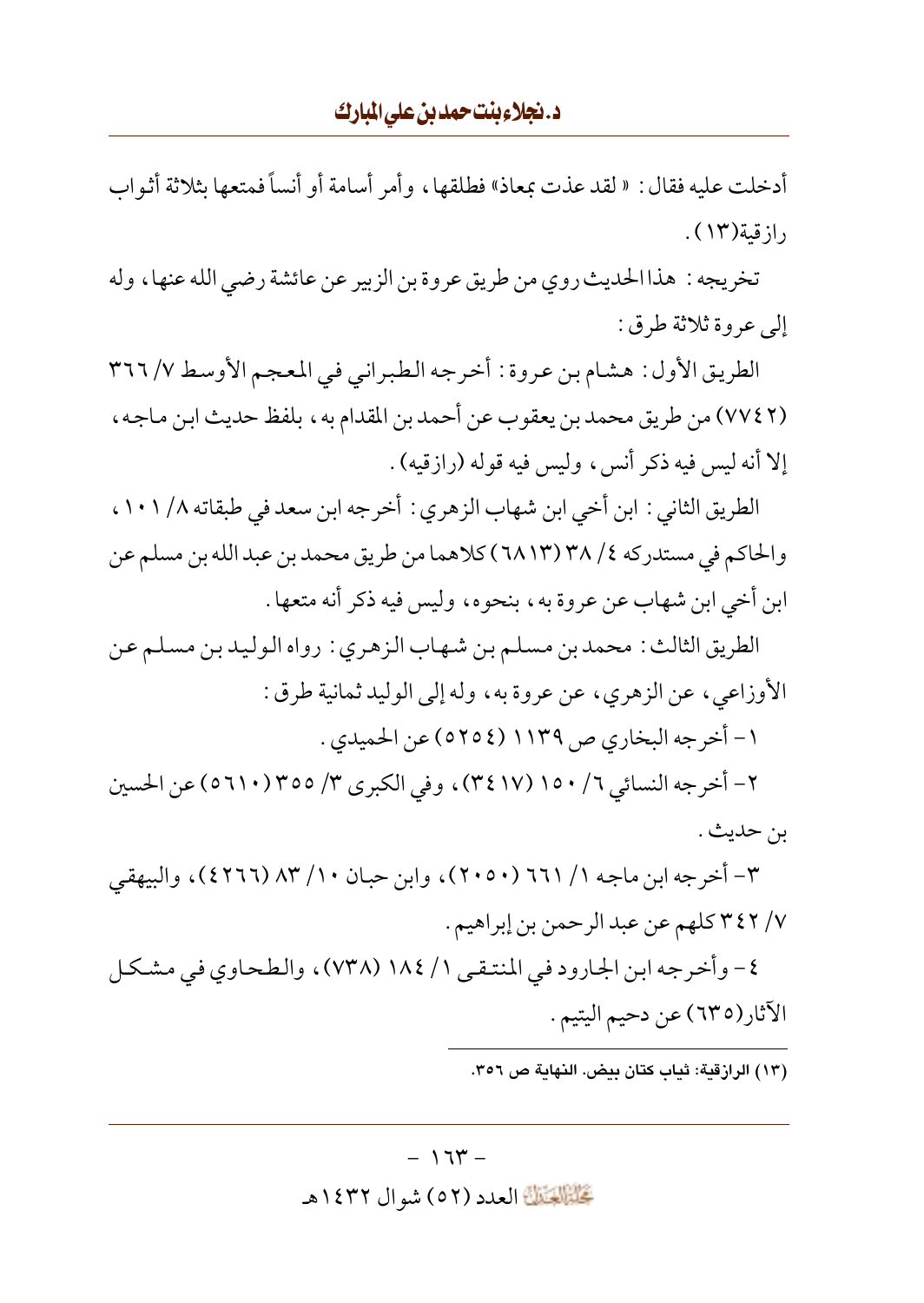أدخلت عليه فقال: « لقد عذت بمعاذ» فطلقها، وأمر أسامة أو أنساً فمتعها بثلاثة أثواب رازقية(١٣).

تخريجه: هذا الحديث روي من طريق عروة بن الزبير عن عائشة رضي الله عنها، وله إلى عروة ثلاثة طرق:

الطريق الأول: هشام بن عروة: أخرجه الطبراني في المعجم الأوسط ٧/ ٣٦٦ (٧٧٤٢) من طريق محمد بن يعقوب عن أحمد بن المقدام به، بلفظ حديث ابن ماجه، إلا أنه ليس فيه ذكر أنس، وليس فيه قوله (رازقيه).

الطريق الثاني: ابن أخي ابن شهاب الزهري: أخرجه ابن سعد في طبقاته ٨/ ١٠١، والحاكم في مستدركه ٤/ ٣٨ (٦٨١٣) كلاهما من طريق محمد بن عبد الله بن مسلم عن ابن أخي ابن شهاب عن عروة به، بنحوه، وليس فيه ذكر أنه متعها.

الطريق الثالث: محمد بن مسلم بن شهاب الزهري: رواه الوليد بن مسلم عن الأوزاعي، عن الزهري، عن عروة به، وله إلى الوليد ثمانية طرق:

١- أخرجه البخاري ص ١١٣٩ (٥٢٥٤) عن الحميدي.

٢- أخرجه النسائي ٦/ ١٥٠ (٣٤١٧)، وفي الكبرى ٣/ ٣٥٥ (٥٦١٠) عن الحسين بن حديث.

٣- أخرجه ابن ماجه ١/ ٦٦١ (٢٠٥٠)، وابن حبان ١٠/ ٨٣ (٤٢٦٦)، والبيهقي ٧/ ٣٤٢ كلهم عن عبد الرحمن بن إبراهيم.

٤- وأخرجه ابن الجارود في المنتقى ١/ ١٨٤ (٧٣٨)، والطحاوي في مشكل الآثار(٦٣٥) عن دحيم اليتيم.

---

(١٣) الرازقية: ثياب كتان بيض. النهاية ص ٣٥٦.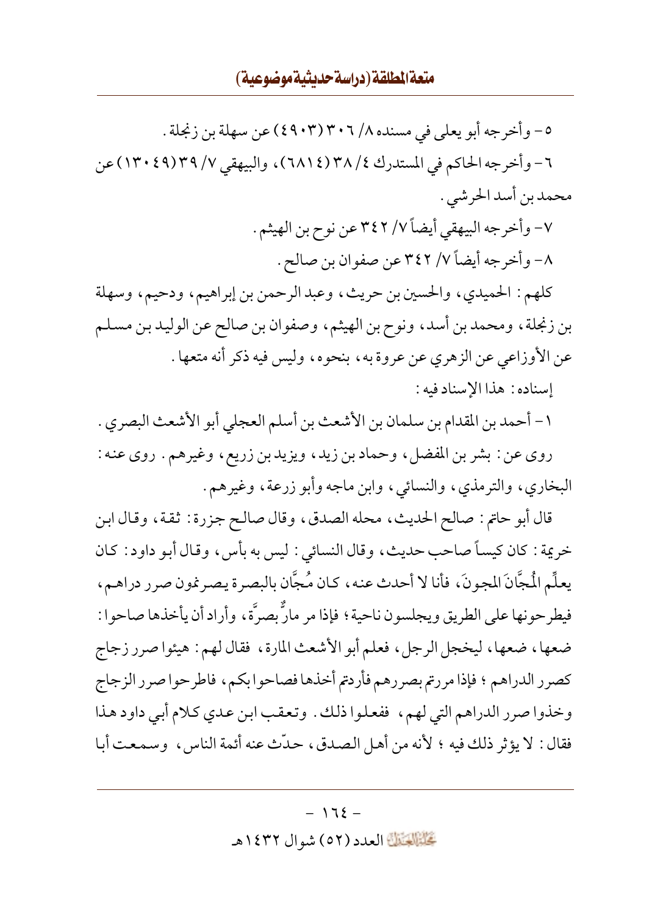٥- وأخرجه أبو يعلى في مسنده ٨/ ٣٠٦ (٤٩٠٣) عن سهلة بن زنجلة.

٦- وأخرجه الحاكم في المستدرك ٤/ ٣٨ (٦٨١٤)، والبيهقي ٧/ ٣٩ (١٣٠٤٩) عن محمد بن أسد الحرشي.

٧- وأخرجه البيهقي أيضاً ٧/ ٣٤٢ عن نوح بن الهيثم.

٨- وأخرجه أيضاً ٧/ ٣٤٢ عن صفوان بن صالح.

كلهم: الحميدي، والحسين بن حريث، وعبد الرحمن بن إبراهيم، ودحيم، وسهلة بن زنجلة، ومحمد بن أسد، ونوح بن الهيثم، وصفوان بن صالح عن الوليد بن مسلم عن الأوزاعي عن الزهري عن عروة به، بنحوه، وليس فيه ذكر أنه متعها.

إسناده: هذا الإسناد فيه:

١- أحمد بن المقدام بن سلمان بن الأشعث بن أسلم العجلي أبو الأشعث البصري.

روى عن: بشر بن المفضل، وحماد بن زيد، ويزيد بن زريع، وغيرهم. روى عنه: البخاري، والترمذي، والنسائي، وابن ماجه وأبو زرعة، وغيرهم.

قال أبو حاتم: صالح الحديث، محله الصدق، وقال صالح جزرة: ثقة، وقال ابن خزيمة: كان كيساً صاحب حديث، وقال النسائي: ليس به بأس، وقال أبو داود: كان يعلِّم المُجَّانَ المجونَ، فأنا لا أحدث عنه، كان مُجَّان بالبصرة يصرنمون صرر دراهم، فيطرحونها على الطريق ويجلسون ناحية؛ فإذا مر مارٌّ بصرَّة، وأراد أن يأخذها صاحوا: ضعها، ضعها، ليخجل الرجل، فعلم أبو الأشعث المارة، فقال لهم: هيئوا صرر زجاج كصرر الدراهم؛ فإذا مررتم بصررهم فأردتم أخذها فصاحوا بكم، فاطرحوا صرر الزجاج وخذوا صرر الدراهم التي لهم، ففعلوا ذلك. وتعقب ابن عدي كلام أبي داود هذا فقال: لا يؤثر ذلك فيه؛ لأنه من أهل الصدق، حدّث عنه أئمة الناس، وسمعت أبا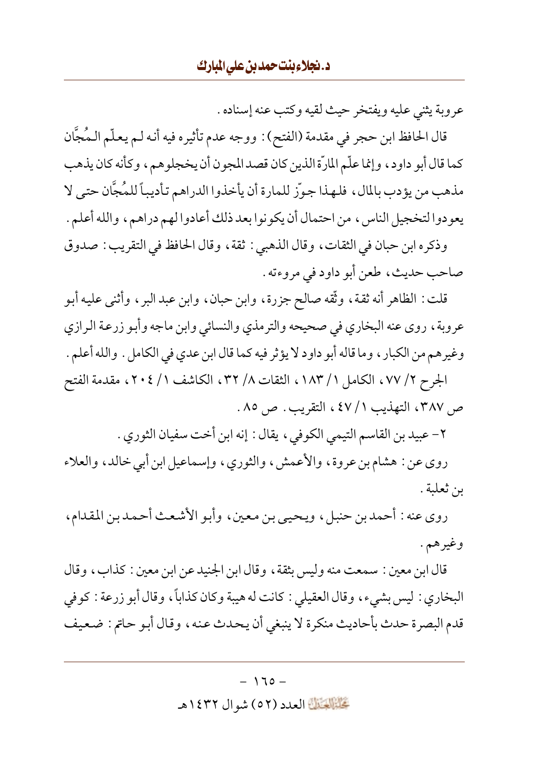عروبة يثني عليه ويفتخر حيث لقيه وكتب عنه إسناده.

قال الحافظ ابن حجر في مقدمة (الفتح): ووجه عدم تأثيره فيه أنه لم يعلّم المُجَّان كما قال أبو داود، وإنما علّم المارّة الذين كان قصد المجون أن يخجلوهم، وكأنه كان يذهب مذهب من يؤدب بالمال، فلهذا جوّز للمارة أن يأخذوا الدراهم تأديباً للمُجَّان حتى لا يعودوا لتخجيل الناس، من احتمال أن يكونوا بعد ذلك أعادوا لهم دراهم، والله أعلم.

وذكره ابن حبان في الثقات، وقال الذهبي: ثقة، وقال الحافظ في التقريب: صدوق صاحب حديث، طعن أبو داود في مروءته.

قلت: الظاهر أنه ثقة، وثّقه صالح جزرة، وابن حبان، وابن عبد البر، وأثنى عليه أبو عروبة، روى عنه البخاري في صحيحه والترمذي والنسائي وابن ماجه وأبو زرعة الرازي وغيرهم من الكبار، وما قاله أبو داود لا يؤثر فيه كما قال ابن عدي في الكامل. والله أعلم.

الجرح ٢/ ٧٧، الكامل ١/ ١٨٣، الثقات ٨/ ٣٢، الكاشف ١/ ٢٠٤، مقدمة الفتح ص ٣٨٧، التهذيب ١/ ٤٧، التقريب. ص ٨٥.

٢- عبيد بن القاسم التيمي الكوفي، يقال: إنه ابن أخت سفيان الثوري.

روى عن: هشام بن عروة، والأعمش، والثوري، وإسماعيل ابن أبي خالد، والعلاء بن ثعلبة.

روى عنه: أحمد بن حنبل، ويحيى بن معين، وأبو الأشعث أحمد بن المقدام، وغيرهم.

قال ابن معين: سمعت منه وليس بثقة، وقال ابن الجنيد عن ابن معين: كذاب، وقال البخاري: ليس بشيء، وقال العقيلي: كانت له هيبة وكان كذاباً، وقال أبو زرعة: كوفي قدم البصرة حدث بأحاديث منكرة لا ينبغي أن يحدث عنه، وقال أبو حاتم: ضعيف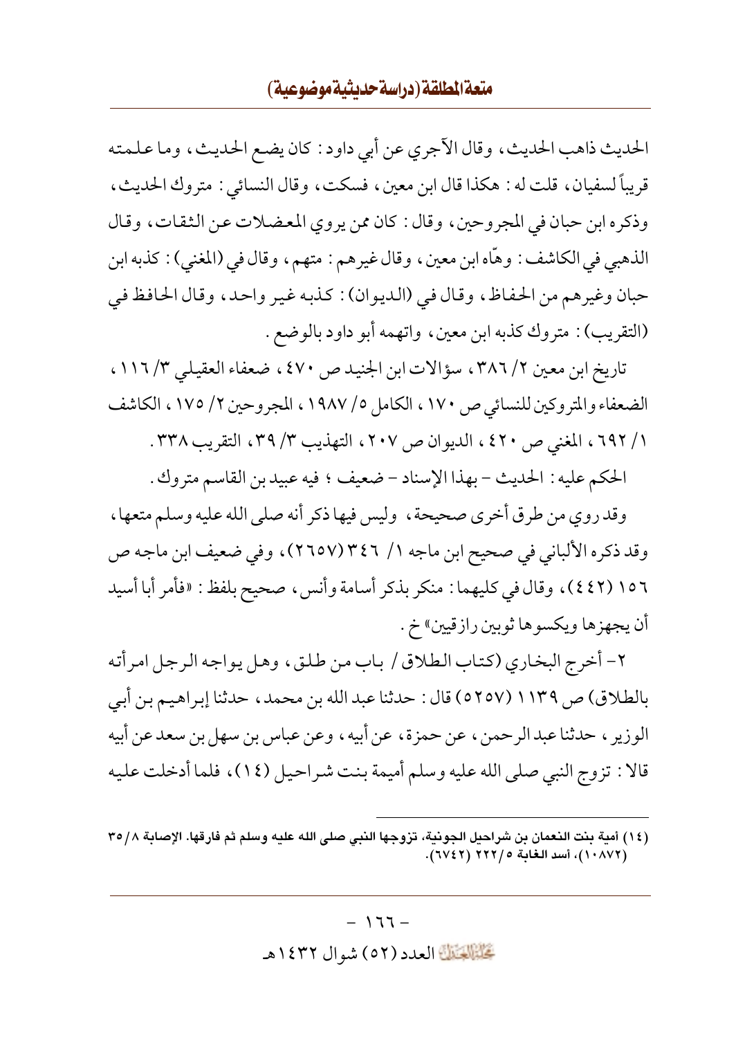الحديث ذاهب الحديث، وقال الآجري عن أبي داود: كان يضع الحديث، وما علمته قريباً لسفيان، قلت له: هكذا قال ابن معين، فسكت، وقال النسائي: متروك الحديث، وذكره ابن حبان في المجروحين، وقال: كان ممن يروي المعضلات عن الثقات، وقال الذهبي في الكاشف: وهّاه ابن معين، وقال غيرهم: متهم، وقال في (المغني): كذبه ابن حبان وغيرهم من الحفاظ، وقال في (الديوان): كذبه غير واحد، وقال الحافظ في (التقريب): متروك كذبه ابن معين، واتهمه أبو داود بالوضع.

تاريخ ابن معين ٢/ ٣٨٦، سؤالات ابن الجنيد ص ٤٧٠، ضعفاء العقيلي ٣/ ١١٦، الضعفاء والمتروكين للنسائي ص ١٧٠، الكامل ٥/ ١٩٨٧، المجروحين ٢/ ١٧٥، الكاشف ١/ ٦٩٢، المغني ص ٤٢٠، الديوان ص ٢٠٧، التهذيب ٣/ ٣٩، التقريب ٣٣٨.

الحكم عليه: الحديث - بهذا الإسناد - ضعيف؛ فيه عبيد بن القاسم متروك.

وقد روي من طرق أخرى صحيحة، وليس فيها ذكر أنه صلى الله عليه وسلم متعها، وقد ذكره الألباني في صحيح ابن ماجه ١/ ٣٤٦ (٢٦٥٧)، وفي ضعيف ابن ماجه ص ١٥٦ (٤٤٢)، وقال في كليهما: منكر بذكر أسامة وأنس، صحيح بلفظ: «فأمر أبا أسيد أن يجهزها ويكسوها ثوبين رازقيين» خ.

٢- أخرج البخاري (كتاب الطلاق / باب من طلق، وهل يواجه الرجل امرأته بالطلاق) ص ١١٣٩ (٥٢٥٧) قال: حدثنا عبد الله بن محمد، حدثنا إبراهيم بن أبي الوزير، حدثنا عبد الرحمن، عن حمزة، عن أبيه، وعن عباس بن سهل بن سعد عن أبيه قالا: تزوج النبي صلى الله عليه وسلم أميمة بنت شراحيل (١٤)، فلما أدخلت عليه

---

(١٤) أمية بنت النعمان بن شراحيل الجونية، تزوجها النبي صلى الله عليه وسلم ثم فارقها. الإصابة ٨/ ٣٥ (١٠٨٧٢)، أسد الغابة ٥/ ٢٢٢ (٦٧٤٢).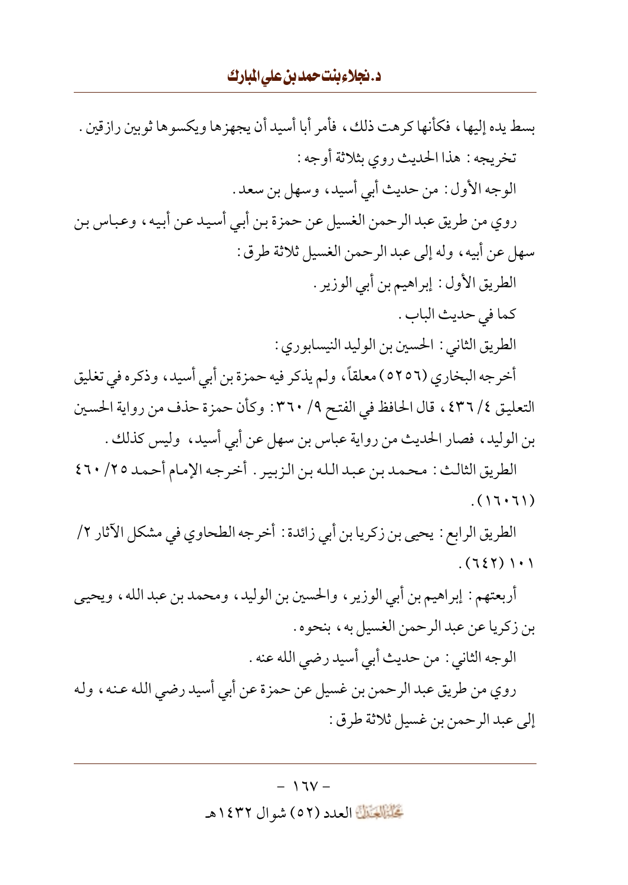بسط يده إليها، فكأنها كرهت ذلك، فأمر أبا أسيد أن يجهزها ويكسوها ثوبين رازقين.

تخريجه: هذا الحديث روي بثلاثة أوجه:

الوجه الأول: من حديث أبي أسيد، وسهل بن سعد.

روي من طريق عبد الرحمن الغسيل عن حمزة بن أبي أسيد عن أبيه، وعباس بن سهل عن أبيه، وله إلى عبد الرحمن الغسيل ثلاثة طرق:

الطريق الأول: إبراهيم بن أبي الوزير.

كما في حديث الباب.

الطريق الثاني: الحسين بن الوليد النيسابوري:

أخرجه البخاري (٥٢٥٦) معلقاً، ولم يذكر فيه حمزة بن أبي أسيد، وذكره في تغليق التعليق ٤/ ٤٣٦، قال الحافظ في الفتح ٩/ ٣٦٠: وكأن حمزة حذف من رواية الحسين بن الوليد، فصار الحديث من رواية عباس بن سهل عن أبي أسيد، وليس كذلك.

الطريق الثالث: محمد بن عبد الله بن الزبير. أخرجه الإمام أحمد ٢٥/ ٤٦٠ (١٦٠٦١).

الطريق الرابع: يحيى بن زكريا بن أبي زائدة: أخرجه الطحاوي في مشكل الآثار ٢/ ١٠١ (٦٤٢).

أربعتهم: إبراهيم بن أبي الوزير، والحسين بن الوليد، ومحمد بن عبد الله، ويحيى بن زكريا عن عبد الرحمن الغسيل به، بنحوه.

الوجه الثاني: من حديث أبي أسيد رضي الله عنه.

روي من طريق عبد الرحمن بن غسيل عن حمزة عن أبي أسيد رضي الله عنه، وله إلى عبد الرحمن بن غسيل ثلاثة طرق: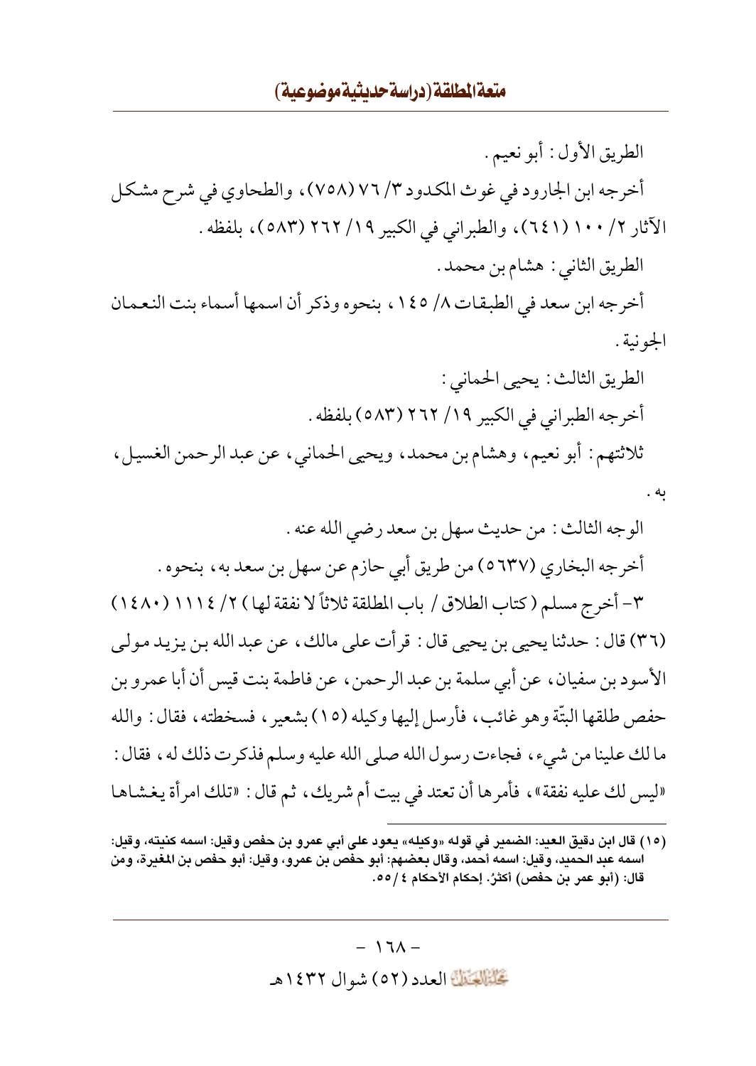الطريق الأول: أبو نعيم.

أخرجه ابن الجارود في غوث المكدود ٣/ ٧٦ (٧٥٨)، والطحاوي في شرح مشكل الآثار ٢/ ١٠٠ (٦٤١)، والطبراني في الكبير ١٩/ ٢٦٢ (٥٨٣)، بلفظه.

الطريق الثاني: هشام بن محمد.

أخرجه ابن سعد في الطبقات ٨/ ١٤٥، بنحوه وذكر أن اسمها أسماء بنت النعمان الجونية.

الطريق الثالث: يحيى الحماني:

أخرجه الطبراني في الكبير ١٩/ ٢٦٢ (٥٨٣) بلفظه.

ثلاثتهم: أبو نعيم، وهشام بن محمد، ويحيى الحماني، عن عبد الرحمن الغسيل، به.

الوجه الثالث: من حديث سهل بن سعد رضي الله عنه.

أخرجه البخاري (٥٦٣٧) من طريق أبي حازم عن سهل بن سعد به، بنحوه.

٣- أخرج مسلم (كتاب الطلاق / باب المطلقة ثلاثاً لا نفقة لها) ٢/ ١١١٤ (١٤٨٠) (٣٦) قال: حدثنا يحيى بن يحيى قال: قرأت على مالك، عن عبد الله بن يزيد مولى الأسود بن سفيان، عن أبي سلمة بن عبد الرحمن، عن فاطمة بنت قيس أن أبا عمرو بن حفص طلقها البتّة وهو غائب، فأرسل إليها وكيله (١٥) بشعير، فسخطته، فقال: والله ما لك علينا من شيء، فجاءت رسول الله صلى الله عليه وسلم فذكرت ذلك له، فقال: «ليس لك عليه نفقة»، فأمرها أن تعتد في بيت أم شريك، ثم قال: «تلك امرأة يغشاها

---

(١٥) قال ابن دقيق العيد: الضمير في قوله «وكيله» يعود على أبي عمرو بن حفص وقيل: اسمه كنيته، وقيل: اسمه عبد الحميد، وقيل: اسمه أحمد، وقال بعضهم: أبو حفص بن عمرو، وقيل: أبو حفص بن المغيرة، ومن قال: (أبو عمر بن حفص) أكثرُ. إحكام الأحكام ٤/ ٥٥.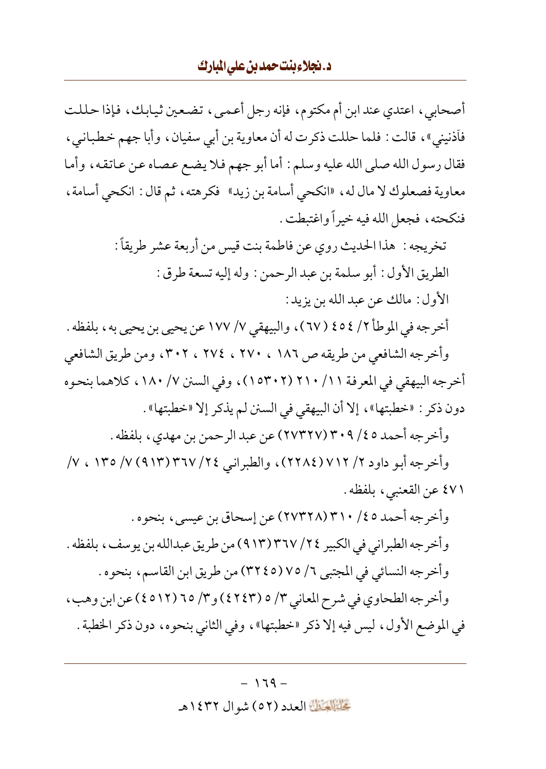أصحابي، اعتدي عند ابن أم مكتوم، فإنه رجل أعمى، تضعين ثيابك، فإذا حللت فآذنيني»، قالت: فلما حللت ذكرت له أن معاوية بن أبي سفيان، وأبا جهم خطباني، فقال رسول الله صلى الله عليه وسلم: أما أبو جهم فلا يضع عصاه عن عاتقه، وأما معاوية فصعلوك لا مال له، «انكحي أسامة بن زيد» فكرهته، ثم قال: انكحي أسامة، فنكحته، فجعل الله فيه خيراً واغتبطت.

تخريجه: هذا الحديث روي عن فاطمة بنت قيس من أربعة عشر طريقاً:

الطريق الأول: أبو سلمة بن عبد الرحمن: وله إليه تسعة طرق:

الأول: مالك عن عبد الله بن يزيد:

أخرجه في الموطأ ٢/ ٤٥٤ (٦٧)، والبيهقي ٧/ ١٧٧ عن يحيى بن يحيى به، بلفظه.

وأخرجه الشافعي من طريقه ص ١٨٦، ٢٧٠، ٢٧٤، ٣٠٢، ومن طريق الشافعي أخرجه البيهقي في المعرفة ١١/ ٢١٠ (١٥٣٠٢)، وفي السنن ٧/ ١٨٠، كلاهما بنحوه دون ذكر: «خطبتها»، إلا أن البيهقي في السنن لم يذكر إلا «خطبتها».

وأخرجه أحمد ٤٥/ ٣٠٩ (٢٧٣٢٧) عن عبد الرحمن بن مهدي، بلفظه.

وأخرجه أبو داود ٢/ ٧١٢ (٢٢٨٤)، والطبراني ٢٤/ ٣٦٧ (٩١٣) ٧/ ١٣٥، ٧/ ٤٧١ عن القعنبي، بلفظه.

وأخرجه أحمد ٤٥/ ٣١٠ (٢٧٣٢٨) عن إسحاق بن عيسى، بنحوه.

وأخرجه الطبراني في الكبير ٢٤/ ٣٦٧ (٩١٣) من طريق عبدالله بن يوسف، بلفظه.

وأخرجه النسائي في المجتبى ٦/ ٧٥ (٣٢٤٥) من طريق ابن القاسم، بنحوه.

وأخرجه الطحاوي في شرح المعاني ٣/ ٥ (٤٢٤٣) و٣/ ٦٥ (٤٥١٢) عن ابن وهب، في الموضع الأول، ليس فيه إلا ذكر «خطبتها»، وفي الثاني بنحوه، دون ذكر الخطبة.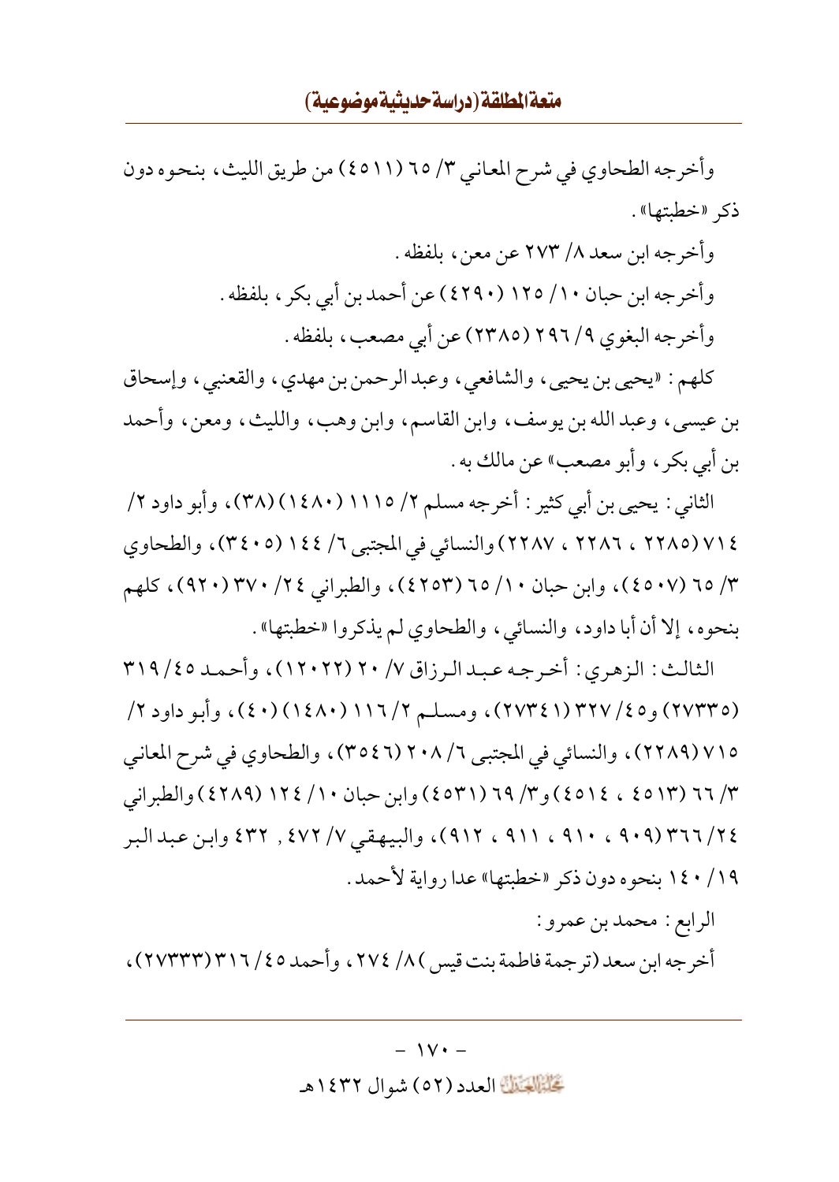وأخرجه الطحاوي في شرح المعاني ٣/ ٦٥ (٤٥١١) من طريق الليث، بنحوه دون ذكر «خطبتها».

وأخرجه ابن سعد ٨/ ٢٧٣ عن معن، بلفظه.

وأخرجه ابن حبان ١٠/ ١٢٥ (٤٢٩٠) عن أحمد بن أبي بكر، بلفظه.

وأخرجه البغوي ٩/ ٢٩٦ (٢٣٨٥) عن أبي مصعب، بلفظه.

كلهم: «يحيى بن يحيى، والشافعي، وعبد الرحمن بن مهدي، والقعنبي، وإسحاق بن عيسى، وعبد الله بن يوسف، وابن القاسم، وابن وهب، والليث، ومعن، وأحمد بن أبي بكر، وأبو مصعب» عن مالك به.

الثاني: يحيى بن أبي كثير: أخرجه مسلم ٢/ ١١١٥ (١٤٨٠) (٣٨)، وأبو داود ٢/ ٧١٤ (٢٢٨٥ ، ٢٢٨٦ ، ٢٢٨٧) والنسائي في المجتبى ٦/ ١٤٤ (٣٤٠٥)، والطحاوي ٣/ ٦٥ (٤٥٠٧)، وابن حبان ١٠/ ٦٥ (٤٢٥٣)، والطبراني ٢٤/ ٣٧٠ (٩٢٠)، كلهم بنحوه، إلا أن أبا داود، والنسائي، والطحاوي لم يذكروا «خطبتها».

الثالث: الزهري: أخرجه عبد الرزاق ٧/ ٢٠ (١٢٠٢٢)، وأحمد ٤٥/ ٣١٩ (٢٧٣٣٥) و٤٥/ ٣٢٧ (٢٧٣٤١)، ومسلم ٢/ ١١٦ (١٤٨٠) (٤٠)، وأبو داود ٢/ ٧١٥ (٢٢٨٩)، والنسائي في المجتبى ٦/ ٢٠٨ (٣٥٤٦)، والطحاوي في شرح المعاني ٣/ ٦٦ (٤٥١٣ ، ٤٥١٤) و٣/ ٦٩ (٤٥٣١) وابن حبان ١٠/ ١٢٤ (٤٢٨٩) والطبراني ٢٤/ ٣٦٦ (٩٠٩ ، ٩١٠ ، ٩١١ ، ٩١٢)، والبيهقي ٧/ ٤٧٢ , ٤٣٢ وابن عبد البر ١٩/ ١٤٠ بنحوه دون ذكر «خطبتها» عدا رواية لأحمد.

الرابع: محمد بن عمرو:

أخرجه ابن سعد (ترجمة فاطمة بنت قيس) ٨/ ٢٧٤ ، وأحمد ٤٥/ ٣١٦ (٢٧٣٣٣)،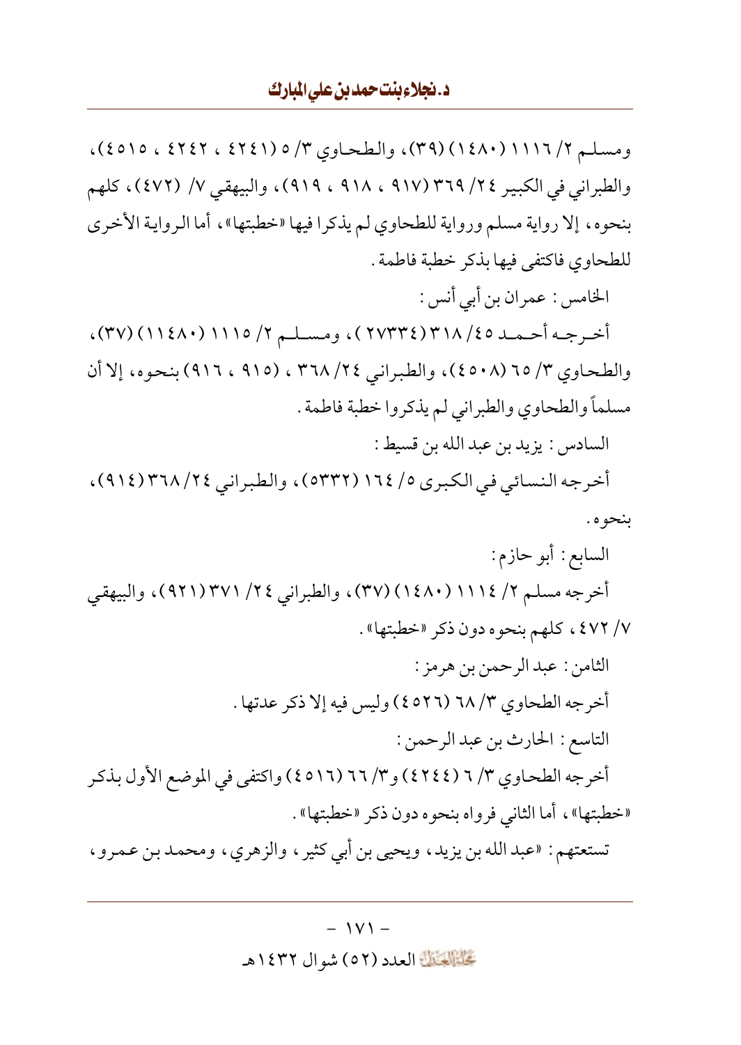ومسلم ٢/ ١١١٦ (١٤٨٠) (٣٩)، والطحاوي ٣/ ٥ (٤٢٤١ ، ٤٢٤٢ ، ٤٥١٥)، والطبراني في الكبير ٢٤/ ٣٦٩ (٩١٧ ، ٩١٨ ، ٩١٩)، والبيهقي ٧/ (٤٧٢)، كلهم بنحوه، إلا رواية مسلم ورواية للطحاوي لم يذكرا فيها «خطبتها»، أما الرواية الأخرى للطحاوي فاكتفى فيها بذكر خطبة فاطمة.

الخامس: عمران بن أبي أنس:

أخرجه أحمد ٤٥/ ٣١٨ (٢٧٣٣٤)، ومسلم ٢/ ١١١٥ (١١٤٨٠) (٣٧)، والطحاوي ٣/ ٦٥ (٤٥٠٨)، والطبراني ٢٤/ ٣٦٨ ، (٩١٥ ، ٩١٦) بنحوه، إلا أن مسلماً والطحاوي والطبراني لم يذكروا خطبة فاطمة.

السادس: يزيد بن عبد الله بن قسيط:

أخرجه النسائي في الكبرى ٥/ ١٦٤ (٥٣٣٢)، والطبراني ٢٤/ ٣٦٨ (٩١٤)، بنحوه.

السابع: أبو حازم:

أخرجه مسلم ٢/ ١١١٤ (١٤٨٠) (٣٧)، والطبراني ٢٤/ ٣٧١ (٩٢١)، والبيهقي ٧/ ٤٧٢، كلهم بنحوه دون ذكر «خطبتها».

الثامن: عبد الرحمن بن هرمز:

أخرجه الطحاوي ٣/ ٦٨ (٤٥٢٦) وليس فيه إلا ذكر عدتها.

التاسع: الحارث بن عبد الرحمن:

أخرجه الطحاوي ٣/ ٦ (٤٢٤٤) و٣/ ٦٦ (٤٥١٦) واكتفى في الموضع الأول بذكر «خطبتها»، أما الثاني فرواه بنحوه دون ذكر «خطبتها».

تستعتهم: «عبد الله بن يزيد، ويحيى بن أبي كثير، والزهري، ومحمد بن عمرو،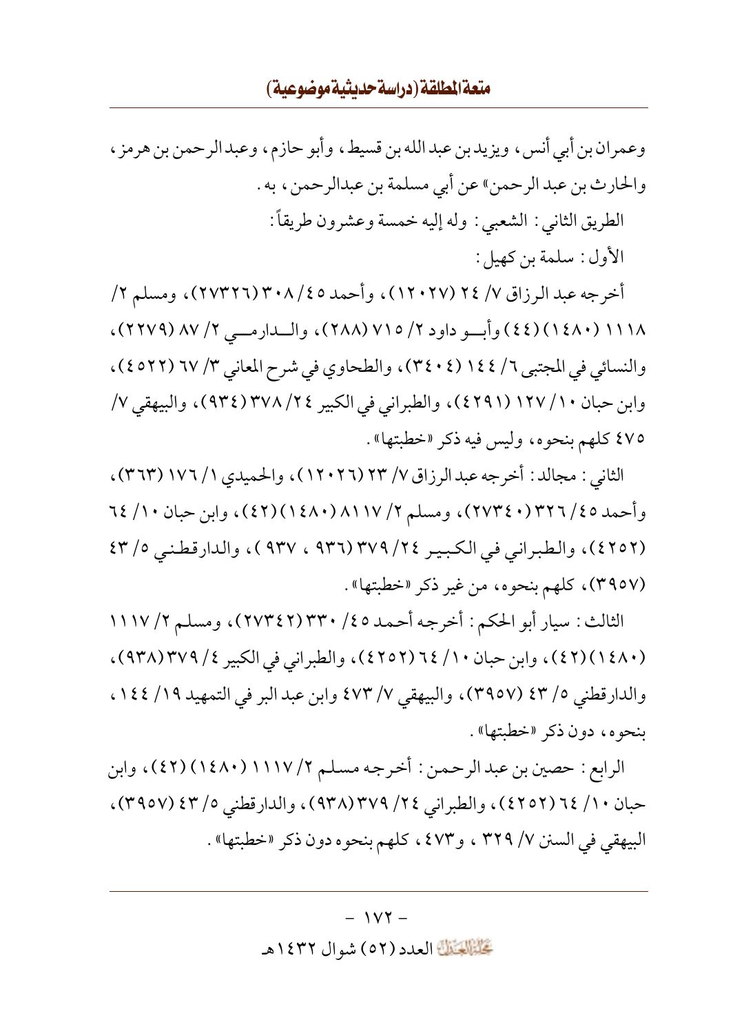وعمران بن أبي أنس، ويزيد بن عبد الله بن قسيط، وأبو حازم، وعبد الرحمن بن هرمز، والحارث بن عبد الرحمن» عن أبي مسلمة بن عبدالرحمن، به.

الطريق الثاني: الشعبي: وله إليه خمسة وعشرون طريقاً:

الأول: سلمة بن كهيل:

أخرجه عبد الرزاق ٧/ ٢٤ (١٢٠٢٧)، وأحمد ٤٥/ ٣٠٨ (٢٧٣٢٦)، ومسلم ٢/ ١١١٨ (١٤٨٠) (٤٤) وأبو داود ٢/ ٧١٥ (٢٨٨)، والدارمي ٢/ ٨٧ (٢٢٧٩)، والنسائي في المجتبى ٦/ ١٤٤ (٣٤٠٤)، والطحاوي في شرح المعاني ٣/ ٦٧ (٤٥٢٢)، وابن حبان ١٠/ ١٢٧ (٤٢٩١)، والطبراني في الكبير ٢٤/ ٣٧٨ (٩٣٤)، والبيهقي ٧/ ٤٧٥ كلهم بنحوه، وليس فيه ذكر «خطبتها».

الثاني: مجالد: أخرجه عبد الرزاق ٧/ ٢٣ (١٢٠٢٦)، والحميدي ١/ ١٧٦ (٣٦٣)، وأحمد ٤٥/ ٣٢٦ (٢٧٣٤٠)، ومسلم ٢/ ١١١٧ (١٤٨٠) (٤٢)، وابن حبان ١٠/ ٦٤ (٤٢٥٢)، والطبراني في الكبير ٢٤/ ٣٧٩ (٩٣٦ ، ٩٣٧)، والدارقطني ٥/ ٤٣ (٣٩٥٧)، كلهم بنحوه، من غير ذكر «خطبتها».

الثالث: سيار أبو الحكم: أخرجه أحمد ٤٥/ ٣٣٠ (٢٧٣٤٢)، ومسلم ٢/ ١١١٧ (١٤٨٠) (٤٢)، وابن حبان ١٠/ ٦٤ (٤٢٥٢)، والطبراني في الكبير ٤/ ٣٧٩ (٩٣٨)، والدارقطني ٥/ ٤٣ (٣٩٥٧)، والبيهقي ٧/ ٤٧٣ وابن عبد البر في التمهيد ١٩/ ١٤٤، بنحوه، دون ذكر «خطبتها».

الرابع: حصين بن عبد الرحمن: أخرجه مسلم ٢/ ١١١٧ (١٤٨٠) (٤٢)، وابن حبان ١٠/ ٦٤ (٤٢٥٢)، والطبراني ٢٤/ ٣٧٩ (٩٣٨)، والدارقطني ٥/ ٤٣ (٣٩٥٧)، البيهقي في السنن ٧/ ٣٢٩ ، و٤٧٣ ، كلهم بنحوه دون ذكر «خطبتها».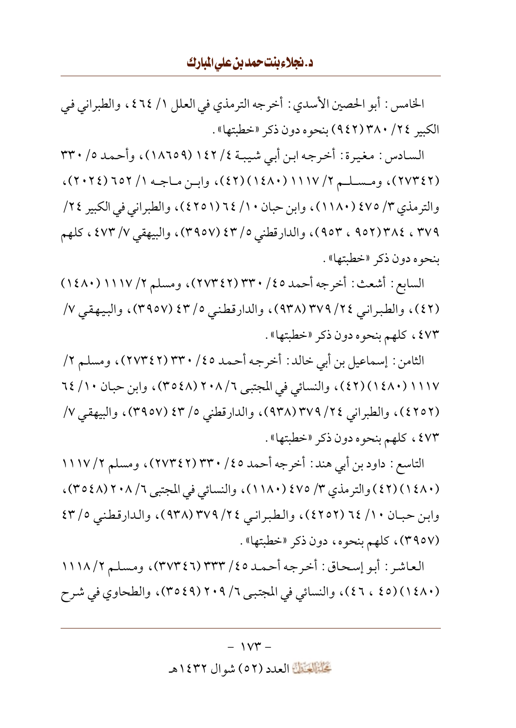الخامس: أبو الحصين الأسدي: أخرجه الترمذي في العلل ١/ ٤٦٤، والطبراني في الكبير ٢٤/ ٣٨٠ (٩٤٢) بنحوه دون ذكر «خطبتها».

السادس: مغيرة: أخرجه ابن أبي شيبة ٤/ ١٤٢ (١٨٦٥٩)، وأحمد ٥/ ٣٣٠ (٢٧٣٤٢)، ومسلم ٢/ ١١١٧ (١٤٨٠) (٤٢)، وابن ماجه ١/ ٦٥٢ (٢٠٢٤)، والترمذي ٣/ ٤٧٥ (١١٨٠)، وابن حبان ١٠/ ٦٤ (٤٢٥١)، والطبراني في الكبير ٢٤/ ٣٧٩، ٣٨٤ (٩٥٢، ٩٥٣)، والدارقطني ٥/ ٤٣ (٣٩٥٧)، والبيهقي ٧/ ٤٧٣، كلهم بنحوه دون ذكر «خطبتها».

السابع: أشعث: أخرجه أحمد ٤٥/ ٣٣٠ (٢٧٣٤٢)، ومسلم ٢/ ١١١٧ (١٤٨٠) (٤٢)، والطبراني ٢٤/ ٣٧٩ (٩٣٨)، والدارقطني ٥/ ٤٣ (٣٩٥٧)، والبيهقي ٧/ ٤٧٣، كلهم بنحوه دون ذكر «خطبتها».

الثامن: إسماعيل بن أبي خالد: أخرجه أحمد ٤٥/ ٣٣٠ (٢٧٣٤٢)، ومسلم ٢/ ١١١٧ (١٤٨٠) (٤٢)، والنسائي في المجتبى ٦/ ٢٠٨ (٣٥٤٨)، وابن حبان ١٠/ ٦٤ (٤٢٥٢)، والطبراني ٢٤/ ٣٧٩ (٩٣٨)، والدارقطني ٥/ ٤٣ (٣٩٥٧)، والبيهقي ٧/ ٤٧٣، كلهم بنحوه دون ذكر «خطبتها».

التاسع: داود بن أبي هند: أخرجه أحمد ٤٥/ ٣٣٠ (٢٧٣٤٢)، ومسلم ٢/ ١١١٧ (١٤٨٠) (٤٢) والترمذي ٣/ ٤٧٥ (١١٨٠)، والنسائي في المجتبى ٦/ ٢٠٨ (٣٥٤٨)، وابن حبان ١٠/ ٦٤ (٤٢٥٢)، والطبراني ٢٤/ ٣٧٩ (٩٣٨)، والدارقطني ٥/ ٤٣ (٣٩٥٧)، كلهم بنحوه، دون ذكر «خطبتها».

العاشر: أبو إسحاق: أخرجه أحمد ٤٥/ ٣٣٣ (٣٧٣٤٦)، ومسلم ٢/ ١١١٨ (١٤٨٠) (٤٥، ٤٦)، والنسائي في المجتبى ٦/ ٢٠٩ (٣٥٤٩)، والطحاوي في شرح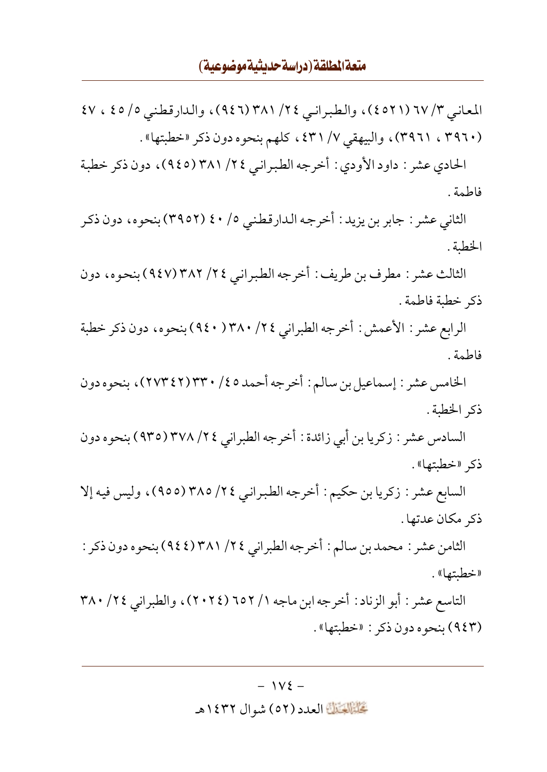المعاني ٣/ ٦٧ (٤٥٢١)، والطبراني ٢٤/ ٣٨١ (٩٤٦)، والدارقطني ٥/ ٤٥ ، ٤٧ (٣٩٦٠ ، ٣٩٦١)، والبيهقي ٧/ ٤٣١ ، كلهم بنحوه دون ذكر «خطبتها».

الحادي عشر: داود الأودي: أخرجه الطبراني ٢٤/ ٣٨١ (٩٤٥)، دون ذكر خطبة فاطمة.

الثاني عشر: جابر بن يزيد: أخرجه الدارقطني ٥/ ٤٠ (٣٩٥٢) بنحوه، دون ذكر الخطبة.

الثالث عشر: مطرف بن طريف: أخرجه الطبراني ٢٤/ ٣٨٢ (٩٤٧) بنحوه، دون ذكر خطبة فاطمة.

الرابع عشر: الأعمش: أخرجه الطبراني ٢٤/ ٣٨٠ (٩٤٠) بنحوه، دون ذكر خطبة فاطمة.

الخامس عشر: إسماعيل بن سالم: أخرجه أحمد ٤٥/ ٣٣٠ (٢٧٣٤٢)، بنحوه دون ذكر الخطبة.

السادس عشر: زكريا بن أبي زائدة: أخرجه الطبراني ٢٤/ ٣٧٨ (٩٣٥) بنحوه دون ذكر «خطبتها».

السابع عشر: زكريا بن حكيم: أخرجه الطبراني ٢٤/ ٣٨٥ (٩٥٥)، وليس فيه إلا ذكر مكان عدتها.

الثامن عشر: محمد بن سالم: أخرجه الطبراني ٢٤/ ٣٨١ (٩٤٤) بنحوه دون ذكر: «خطبتها».

التاسع عشر: أبو الزناد: أخرجه ابن ماجه ١/ ٦٥٢ (٢٠٢٤)، والطبراني ٢٤/ ٣٨٠ (٩٤٣) بنحوه دون ذكر: «خطبتها».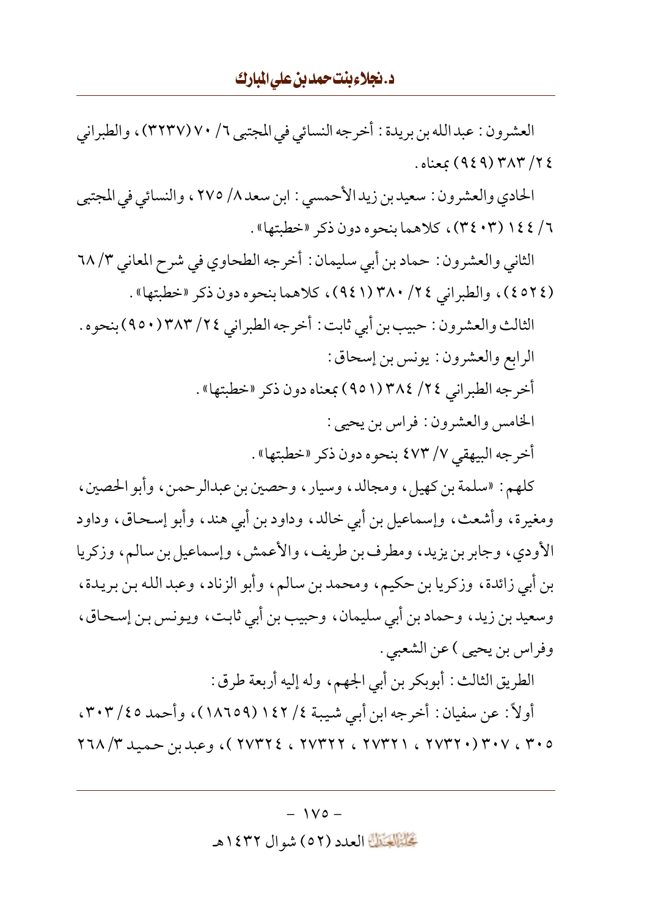العشرون: عبدالله بن بريدة: أخرجه النسائي في المجتبى ٦/ ٧٠ (٣٢٣٧)، والطبراني ٢٤/ ٣٨٣ (٩٤٩) بمعناه.

الحادي والعشرون: سعيد بن زيد الأحمسي: ابن سعد ٨/ ٢٧٥، والنسائي في المجتبى ٦/ ١٤٤ (٣٤٠٣)، كلاهما بنحوه دون ذكر «خطبتها».

الثاني والعشرون: حماد بن أبي سليمان: أخرجه الطحاوي في شرح المعاني ٣/ ٦٨ (٤٥٢٤)، والطبراني ٢٤/ ٣٨٠ (٩٤١)، كلاهما بنحوه دون ذكر «خطبتها».

الثالث والعشرون: حبيب بن أبي ثابت: أخرجه الطبراني ٢٤/ ٣٨٣ (٩٥٠) بنحوه.

الرابع والعشرون: يونس بن إسحاق:

أخرجه الطبراني ٢٤/ ٣٨٤ (٩٥١) بمعناه دون ذكر «خطبتها».

الخامس والعشرون: فراس بن يحيى:

أخرجه البيهقي ٧/ ٤٧٣ بنحوه دون ذكر «خطبتها».

كلهم: «سلمة بن كهيل، ومجالد، وسيار، وحصين بن عبدالرحمن، وأبو الحصين، ومغيرة، وأشعث، وإسماعيل بن أبي خالد، وداود بن أبي هند، وأبو إسحاق، وداود الأودي، وجابر بن يزيد، ومطرف بن طريف، والأعمش، وإسماعيل بن سالم، وزكريا بن أبي زائدة، وزكريا بن حكيم، ومحمد بن سالم، وأبو الزناد، وعبد الله بن بريدة، وسعيد بن زيد، وحماد بن أبي سليمان، وحبيب بن أبي ثابت، ويونس بن إسحاق، وفراس بن يحيى ) عن الشعبي.

الطريق الثالث: أبوبكر بن أبي الجهم، وله إليه أربعة طرق:

أولاً: عن سفيان: أخرجه ابن أبي شيبة ٤/ ١٤٢ (١٨٦٥٩)، وأحمد ٤٥/ ٣٠٣، ٣٠٥، ٣٠٧ (٢٧٣٢٠، ٢٧٣٢١، ٢٧٣٢٢، ٢٧٣٢٤)، وعبد بن حميد ٣/ ٢٦٨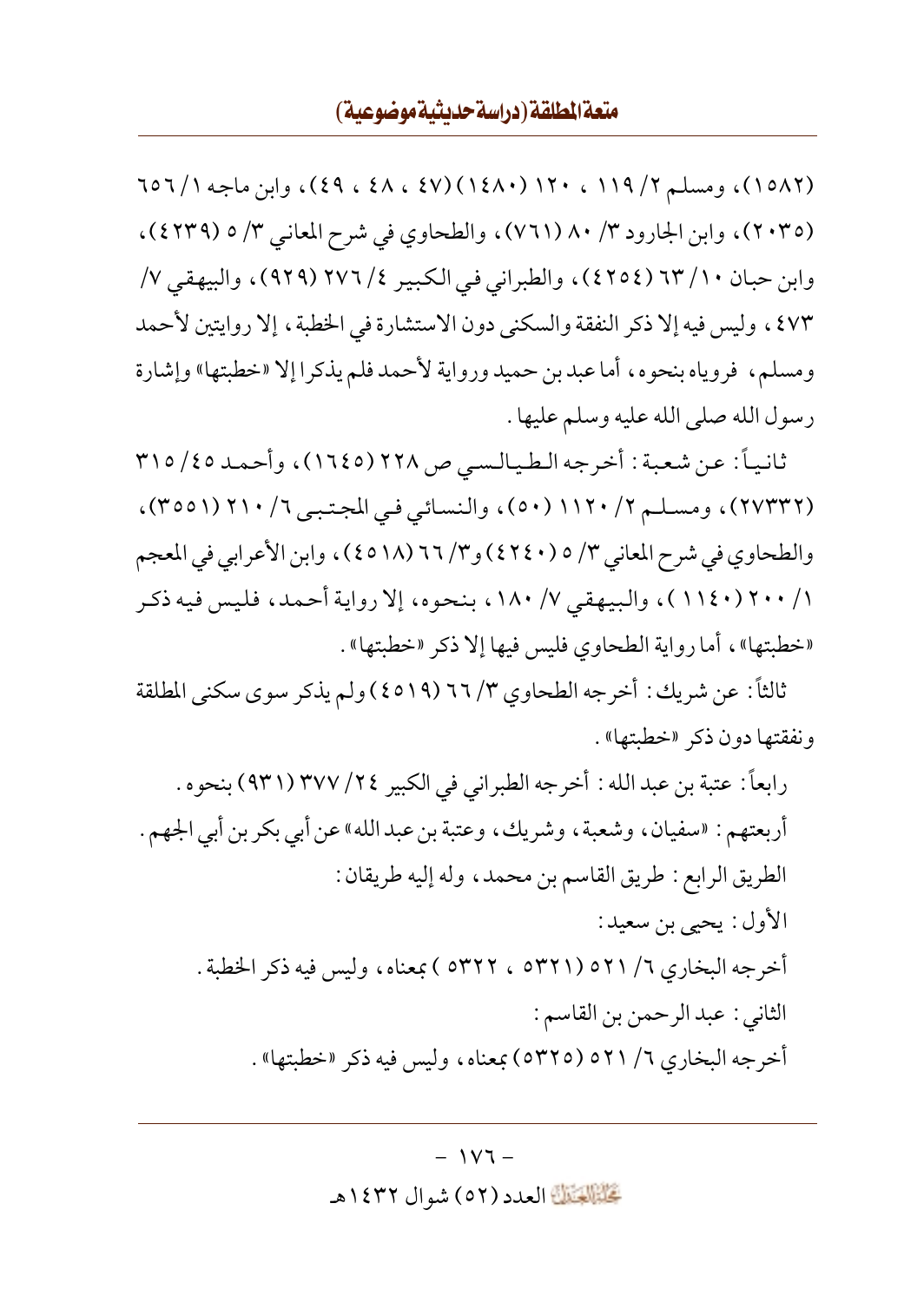(١٥٨٢)، ومسلم ٢/ ١١٩ ، ١٢٠ (١٤٨٠) (٤٧ ، ٤٨ ، ٤٩)، وابن ماجه ١/ ٦٥٦ (٢٠٣٥)، وابن الجارود ٣/ ٨٠ (٧٦١)، والطحاوي في شرح المعاني ٣/ ٥ (٤٢٣٩)، وابن حبان ١٠/ ٦٣ (٤٢٥٤)، والطبراني في الكبير ٤/ ٢٧٦ (٩٢٩)، والبيهقي ٧/ ٤٧٣ ، وليس فيه إلا ذكر النفقة والسكنى دون الاستشارة في الخطبة ، إلا روايتين لأحمد ومسلم، فروياه بنحوه ، أما عبد بن حميد ورواية لأحمد فلم يذكرا إلا «خطبتها» وإشارة رسول الله صلى الله عليه وسلم عليها .

ثانياً : عن شعبة : أخرجه الطيالسي ص ٢٢٨ (١٦٤٥)، وأحمد ٤٥/ ٣١٥ (٢٧٣٣٢)، ومسلم ٢/ ١١٢٠ (٥٠)، والنسائي في المجتبى ٦/ ٢١٠ (٣٥٥١)، والطحاوي في شرح المعاني ٣/ ٥ (٤٢٤٠) و٣/ ٦٦ (٤٥١٨)، وابن الأعرابي في المعجم ١/ ٢٠٠ (١١٤٠)، والبيهقي ٧/ ١٨٠ ، بنحوه، إلا رواية أحمد، فليس فيه ذكر «خطبتها»، أما رواية الطحاوي فليس فيها إلا ذكر «خطبتها» .

ثالثاً : عن شريك : أخرجه الطحاوي ٣/ ٦٦ (٤٥١٩) ولم يذكر سوى سكنى المطلقة ونفقتها دون ذكر «خطبتها» .

رابعاً : عتبة بن عبد الله : أخرجه الطبراني في الكبير ٢٤/ ٣٧٧ (٩٣١) بنحوه .

أربعتهم : «سفيان، وشعبة، وشريك، وعتبة بن عبد الله» عن أبي بكر بن أبي الجهم .

الطريق الرابع : طريق القاسم بن محمد، وله إليه طريقان :

الأول : يحيى بن سعيد :

أخرجه البخاري ٦/ ٥٢١ (٥٣٢١ ، ٥٣٢٢ ) بمعناه، وليس فيه ذكر الخطبة .

الثاني : عبد الرحمن بن القاسم :

أخرجه البخاري ٦/ ٥٢١ (٥٣٢٥) بمعناه، وليس فيه ذكر «خطبتها» .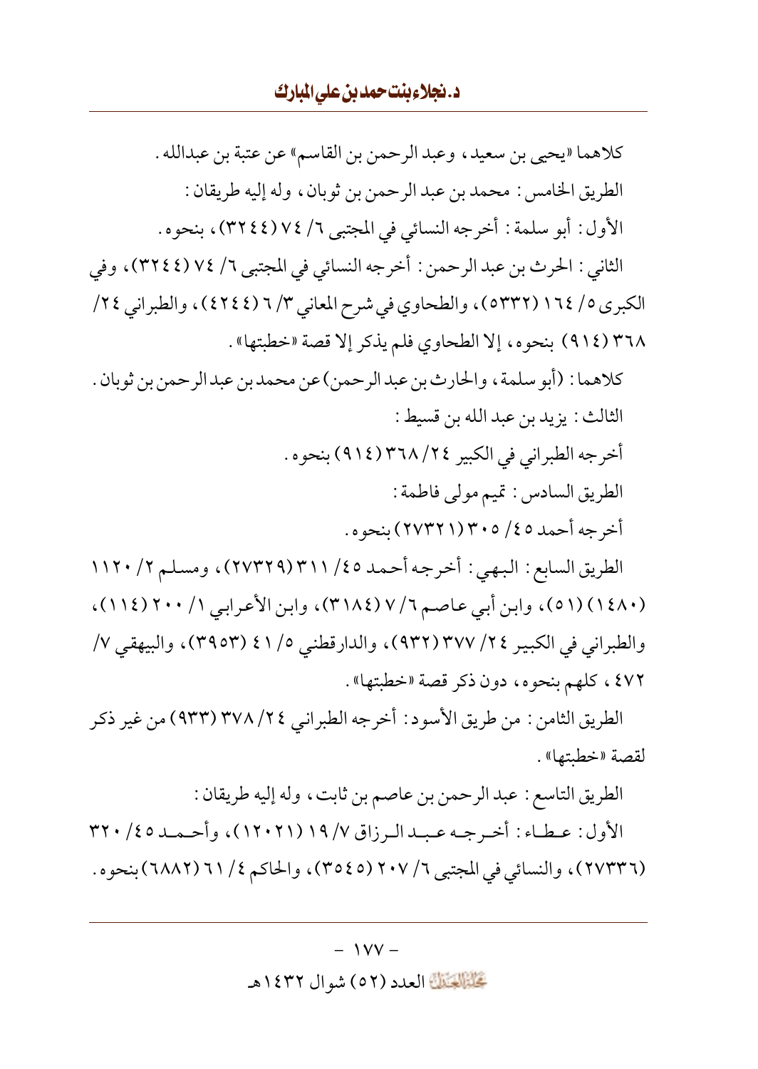كلاهما «يحيى بن سعيد، وعبد الرحمن بن القاسم» عن عتبة بن عبدالله.

الطريق الخامس: محمد بن عبد الرحمن بن ثوبان، وله إليه طريقان:

الأول: أبو سلمة: أخرجه النسائي في المجتبى ٦/ ٧٤ (٣٢٤٤)، بنحوه.

الثاني: الحرث بن عبد الرحمن: أخرجه النسائي في المجتبى ٦/ ٧٤ (٣٢٤٤)، وفي الكبرى ٥/ ١٦٤ (٥٣٣٢)، والطحاوي في شرح المعاني ٣/ ٦ (٤٢٤٤)، والطبراني ٢٤/ ٣٦٨ (٩١٤) بنحوه، إلا الطحاوي فلم يذكر إلا قصة «خطبتها».

كلاهما: (أبو سلمة، والحارث بن عبد الرحمن) عن محمد بن عبد الرحمن بن ثوبان.

الثالث: يزيد بن عبد الله بن قسيط:

أخرجه الطبراني في الكبير ٢٤/ ٣٦٨ (٩١٤) بنحوه.

الطريق السادس: تميم مولى فاطمة:

أخرجه أحمد ٤٥/ ٣٠٥ (٢٧٣٢١) بنحوه.

الطريق السابع: البهي: أخرجه أحمد ٤٥/ ٣١١ (٢٧٣٢٩)، ومسلم ٢/ ١١٢٠ (١٤٨٠) (٥١)، وابن أبي عاصم ٦/ ٧ (٣١٨٤)، وابن الأعرابي ١/ ٢٠٠ (١١٤)، والطبراني في الكبير ٢٤/ ٣٧٧ (٩٣٢)، والدارقطني ٥/ ٤١ (٣٩٥٣)، والبيهقي ٧/ ٤٧٢، كلهم بنحوه، دون ذكر قصة «خطبتها».

الطريق الثامن: من طريق الأسود: أخرجه الطبراني ٢٤/ ٣٧٨ (٩٣٣) من غير ذكر لقصة «خطبتها».

الطريق التاسع: عبد الرحمن بن عاصم بن ثابت، وله إليه طريقان:

الأول: عطاء: أخرجه عبد الرزاق ٧/ ١٩ (١٢٠٢١)، وأحمد ٤٥/ ٣٢٠ (٢٧٣٣٦)، والنسائي في المجتبى ٦/ ٢٠٧ (٣٥٤٥)، والحاكم ٤/ ٦١ (٦٨٨٢) بنحوه.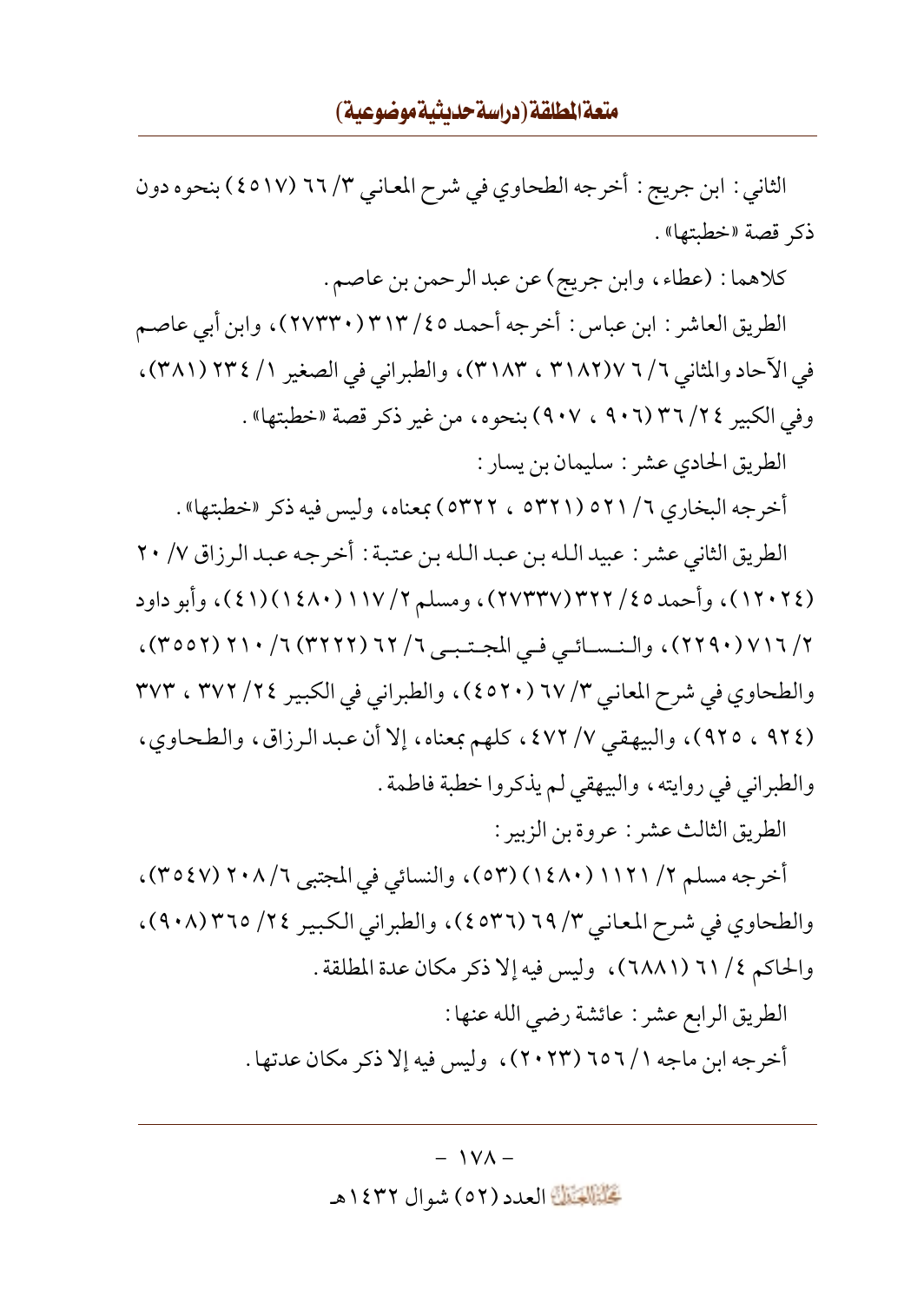الثاني: ابن جريج: أخرجه الطحاوي في شرح المعاني ٣/ ٦٦ (٤٥١٧) بنحوه دون ذكر قصة «خطبتها».

كلاهما: (عطاء، وابن جريج) عن عبد الرحمن بن عاصم.

الطريق العاشر: ابن عباس: أخرجه أحمد ٤٥/ ٣١٣ (٢٧٣٣٠)، وابن أبي عاصم في الآحاد والمثاني ٦/ ٧ (٣١٨٢ ، ٣١٨٣)، والطبراني في الصغير ١/ ٢٣٤ (٣٨١)، وفي الكبير ٢٤/ ٣٦ (٩٠٦ ، ٩٠٧) بنحوه، من غير ذكر قصة «خطبتها».

الطريق الحادي عشر: سليمان بن يسار:

أخرجه البخاري ٦/ ٥٢١ (٥٣٢١ ، ٥٣٢٢) بمعناه، وليس فيه ذكر «خطبتها».

الطريق الثاني عشر: عبيد الله بن عبد الله بن عتبة: أخرجه عبد الرزاق ٧/ ٢٠ (١٢٠٢٤)، وأحمد ٤٥/ ٣٢٢ (٢٧٣٣٧)، ومسلم ٢/ ١١٧ (١٤٨٠) (٤١)، وأبو داود ٢/ ٧١٦ (٢٢٩٠)، والنسائي في المجتبى ٦/ ٦٢ (٣٢٢٢) ٦/ ٢١٠ (٣٥٥٢)، والطحاوي في شرح المعاني ٣/ ٦٧ (٤٥٢٠)، والطبراني في الكبير ٢٤/ ٣٧٢ ، ٣٧٣ (٩٢٤ ، ٩٢٥)، والبيهقي ٧/ ٤٧٢، كلهم بمعناه، إلا أن عبد الرزاق، والطحاوي، والطبراني في روايته، والبيهقي لم يذكروا خطبة فاطمة.

الطريق الثالث عشر: عروة بن الزبير:

أخرجه مسلم ٢/ ١١٢١ (١٤٨٠) (٥٣)، والنسائي في المجتبى ٦/ ٢٠٨ (٣٥٤٧)، والطحاوي في شرح المعاني ٣/ ٦٩ (٤٥٣٦)، والطبراني الكبير ٢٤/ ٣٦٥ (٩٠٨)، والحاكم ٤/ ٦١ (٦٨٨١)، وليس فيه إلا ذكر مكان عدة المطلقة.

الطريق الرابع عشر: عائشة رضي الله عنها:

أخرجه ابن ماجه ١/ ٦٥٦ (٢٠٢٣)، وليس فيه إلا ذكر مكان عدتها.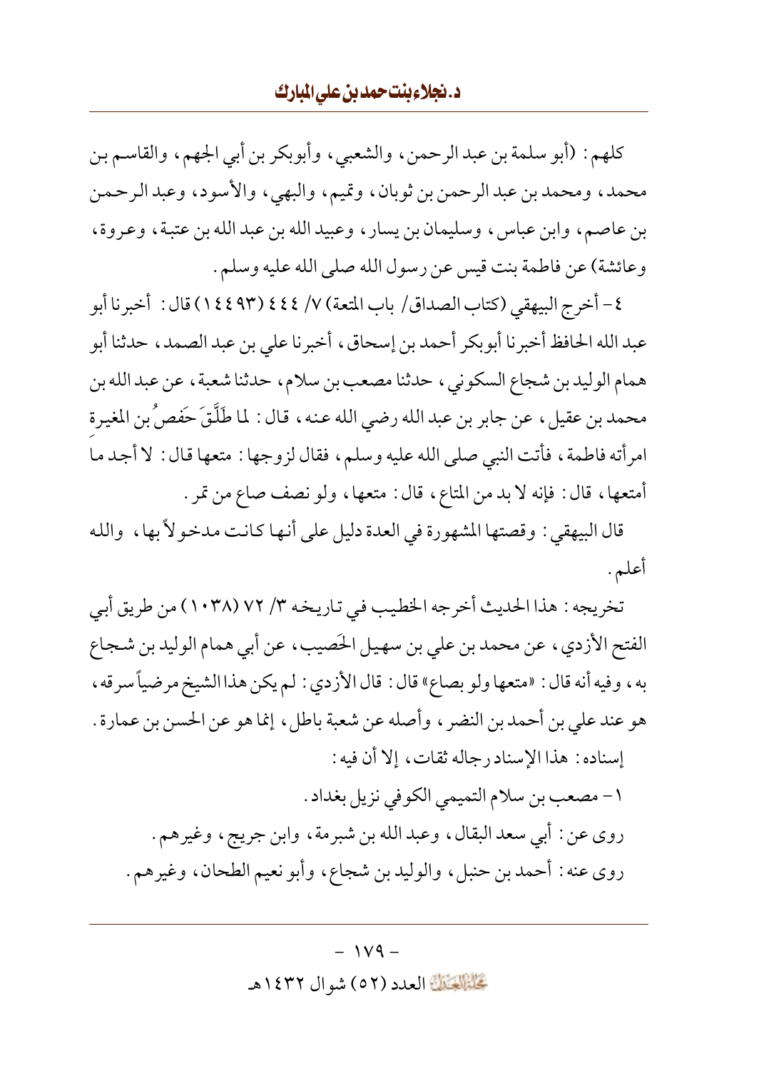كلهم: (أبو سلمة بن عبد الرحمن، والشعبي، وأبوبكر بن أبي الجهم، والقاسم بن محمد، ومحمد بن عبد الرحمن بن ثوبان، وتميم، والبهي، والأسود، وعبد الرحمن بن عاصم، وابن عباس، وسليمان بن يسار، وعبيد الله بن عبد الله بن عتبة، وعروة، وعائشة) عن فاطمة بنت قيس عن رسول الله صلى الله عليه وسلم.

٤- أخرج البيهقي (كتاب الصداق/ باب المتعة) ٧/ ٤٤٤ (١٤٤٩٣) قال: أخبرنا أبو عبد الله الحافظ أخبرنا أبوبكر أحمد بن إسحاق، أخبرنا علي بن عبد الصمد، حدثنا أبو همام الوليد بن شجاع السكوني، حدثنا مصعب بن سلام، حدثنا شعبة، عن عبد الله بن محمد بن عقيل، عن جابر بن عبد الله رضي الله عنه، قال: لما طَلَّقَ حَفصُ بن المغيرة امرأته فاطمة، فأتت النبي صلى الله عليه وسلم، فقال لزوجها: متعها قال: لا أجد ما أمتعها، قال: فإنه لا بد من المتاع، قال: متعها، ولو نصف صاع من تمر.

قال البيهقي: وقصتها المشهورة في العدة دليل على أنها كانت مدخولاً بها، والله أعلم.

تخريجه: هذا الحديث أخرجه الخطيب في تاريخه ٣/ ٧٢ (١٠٣٨) من طريق أبي الفتح الأزدي، عن محمد بن علي بن سهيل الحَصيب، عن أبي همام الوليد بن شجاع به، وفيه أنه قال: «متعها ولو بصاع» قال: قال الأزدي: لم يكن هذا الشيخ مرضياً سرقه، هو عند علي بن أحمد بن النضر، وأصله عن شعبة باطل، إنما هو عن الحسن بن عمارة.

إسناده: هذا الإسناد رجاله ثقات، إلا أن فيه:

١- مصعب بن سلام التميمي الكوفي نزيل بغداد.

روى عن: أبي سعد البقال، وعبد الله بن شبرمة، وابن جريج، وغيرهم.

روى عنه: أحمد بن حنبل، والوليد بن شجاع، وأبو نعيم الطحان، وغيرهم.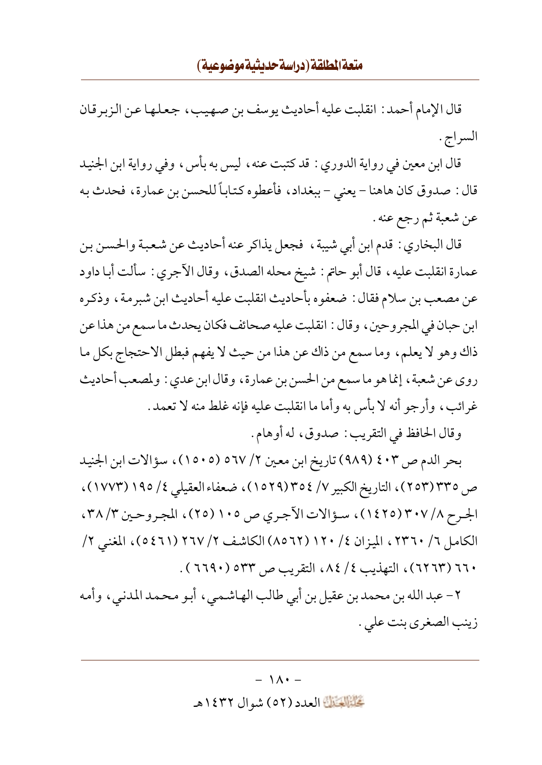قال الإمام أحمد: انقلبت عليه أحاديث يوسف بن صهيب، جعلها عن الزبرقان السراج.

قال ابن معين في رواية الدوري: قد كتبت عنه، ليس به بأس، وفي رواية ابن الجنيد قال: صدوق كان هاهنا – يعني – ببغداد، فأعطوه كتاباً للحسن بن عمارة، فحدث به عن شعبة ثم رجع عنه.

قال البخاري: قدم ابن أبي شيبة، فجعل يذاكر عنه أحاديث عن شعبة والحسن بن عمارة انقلبت عليه، قال أبو حاتم: شيخ محله الصدق، وقال الآجري: سألت أبا داود عن مصعب بن سلام فقال: ضعفوه بأحاديث انقلبت عليه أحاديث ابن شبرمة، وذكره ابن حبان في المجروحين، وقال: انقلبت عليه صحائف فكان يحدث ما سمع من هذا عن ذاك وهو لا يعلم، وما سمع من ذاك عن هذا من حيث لا يفهم فبطل الاحتجاج بكل ما روى عن شعبة، إنما هو ما سمع من الحسن بن عمارة، وقال ابن عدي: ولمصعب أحاديث غرائب، وأرجو أنه لا بأس به وأما ما انقلبت عليه فإنه غلط منه لا تعمد.

وقال الحافظ في التقريب: صدوق، له أوهام.

بحر الدم ص ٤٠٣ (٩٨٩) تاريخ ابن معين ٢/ ٥٦٧ (١٥٠٥)، سؤالات ابن الجنيد ص ٣٣٥ (٢٥٣)، التاريخ الكبير ٧/ ٣٥٤ (١٥٢٩)، ضعفاء العقيلي ٤/ ١٩٥ (١٧٧٣)، الجرح ٨/ ٣٠٧ (١٤٢٥)، سؤالات الآجري ص ١٠٥ (٢٥)، المجروحين ٣/ ٣٨، الكامل ٦/ ٢٣٦٠، الميزان ٤/ ١٢٠ (٨٥٦٢) الكاشف ٢/ ٢٦٧ (٥٤٦١)، المغني ٢/ ٦٦٠ (٦٢٦٣)، التهذيب ٤/ ٨٤، التقريب ص ٥٣٣ (٦٦٩٠).

٢- عبد الله بن محمد بن عقيل بن أبي طالب الهاشمي، أبو محمد المدني، وأمه زينب الصغرى بنت علي.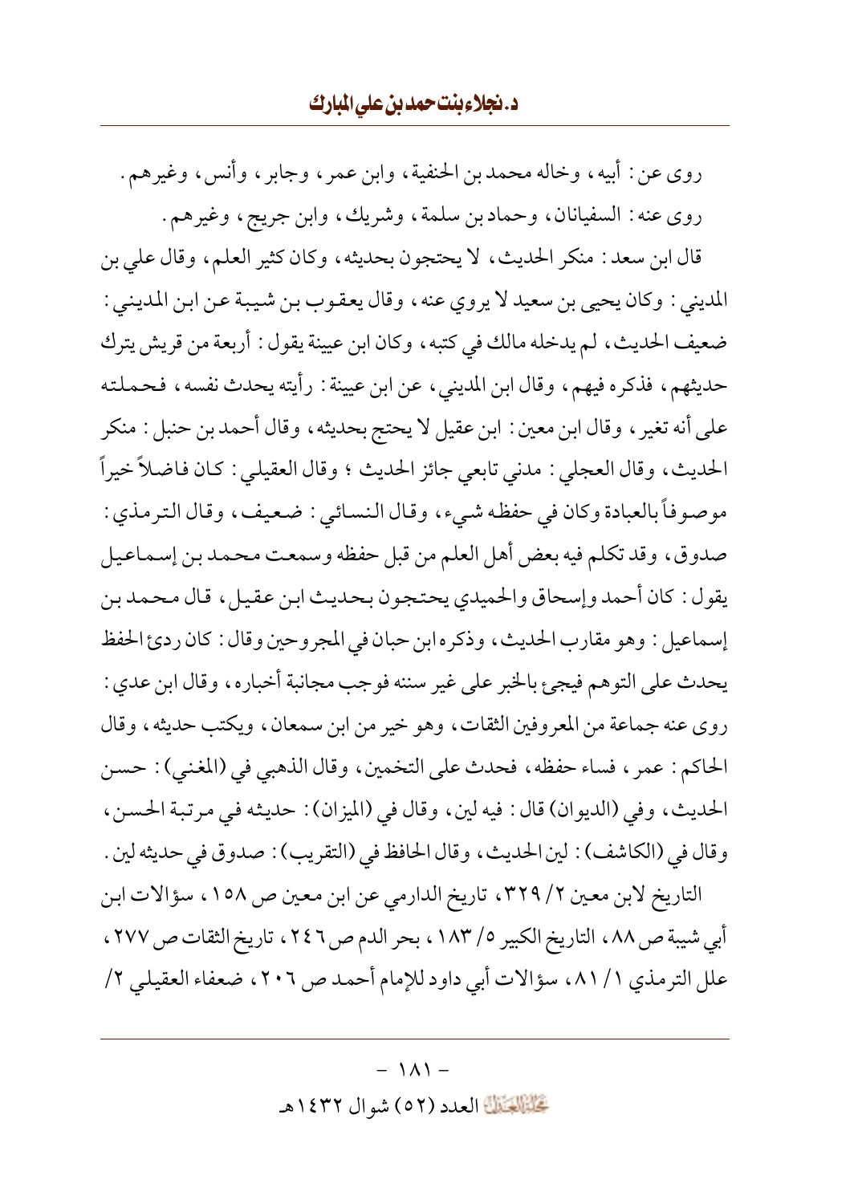روى عن: أبيه، وخاله محمد بن الحنفية، وابن عمر، وجابر، وأنس، وغيرهم.

روى عنه: السفيانان، وحماد بن سلمة، وشريك، وابن جريج، وغيرهم.

قال ابن سعد: منكر الحديث، لا يحتجون بحديثه، وكان كثير العلم، وقال علي بن المديني: وكان يحيى بن سعيد لا يروي عنه، وقال يعقوب بن شيبة عن ابن المديني: ضعيف الحديث، لم يدخله مالك في كتبه، وكان ابن عيينة يقول: أربعة من قريش يترك حديثهم، فذكره فيهم، وقال ابن المديني، عن ابن عيينة: رأيته يحدث نفسه، فحملته على أنه تغير، وقال ابن معين: ابن عقيل لا يحتج بحديثه، وقال أحمد بن حنبل: منكر الحديث، وقال العجلي: مدني تابعي جائز الحديث؛ وقال العقيلي: كان فاضلاً خيراً موصوفاً بالعبادة وكان في حفظه شيء، وقال النسائي: ضعيف، وقال الترمذي: صدوق، وقد تكلم فيه بعض أهل العلم من قبل حفظه وسمعت محمد بن إسماعيل يقول: كان أحمد وإسحاق والحميدي يحتجون بحديث ابن عقيل، قال محمد بن إسماعيل: وهو مقارب الحديث، وذكره ابن حبان في المجروحين وقال: كان رديء الحفظ يحدث على التوهم فيجيء بالخبر على غير سننه فوجب مجانبة أخباره، وقال ابن عدي: روى عنه جماعة من المعروفين الثقات، وهو خير من ابن سمعان، ويكتب حديثه، وقال الحاكم: عمر، فساء حفظه، فحدث على التخمين، وقال الذهبي في (المغني): حسن الحديث، وفي (الديوان) قال: فيه لين، وقال في (الميزان): حديثه في مرتبة الحسن، وقال في (الكاشف): لين الحديث، وقال الحافظ في (التقريب): صدوق في حديثه لين.

التاريخ لابن معين ٢/ ٣٢٩، تاريخ الدارمي عن ابن معين ص ١٥٨، سؤالات ابن أبي شيبة ص ٨٨، التاريخ الكبير ٥/ ١٨٣، بحر الدم ص ٢٤٦، تاريخ الثقات ص ٢٧٧، علل الترمذي ١/ ٨١، سؤالات أبي داود للإمام أحمد ص ٢٠٦، ضعفاء العقيلي ٢/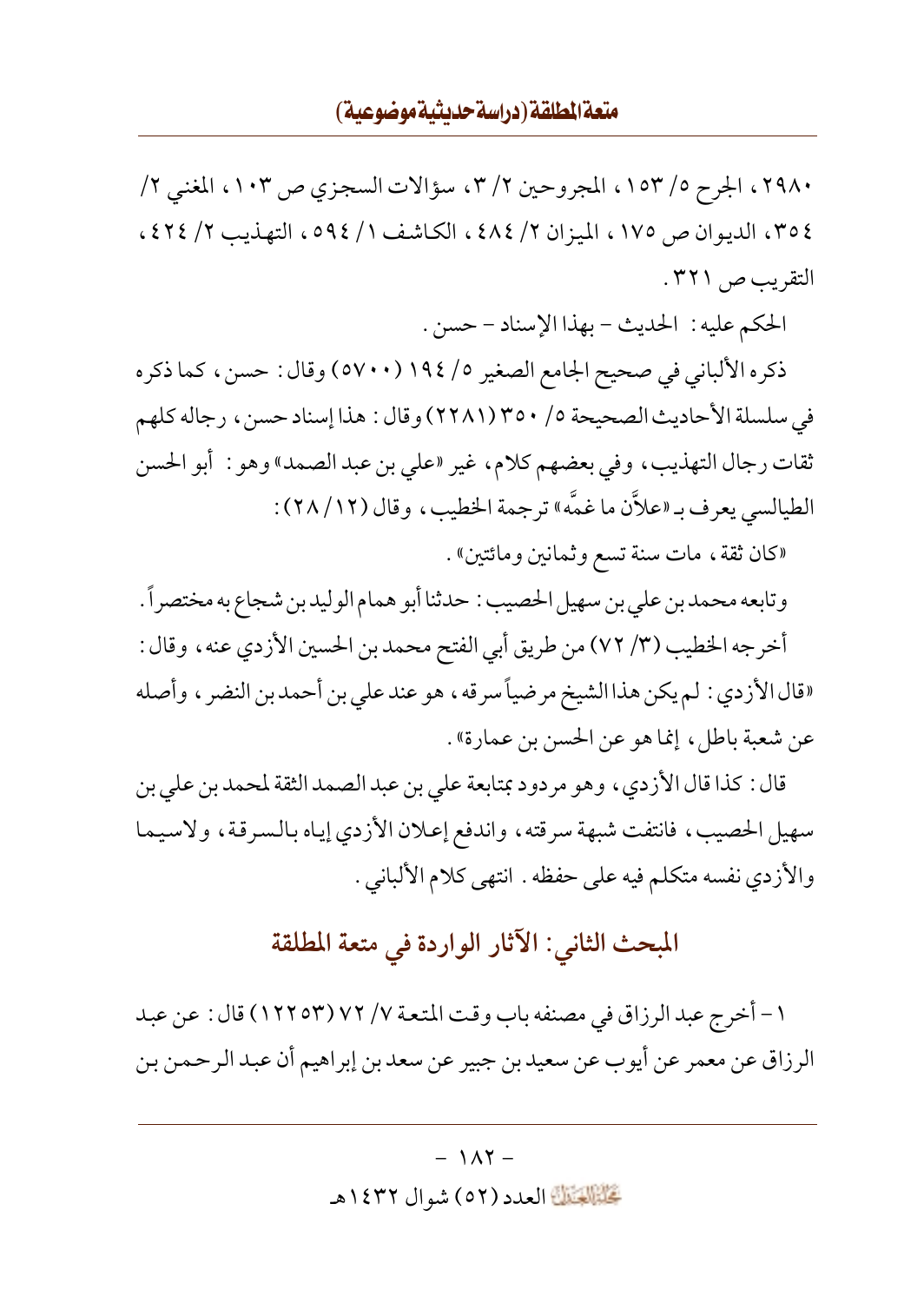٢٩٨٠، الجرح ٥/ ١٥٣، المجروحين ٢/ ٣، سؤالات السجزي ص ١٠٣، المغني ٢/ ٣٥٤، الديوان ص ١٧٥، الميزان ٢/ ٤٨٤، الكاشف ١/ ٥٩٤، التهذيب ٢/ ٤٢٤، التقريب ص ٣٢١.

الحكم عليه: الحديث – بهذا الإسناد – حسن.

ذكره الألباني في صحيح الجامع الصغير ٥/ ١٩٤ (٥٧٠٠) وقال: حسن، كما ذكره في سلسلة الأحاديث الصحيحة ٥/ ٣٥٠ (٢٢٨١) وقال: هذا إسناد حسن، رجاله كلهم ثقات رجال التهذيب، وفي بعضهم كلام، غير «علي بن عبد الصمد» وهو: أبو الحسن الطيالسي يعرف بـ «علاَّن ما غمَّه» ترجمة الخطيب، وقال (١٢/ ٢٨):

«كان ثقة، مات سنة تسع وثمانين ومائتين».

وتابعه محمد بن علي بن سهيل الحصيب: حدثنا أبو همام الوليد بن شجاع به مختصراً.

أخرجه الخطيب (٣/ ٧٢) من طريق أبي الفتح محمد بن الحسين الأزدي عنه، وقال: «قال الأزدي: لم يكن هذا الشيخ مرضياً سرقه، هو عند علي بن أحمد بن النضر، وأصله عن شعبة باطل، إنما هو عن الحسن بن عمارة».

قال: كذا قال الأزدي، وهو مردود بمتابعة علي بن عبد الصمد الثقة لمحمد بن علي بن سهيل الحصيب، فانتفت شبهة سرقته، واندفع إعلان الأزدي إياه بالسرقة، ولاسيما والأزدي نفسه متكلم فيه على حفظه. انتهى كلام الألباني.

## المبحث الثاني: الآثار الواردة في متعة المطلقة

١ – أخرج عبد الرزاق في مصنفه باب وقت المتعة ٧/ ٧٢ (١٢٢٥٣) قال: عن عبد الرزاق عن معمر عن أيوب عن سعيد بن جبير عن سعد بن إبراهيم أن عبد الرحمن بن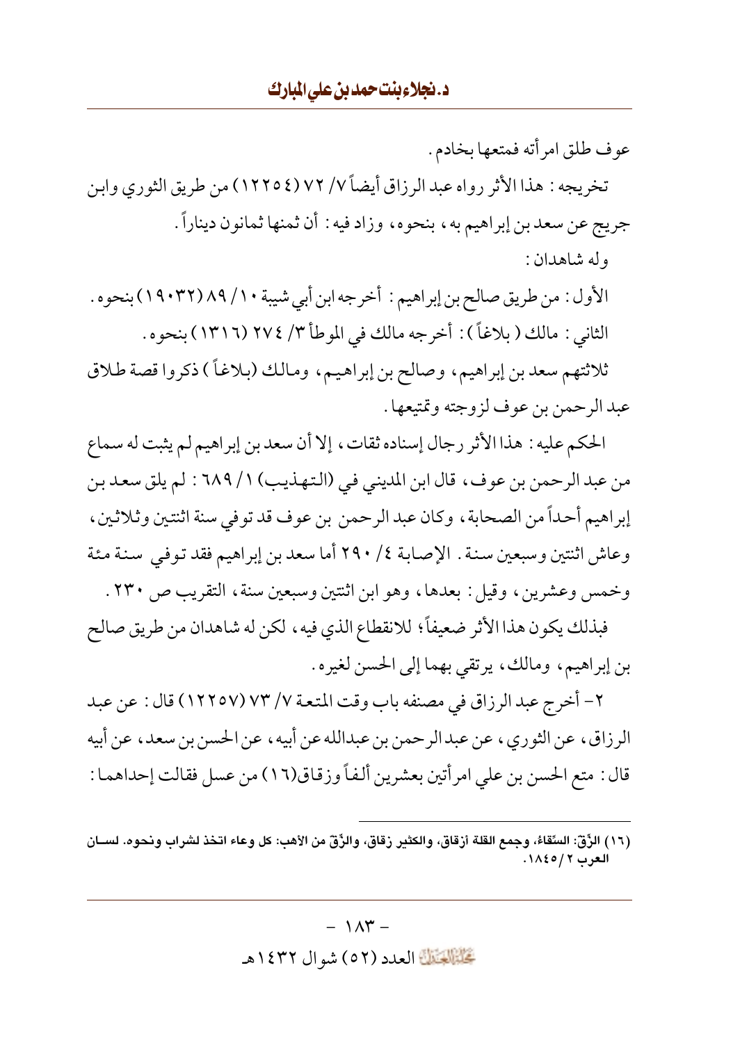عوف طلق امرأته فمتعها بخادم.

تخريجه: هذا الأثر رواه عبد الرزاق أيضاً ٧/ ٧٢ (١٢٢٥٤) من طريق الثوري وابن جريج عن سعد بن إبراهيم به، بنحوه، وزاد فيه: أن ثمنها ثمانون ديناراً.

وله شاهدان:

الأول: من طريق صالح بن إبراهيم: أخرجه ابن أبي شيبة ١٠/ ٨٩ (١٩٠٣٢) بنحوه.

الثاني: مالك (بلاغاً): أخرجه مالك في الموطأ ٣/ ٢٧٤ (١٣١٦) بنحوه.

ثلاثتهم سعد بن إبراهيم، وصالح بن إبراهيم، ومالك (بلاغاً) ذكروا قصة طلاق عبد الرحمن بن عوف لزوجته وتمتيعها.

الحكم عليه: هذا الأثر رجال إسناده ثقات، إلا أن سعد بن إبراهيم لم يثبت له سماع من عبد الرحمن بن عوف، قال ابن المديني في (التهذيب) ١/ ٦٨٩: لم يلق سعد بن إبراهيم أحداً من الصحابة، وكان عبد الرحمن بن عوف قد توفي سنة اثنتين وثلاثين، وعاش اثنتين وسبعين سنة. الإصابة ٤/ ٢٩٠ أما سعد بن إبراهيم فقد توفي سنة مئة وخمس وعشرين، وقيل: بعدها، وهو ابن اثنتين وسبعين سنة، التقريب ص ٢٣٠.

فبذلك يكون هذا الأثر ضعيفاً؛ للانقطاع الذي فيه، لكن له شاهدان من طريق صالح بن إبراهيم، ومالك، يرتقي بهما إلى الحسن لغيره.

٢- أخرج عبد الرزاق في مصنفه باب وقت المتعة ٧/ ٧٣ (١٢٢٥٧) قال: عن عبد الرزاق، عن الثوري، عن عبد الرحمن بن عبدالله عن أبيه، عن الحسن بن سعد، عن أبيه قال: متع الحسن بن علي امرأتين بعشرين ألفاً وزقاق(١٦) من عسل فقالت إحداهما:

---

(١٦) الزِّق: السِّقاء، وجمع القلة أزقاق، والكثير زقاق، والزِّق من الأهب: كل وعاء اتخذ لشراب ونحوه. لسان العرب ٢/ ١٨٤٥.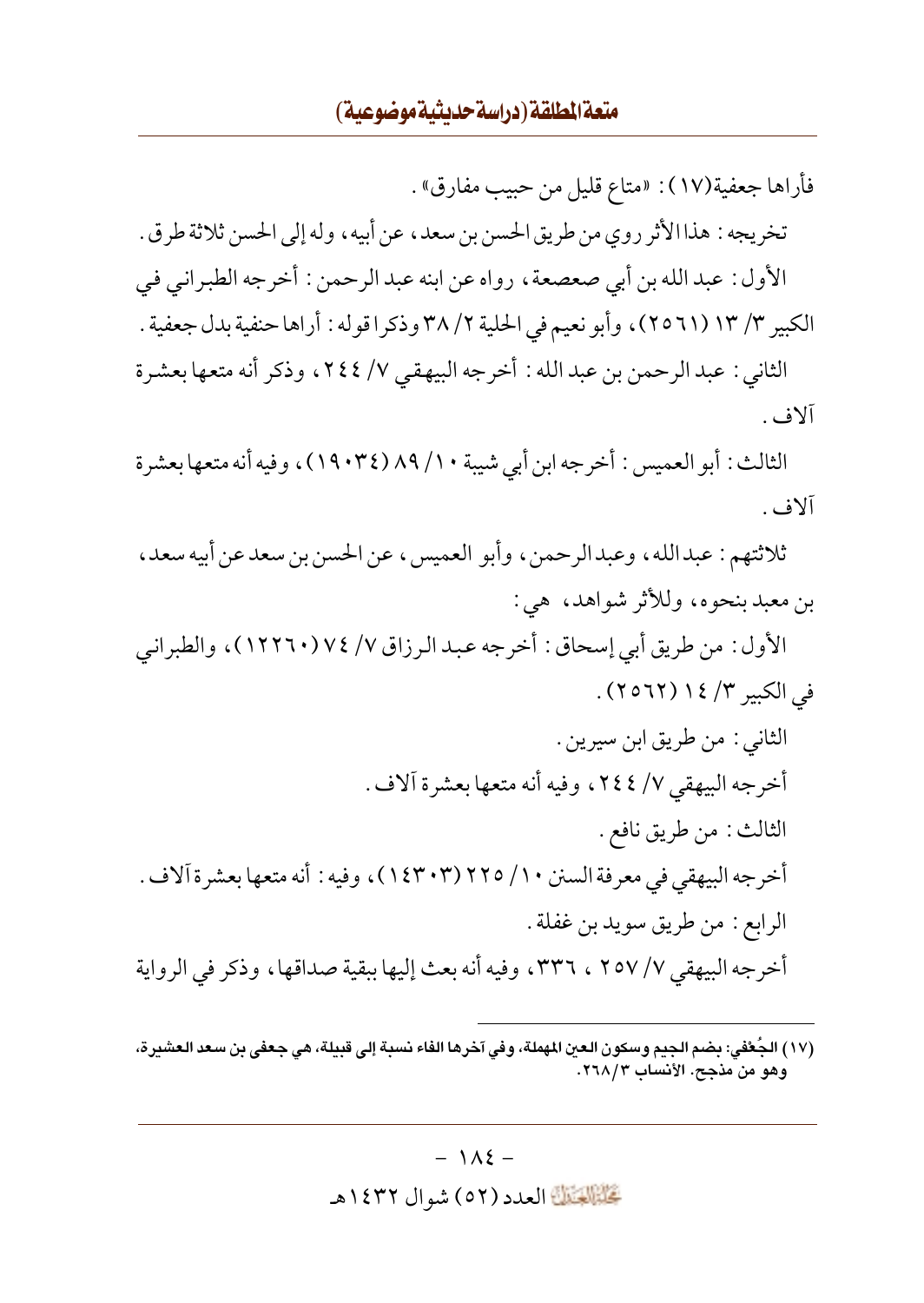فأراها جعفية(١٧): «متاع قليل من حبيب مفارق».

تخريجه: هذا الأثر روي من طريق الحسن بن سعد، عن أبيه، وله إلى الحسن ثلاثة طرق.

الأول: عبد الله بن أبي صعصعة، رواه عن ابنه عبد الرحمن: أخرجه الطبراني في الكبير ٣/ ١٣ (٢٥٦١)، وأبو نعيم في الحلية ٢/ ٣٨ وذكرا قوله: أراها حنفية بدل جعفية.

الثاني: عبد الرحمن بن عبد الله: أخرجه البيهقي ٧/ ٢٤٤، وذكر أنه متعها بعشرة آلاف.

الثالث: أبو العميس: أخرجه ابن أبي شيبة ١٠/ ٨٩ (١٩٠٣٤)، وفيه أنه متعها بعشرة آلاف.

ثلاثتهم: عبد الله، وعبد الرحمن، وأبو العميس، عن الحسن بن سعد عن أبيه سعد، بن معبد بنحوه، وللأثر شواهد، هي:

الأول: من طريق أبي إسحاق: أخرجه عبد الرزاق ٧/ ٧٤ (١٢٢٦٠)، والطبراني في الكبير ٣/ ١٤ (٢٥٦٢).

الثاني: من طريق ابن سيرين.

أخرجه البيهقي ٧/ ٢٤٤، وفيه أنه متعها بعشرة آلاف.

الثالث: من طريق نافع.

أخرجه البيهقي في معرفة السنن ١٠/ ٢٢٥ (١٤٣٠٣)، وفيه: أنه متعها بعشرة آلاف.

الرابع: من طريق سويد بن غفلة.

أخرجه البيهقي ٧/ ٢٥٧، ٣٣٦، وفيه أنه بعث إليها ببقية صداقها، وذكر في الرواية

---

(١٧) الجُعْفي: بضم الجيم وسكون العين المهملة، وفي آخرها الفاء نسبة إلى قبيلة، هي جعفي بن سعد العشيرة، وهو من مذحج. الأنساب ٣/ ٢٦٨.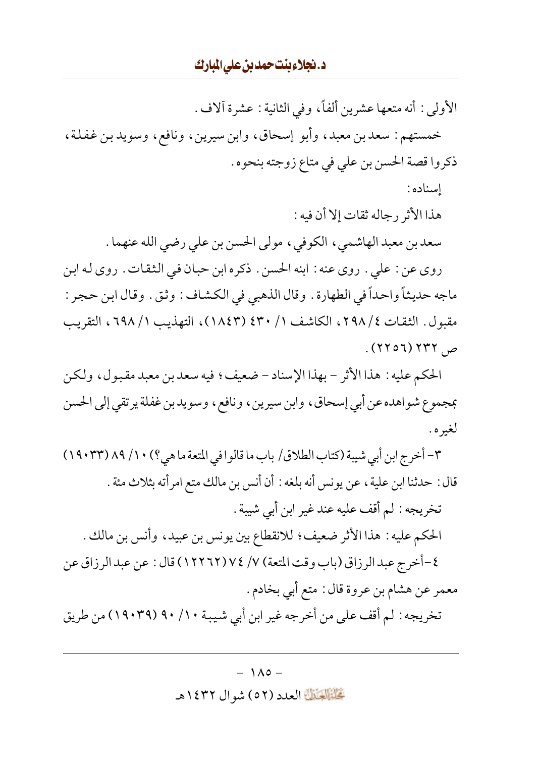الأولى: أنه متعها عشرين ألفاً، وفي الثانية: عشرة آلاف.

خمستهم: سعد بن معبد، وأبو إسحاق، وابن سيرين، ونافع، وسويد بن غفلة، ذكروا قصة الحسن بن علي في متاع زوجته بنحوه.

إسناده:

هذا الأثر رجاله ثقات إلا أن فيه:

سعد بن معبد الهاشمي، الكوفي، مولى الحسن بن علي رضي الله عنهما.

روى عن: علي. روى عنه: ابنه الحسن. ذكره ابن حبان في الثقات. روى له ابن ماجه حديثاً واحداً في الطهارة. وقال الذهبي في الكشاف: وثق. وقال ابن حجر: مقبول. الثقات ٤/ ٢٩٨، الكاشف ١/ ٤٣٠ (١٨٤٣)، التهذيب ١/ ٦٩٨، التقريب ص ٢٣٢ (٢٢٥٦).

الحكم عليه: هذا الأثر - بهذا الإسناد - ضعيف؛ فيه سعد بن معبد مقبول، ولكن بمجموع شواهده عن أبي إسحاق، وابن سيرين، ونافع، وسويد بن غفلة يرتقي إلى الحسن لغيره.

٣- أخرج ابن أبي شيبة (كتاب الطلاق/ باب ما قالوا في المتعة ما هي؟) ١٠/ ٨٩ (١٩٠٣٣) قال: حدثنا ابن علية، عن يونس أنه بلغه: أن أنس بن مالك متع امرأته بثلاث مئة.

تخريجه: لم أقف عليه عند غير ابن أبي شيبة.

الحكم عليه: هذا الأثر ضعيف؛ للانقطاع بين يونس بن عبيد، وأنس بن مالك.

٤-أخرج عبد الرزاق (باب وقت المتعة) ٧/ ٧٤ (١٢٢٦٢) قال: عن عبد الرزاق عن معمر عن هشام بن عروة قال: متع أبي بخادم.

تخريجه: لم أقف على من أخرجه غير ابن أبي شيبة ١٠/ ٩٠ (١٩٠٣٩) من طريق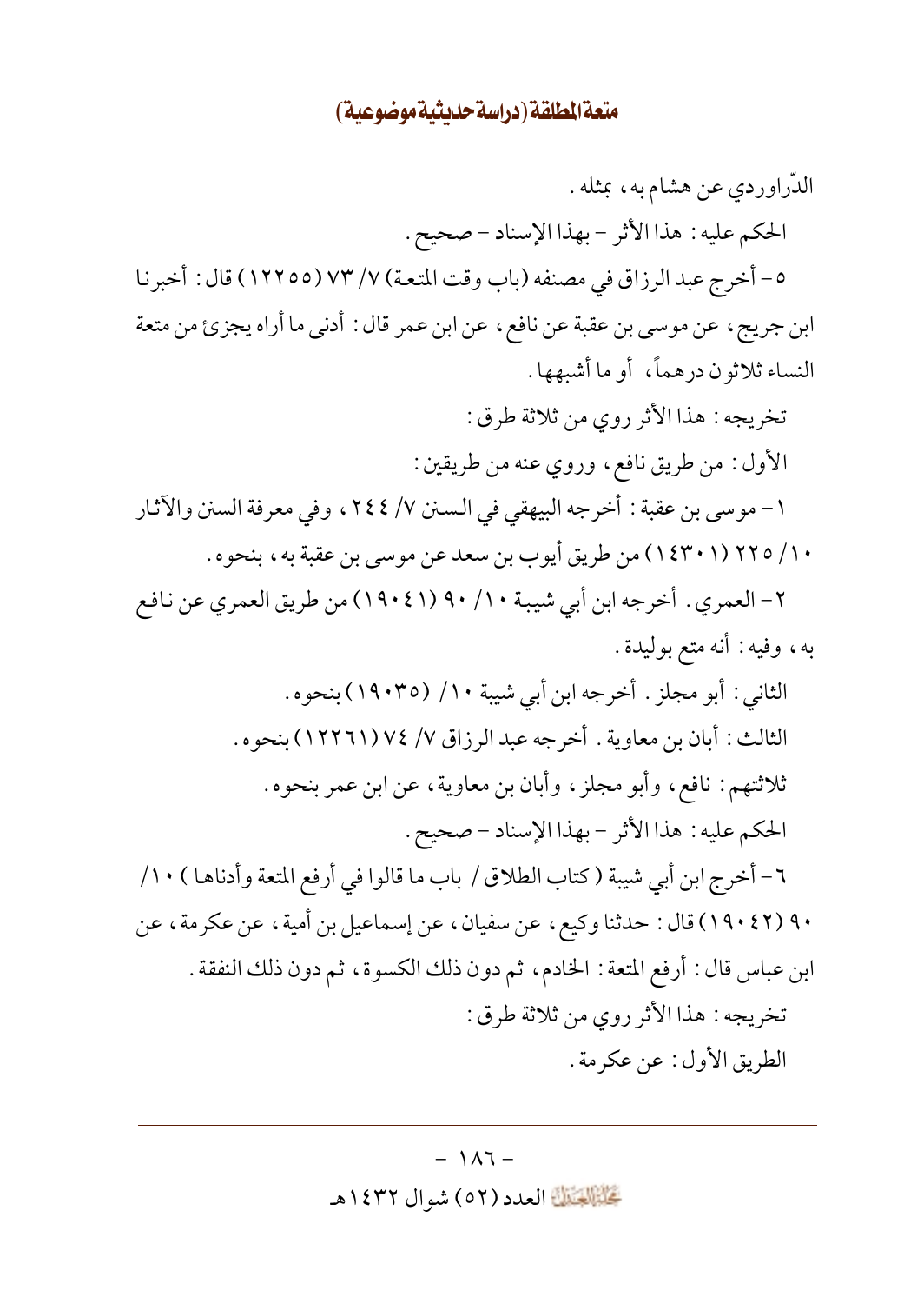الدّراوردي عن هشام به، بمثله.

الحكم عليه: هذا الأثر – بهذا الإسناد – صحيح.

٥– أخرج عبد الرزاق في مصنفه (باب وقت المتعة) ٧/ ٧٣ (١٢٢٥٥) قال: أخبرنا ابن جريج، عن موسى بن عقبة عن نافع، عن ابن عمر قال: أدنى ما أراه يجزئ من متعة النساء ثلاثون درهماً، أو ما أشبهها.

تخريجه: هذا الأثر روي من ثلاثة طرق:

الأول: من طريق نافع، وروي عنه من طريقين:

١– موسى بن عقبة: أخرجه البيهقي في السنن ٧/ ٢٤٤، وفي معرفة السنن والآثار ١٠/ ٢٢٥ (١٤٣٠١) من طريق أيوب بن سعد عن موسى بن عقبة به، بنحوه.

٢– العمري. أخرجه ابن أبي شيبة ١٠/ ٩٠ (١٩٠٤١) من طريق العمري عن نافع به، وفيه: أنه متع بوليدة.

الثاني: أبو مجلز. أخرجه ابن أبي شيبة ١٠/ (١٩٠٣٥) بنحوه.

الثالث: أبان بن معاوية. أخرجه عبد الرزاق ٧/ ٧٤ (١٢٢٦١) بنحوه.

ثلاثتهم: نافع، وأبو مجلز، وأبان بن معاوية، عن ابن عمر بنحوه.

الحكم عليه: هذا الأثر – بهذا الإسناد – صحيح.

٦– أخرج ابن أبي شيبة (كتاب الطلاق/ باب ما قالوا في أرفع المتعة وأدناها) ١٠/ ٩٠ (١٩٠٤٢) قال: حدثنا وكيع، عن سفيان، عن إسماعيل بن أمية، عن عكرمة، عن ابن عباس قال: أرفع المتعة: الخادم، ثم دون ذلك الكسوة، ثم دون ذلك النفقة.

تخريجه: هذا الأثر روي من ثلاثة طرق:

الطريق الأول: عن عكرمة.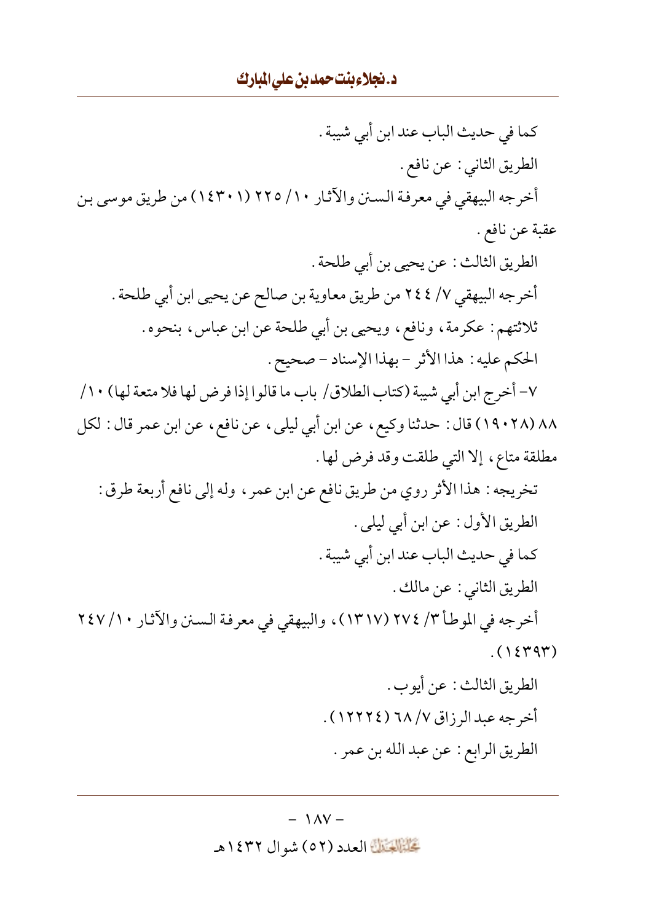كما في حديث الباب عند ابن أبي شيبة .

الطريق الثاني : عن نافع .

أخرجه البيهقي في معرفة السنن والآثار ١٠/ ٢٢٥ (١٤٣٠١) من طريق موسى بن عقبة عن نافع .

الطريق الثالث : عن يحيى بن أبي طلحة .

أخرجه البيهقي ٧/ ٢٤٤ من طريق معاوية بن صالح عن يحيى ابن أبي طلحة .

ثلاثتهم : عكرمة ، ونافع ، ويحيى بن أبي طلحة عن ابن عباس ، بنحوه .

الحكم عليه : هذا الأثر - بهذا الإسناد - صحيح .

٧- أخرج ابن أبي شيبة (كتاب الطلاق/ باب ما قالوا إذا فرض لها فلا متعة لها) ١٠/ ٨٨ (١٩٠٢٨) قال : حدثنا وكيع ، عن ابن أبي ليلى ، عن نافع ، عن ابن عمر قال : لكل مطلقة متاع ، إلا التي طلقت وقد فرض لها .

تخريجه : هذا الأثر روي من طريق نافع عن ابن عمر ، وله إلى نافع أربعة طرق :

الطريق الأول : عن ابن أبي ليلى .

كما في حديث الباب عند ابن أبي شيبة .

الطريق الثاني : عن مالك .

أخرجه في الموطأ ٣/ ٢٧٤ (١٣١٧) ، والبيهقي في معرفة السنن والآثار ١٠/ ٢٤٧ (١٤٣٩٣) .

الطريق الثالث : عن أيوب .

أخرجه عبد الرزاق ٧/ ٦٨ (١٢٢٢٤) .

الطريق الرابع : عن عبد الله بن عمر .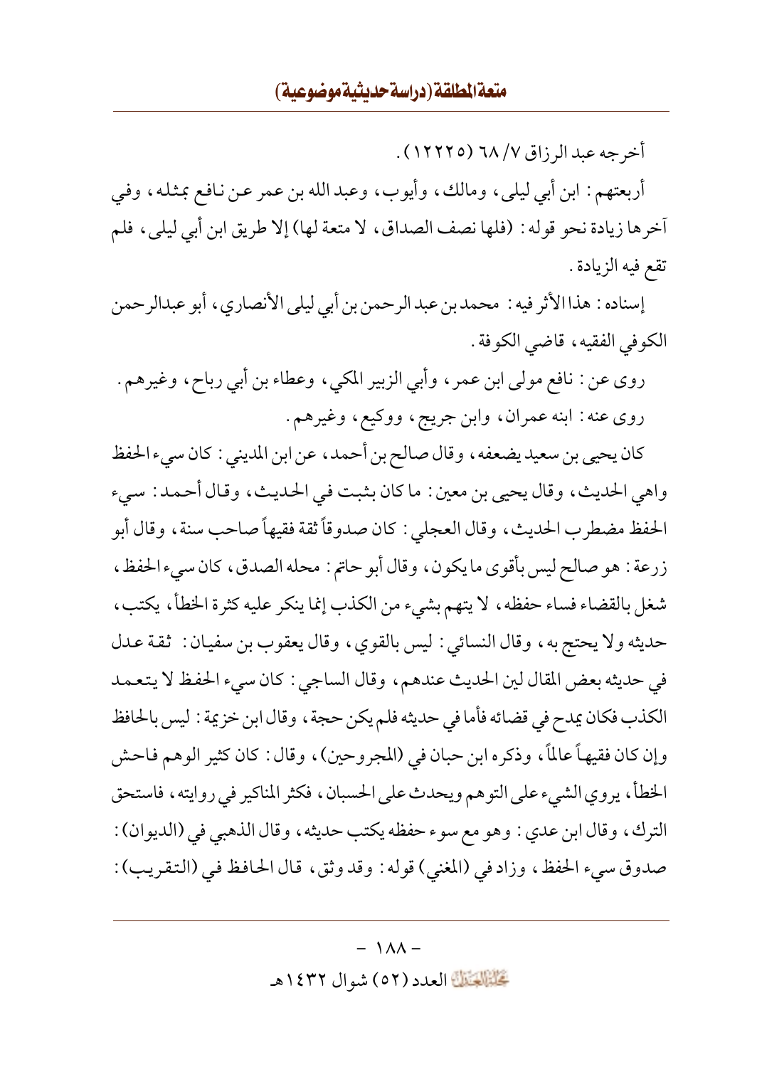أخرجه عبد الرزاق ٧/ ٦٨ (١٢٢٢٥).

أربعتهم: ابن أبي ليلى، ومالك، وأيوب، وعبد الله بن عمر عن نافع بمثله، وفي آخرها زيادة نحو قوله: (فلها نصف الصداق، لا متعة لها) إلا طريق ابن أبي ليلى، فلم تقع فيه الزيادة.

إسناده: هذا الأثر فيه: محمد بن عبد الرحمن بن أبي ليلى الأنصاري، أبو عبدالرحمن الكوفي الفقيه، قاضي الكوفة.

روى عن: نافع مولى ابن عمر، وأبي الزبير المكي، وعطاء بن أبي رباح، وغيرهم.

روى عنه: ابنه عمران، وابن جريج، ووكيع، وغيرهم.

كان يحيى بن سعيد يضعفه، وقال صالح بن أحمد، عن ابن المديني: كان سيء الحفظ واهي الحديث، وقال يحيى بن معين: ما كان بثبت في الحديث، وقال أحمد: سيء الحفظ مضطرب الحديث، وقال العجلي: كان صدوقاً ثقة فقيهاً صاحب سنة، وقال أبو زرعة: هو صالح ليس بأقوى ما يكون، وقال أبو حاتم: محله الصدق، كان سيء الحفظ، شغل بالقضاء فساء حفظه، لا يتهم بشيء من الكذب إنما ينكر عليه كثرة الخطأ، يكتب، حديثه ولا يحتج به، وقال النسائي: ليس بالقوي، وقال يعقوب بن سفيان: ثقة عدل في حديثه بعض المقال لين الحديث عندهم، وقال الساجي: كان سيء الحفظ لا يتعمد الكذب فكان يمدح في قضائه فأما في حديثه فلم يكن حجة، وقال ابن خزيمة: ليس بالحافظ وإن كان فقيهاً عالماً، وذكره ابن حبان في (المجروحين)، وقال: كان كثير الوهم فاحش الخطأ، يروي الشيء على التوهم ويحدث على الحسبان، فكثر المناكير في روايته، فاستحق الترك، وقال ابن عدي: وهو مع سوء حفظه يكتب حديثه، وقال الذهبي في (الديوان): صدوق سيء الحفظ، وزاد في (المغني) قوله: وقد وثق، قال الحافظ في (التقريب):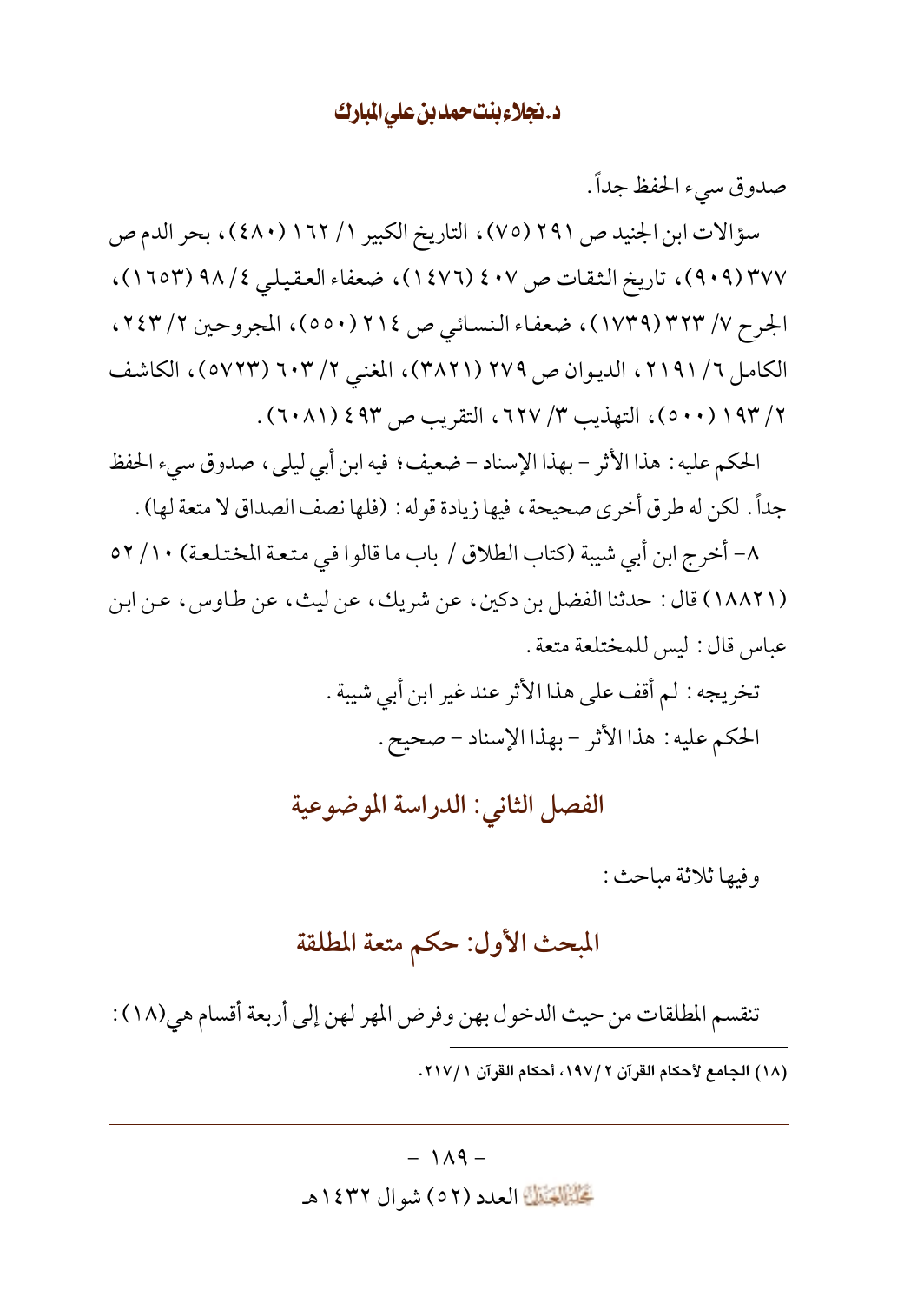صدوق سيء الحفظ جداً.

سؤالات ابن الجنيد ص ٢٩١ (٧٥)، التاريخ الكبير ١/ ١٦٢ (٤٨٠)، بحر الدم ص ٣٧٧ (٩٠٩)، تاريخ الثقات ص ٤٠٧ (١٤٧٦)، ضعفاء العقيلي ٤/ ٩٨ (١٦٥٣)، الجرح ٧/ ٣٢٣ (١٧٣٩)، ضعفاء النسائي ص ٢١٤ (٥٥٠)، المجروحين ٢/ ٢٤٣، الكامل ٦/ ٢١٩١، الديوان ص ٢٧٩ (٣٨٢١)، المغني ٢/ ٦٠٣ (٥٧٢٣)، الكاشف ٢/ ١٩٣ (٥٠٠)، التهذيب ٣/ ٦٢٧، التقريب ص ٤٩٣ (٦٠٨١).

الحكم عليه: هذا الأثر - بهذا الإسناد - ضعيف؛ فيه ابن أبي ليلى، صدوق سيء الحفظ جداً. لكن له طرق أخرى صحيحة، فيها زيادة قوله: (فلها نصف الصداق لا متعة لها).

٨- أخرج ابن أبي شيبة (كتاب الطلاق / باب ما قالوا في متعة المختلعة) ١٠/ ٥٢ (١٨٨٢١) قال: حدثنا الفضل بن دكين، عن شريك، عن ليث، عن طاوس، عن ابن عباس قال: ليس للمختلعة متعة.

تخريجه: لم أقف على هذا الأثر عند غير ابن أبي شيبة.

الحكم عليه: هذا الأثر - بهذا الإسناد - صحيح.

## الفصل الثاني: الدراسة الموضوعية

وفيها ثلاثة مباحث:

### المبحث الأول: حكم متعة المطلقة

تنقسم المطلقات من حيث الدخول بهن وفرض المهر لهن إلى أربعة أقسام هي(١٨):

(١٨) الجامع لأحكام القرآن ٢/ ١٩٧، أحكام القرآن ١/ ٢١٧.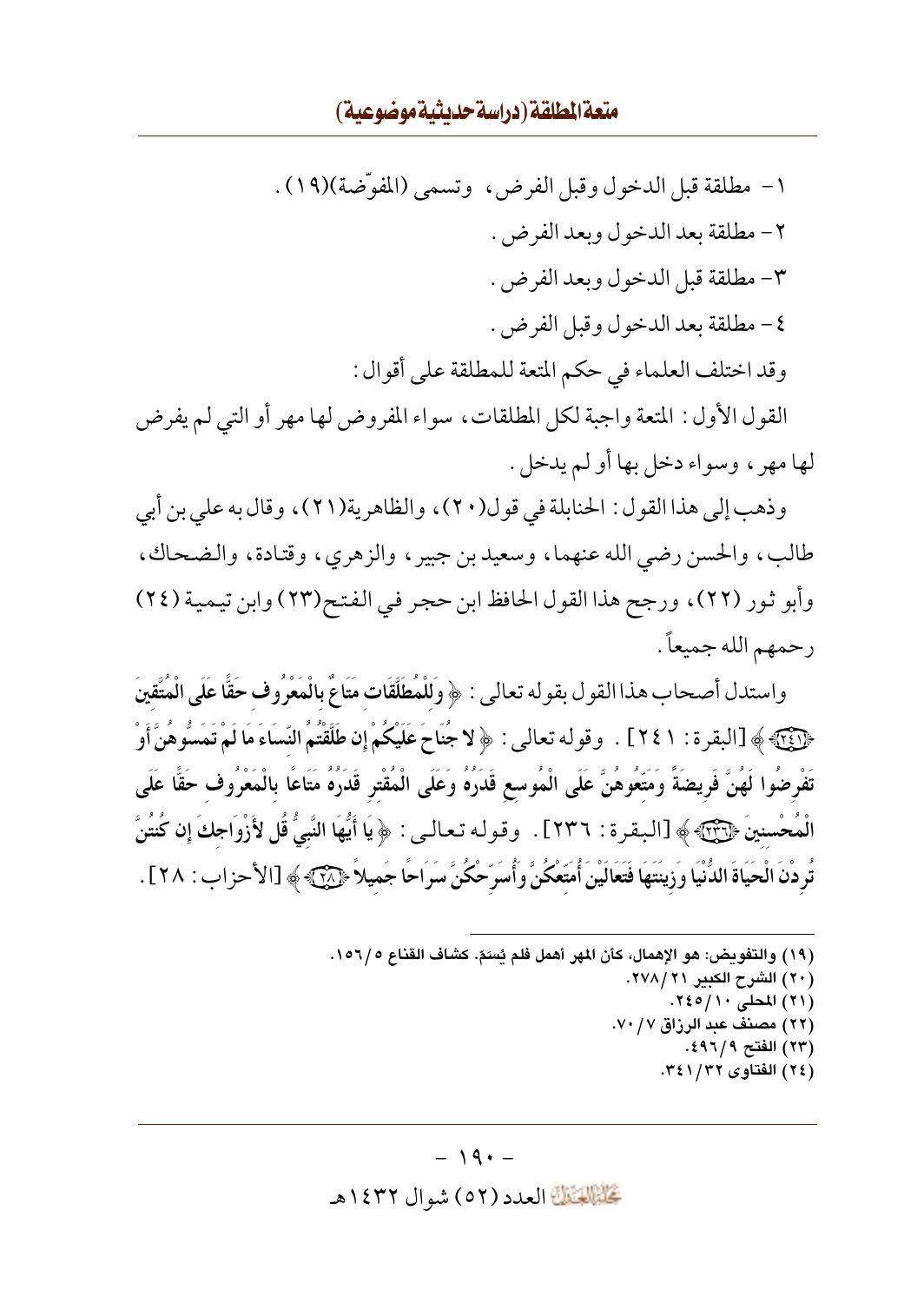١- مطلقة قبل الدخول وقبل الفرض، وتسمى (المفوّضة)(١٩).

٢- مطلقة بعد الدخول وبعد الفرض.

٣- مطلقة قبل الدخول وبعد الفرض.

٤- مطلقة بعد الدخول وقبل الفرض.

وقد اختلف العلماء في حكم المتعة للمطلقة على أقوال:

القول الأول: المتعة واجبة لكل المطلقات، سواء المفروض لها مهر أو التي لم يفرض لها مهر، وسواء دخل بها أو لم يدخل.

وذهب إلى هذا القول: الحنابلة في قول(٢٠)، والظاهرية(٢١)، وقال به علي بن أبي طالب، والحسن رضي الله عنهما، وسعيد بن جبير، والزهري، وقتادة، والضحاك، وأبو ثور (٢٢)، ورجح هذا القول الحافظ ابن حجر في الفتح(٢٣) وابن تيمية (٢٤) رحمهم الله جميعاً.

واستدل أصحاب هذا القول بقوله تعالى: ﴿ **وَلِلْمُطَلَّقَاتِ مَتَاعٌ بِالْمَعْرُوفِ حَقًّا عَلَى الْمُتَّقِينَ** ﴿٢٤١﴾ ﴾ [البقرة: ٢٤١]. وقوله تعالى: ﴿ **لا جُنَاحَ عَلَيْكُمْ إِن طَلَّقْتُمُ النِّسَاءَ مَا لَمْ تَمَسُّوهُنَّ أَوْ تَفْرِضُوا لَهُنَّ فَرِيضَةً وَمَتِّعُوهُنَّ عَلَى الْمُوسِعِ قَدَرُهُ وَعَلَى الْمُقْتِرِ قَدَرُهُ مَتَاعًا بِالْمَعْرُوفِ حَقًّا عَلَى الْمُحْسِنِينَ** ﴿٢٣٦﴾ ﴾ [البقرة: ٢٣٦]. وقوله تعالى: ﴿ **يَا أَيُّهَا النَّبِيُّ قُل لِّأَزْوَاجِكَ إِن كُنتُنَّ تُرِدْنَ الْحَيَاةَ الدُّنْيَا وَزِينَتَهَا فَتَعَالَيْنَ أُمَتِّعْكُنَّ وَأُسَرِّحْكُنَّ سَرَاحًا جَمِيلاً** ﴿٢٨﴾ ﴾ [الأحزاب: ٢٨].

---

(١٩) والتفويض: هو الإهمال، كأن المهر أهمل فلم يُسَمَّ. كشاف القناع ٥/١٥٦.

(٢٠) الشرح الكبير ٢١/٢٧٨.

(٢١) المحلى ١٠/٢٤٥.

(٢٢) مصنف عبد الرزاق ٧/٧٠.

(٢٣) الفتح ٩/٤٩٦.

(٢٤) الفتاوى ٣٢/٣٤١.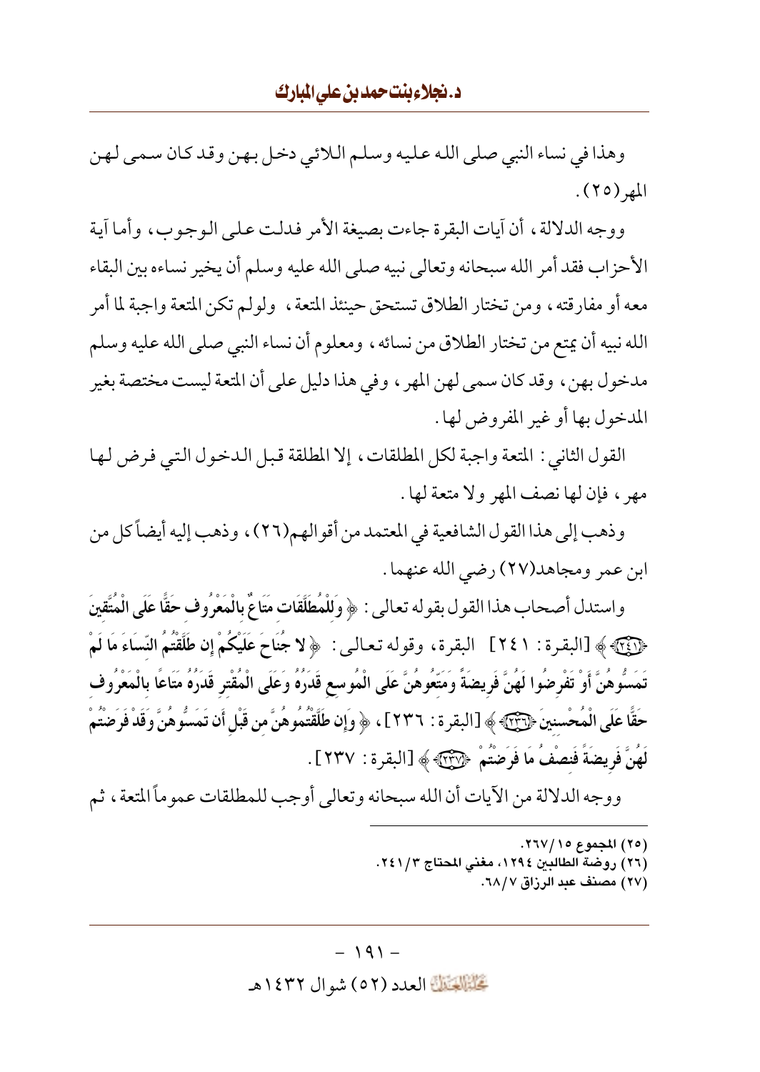وهذا في نساء النبي صلى الله عليه وسلم اللائي دخل بهن وقد كان سمى لهن المهر(٢٥).

ووجه الدلالة، أن آيات البقرة جاءت بصيغة الأمر فدلت على الوجوب، وأما آية الأحزاب فقد أمر الله سبحانه وتعالى نبيه صلى الله عليه وسلم أن يخير نساءه بين البقاء معه أو مفارقته، ومن تختار الطلاق تستحق حينئذ المتعة، ولو لم تكن المتعة واجبة لما أمر الله نبيه أن يمتع من تختار الطلاق من نسائه، ومعلوم أن نساء النبي صلى الله عليه وسلم مدخول بهن، وقد كان سمى لهن المهر، وفي هذا دليل على أن المتعة ليست مختصة بغير المدخول بها أو غير المفروض لها.

القول الثاني: المتعة واجبة لكل المطلقات، إلا المطلقة قبل الدخول التي فرض لها مهر، فإن لها نصف المهر ولا متعة لها.

وذهب إلى هذا القول الشافعية في المعتمد من أقوالهم(٢٦)، وذهب إليه أيضاً كل من ابن عمر ومجاهد(٢٧) رضي الله عنهما.

واستدل أصحاب هذا القول بقوله تعالى: ﴿ **وَلِلْمُطَلَّقَاتِ مَتَاعٌ بِالْمَعْرُوفِ حَقًّا عَلَى الْمُتَّقِينَ** ﴿٢٤١﴾ ﴾ [البقرة: ٢٤١] البقرة، وقوله تعالى: ﴿ **لا جُنَاحَ عَلَيْكُمْ إِن طَلَّقْتُمُ النِّسَاءَ مَا لَمْ تَمَسُّوهُنَّ أَوْ تَفْرِضُوا لَهُنَّ فَرِيضَةً وَمَتِّعُوهُنَّ عَلَى الْمُوسِعِ قَدَرُهُ وَعَلَى الْمُقْتِرِ قَدَرُهُ مَتَاعًا بِالْمَعْرُوفِ حَقًّا عَلَى الْمُحْسِنِينَ** ﴿٢٣٦﴾ ﴾ [البقرة: ٢٣٦]، ﴿ **وَإِن طَلَّقْتُمُوهُنَّ مِن قَبْلِ أَن تَمَسُّوهُنَّ وَقَدْ فَرَضْتُمْ لَهُنَّ فَرِيضَةً فَنِصْفُ مَا فَرَضْتُمْ** ﴿٢٣٧﴾ ﴾ [البقرة: ٢٣٧].

ووجه الدلالة من الآيات أن الله سبحانه وتعالى أوجب للمطلقات عموماً المتعة، ثم

---

(٢٥) المجموع ١٥/٢٦٧.

(٢٦) روضة الطالبين ١٢٩٤، مغني المحتاج ٣/٢٤١.

(٢٧) مصنف عبد الرزاق ٧/٦٨.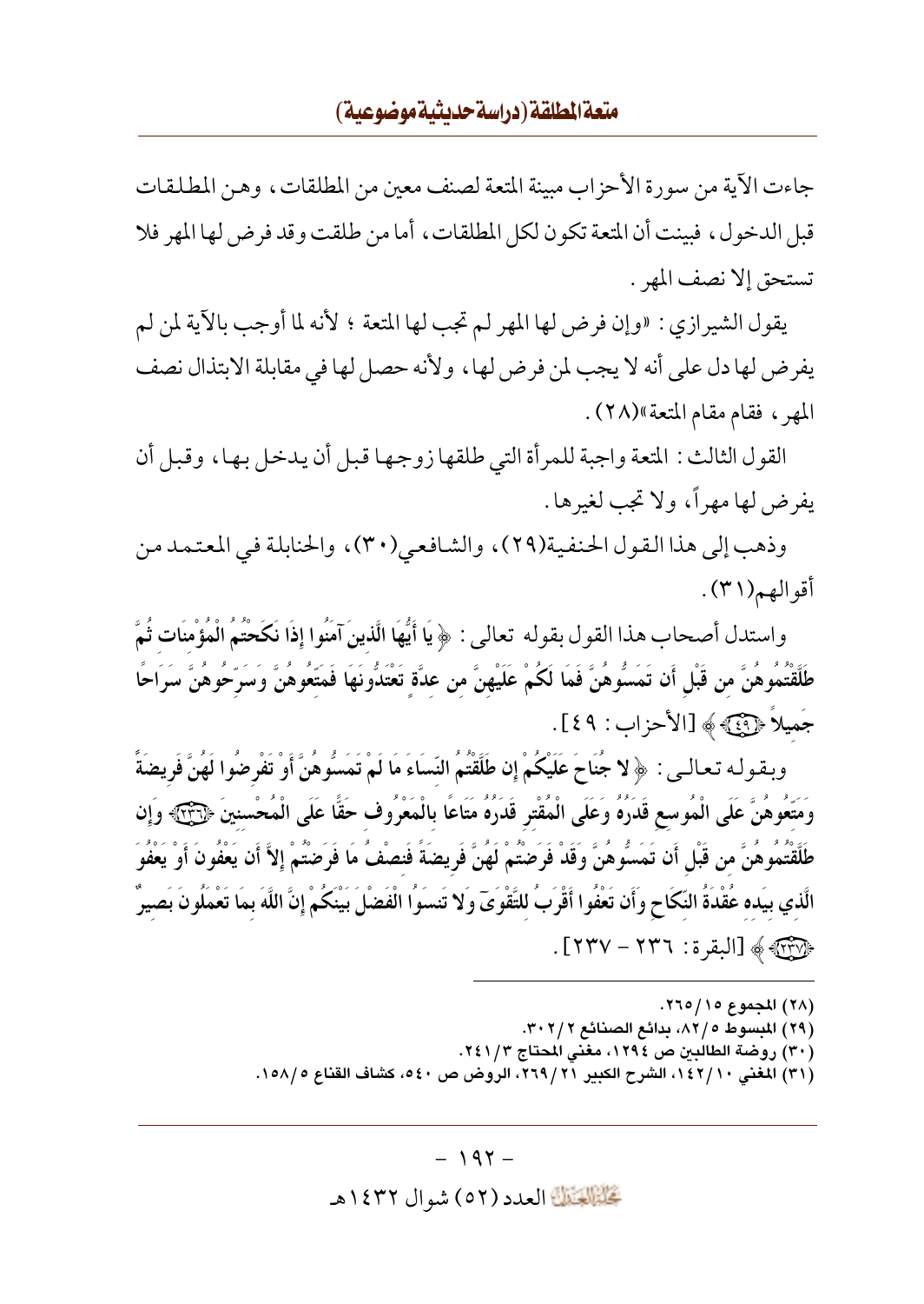جاءت الآية من سورة الأحزاب مبينة المتعة لصنف معين من المطلقات، وهن المطلقات قبل الدخول، فبينت أن المتعة تكون لكل المطلقات، أما من طلقت وقد فرض لها المهر فلا تستحق إلا نصف المهر.

يقول الشيرازي: «وإن فرض لها المهر لم تجب لها المتعة؛ لأنه لما أوجب بالآية لمن لم يفرض لها دل على أنه لا يجب لمن فرض لها، ولأنه حصل لها في مقابلة الابتذال نصف المهر، فقام مقام المتعة»(٢٨).

القول الثالث: المتعة واجبة للمرأة التي طلقها زوجها قبل أن يدخل بها، وقبل أن يفرض لها مهراً، ولا تجب لغيرها.

وذهب إلى هذا القول الحنفية(٢٩)، والشافعي(٣٠)، والحنابلة في المعتمد من أقوالهم(٣١).

واستدل أصحاب هذا القول بقوله تعالى: ﴿ **يَا أَيُّهَا الَّذِينَ آمَنُوا إِذَا نَكَحْتُمُ الْمُؤْمِنَاتِ ثُمَّ طَلَّقْتُمُوهُنَّ مِن قَبْلِ أَن تَمَسُّوهُنَّ فَمَا لَكُمْ عَلَيْهِنَّ مِنْ عِدَّةٍ تَعْتَدُّونَهَا فَمَتِّعُوهُنَّ وَسَرِّحُوهُنَّ سَرَاحًا جَمِيلاً** ﴿٤٩﴾ ﴾ [الأحزاب: ٤٩].

وبقوله تعالى: ﴿ **لا جُنَاحَ عَلَيْكُمْ إِن طَلَّقْتُمُ النِّسَاءَ مَا لَمْ تَمَسُّوهُنَّ أَوْ تَفْرِضُوا لَهُنَّ فَرِيضَةً وَمَتِّعُوهُنَّ عَلَى الْمُوسِعِ قَدَرُهُ وَعَلَى الْمُقْتِرِ قَدَرُهُ مَتَاعًا بِالْمَعْرُوفِ حَقًّا عَلَى الْمُحْسِنِينَ** ﴿٢٣٦﴾ **وَإِن طَلَّقْتُمُوهُنَّ مِن قَبْلِ أَن تَمَسُّوهُنَّ وَقَدْ فَرَضْتُمْ لَهُنَّ فَرِيضَةً فَنِصْفُ مَا فَرَضْتُمْ إِلاَّ أَن يَعْفُونَ أَوْ يَعْفُوَ الَّذِي بِيَدِهِ عُقْدَةُ النِّكَاحِ وَأَن تَعْفُوا أَقْرَبُ لِلتَّقْوَى وَلا تَنسَوُا الْفَضْلَ بَيْنَكُمْ إِنَّ اللَّهَ بِمَا تَعْمَلُونَ بَصِيرٌ** ﴿٢٣٧﴾ ﴾ [البقرة: ٢٣٦ - ٢٣٧].

---

(٢٨) المجموع ١٥/٢٦٥.

(٢٩) المبسوط ٥/٨٢، بدائع الصنائع ٢/٣٠٢.

(٣٠) روضة الطالبين ص ١٢٩٤، مغني المحتاج ٣/٢٤١.

(٣١) المغني ١٠/١٤٢، الشرح الكبير ٢١/٢٦٩، الروض ص ٥٤٠، كشاف القناع ٥/١٥٨.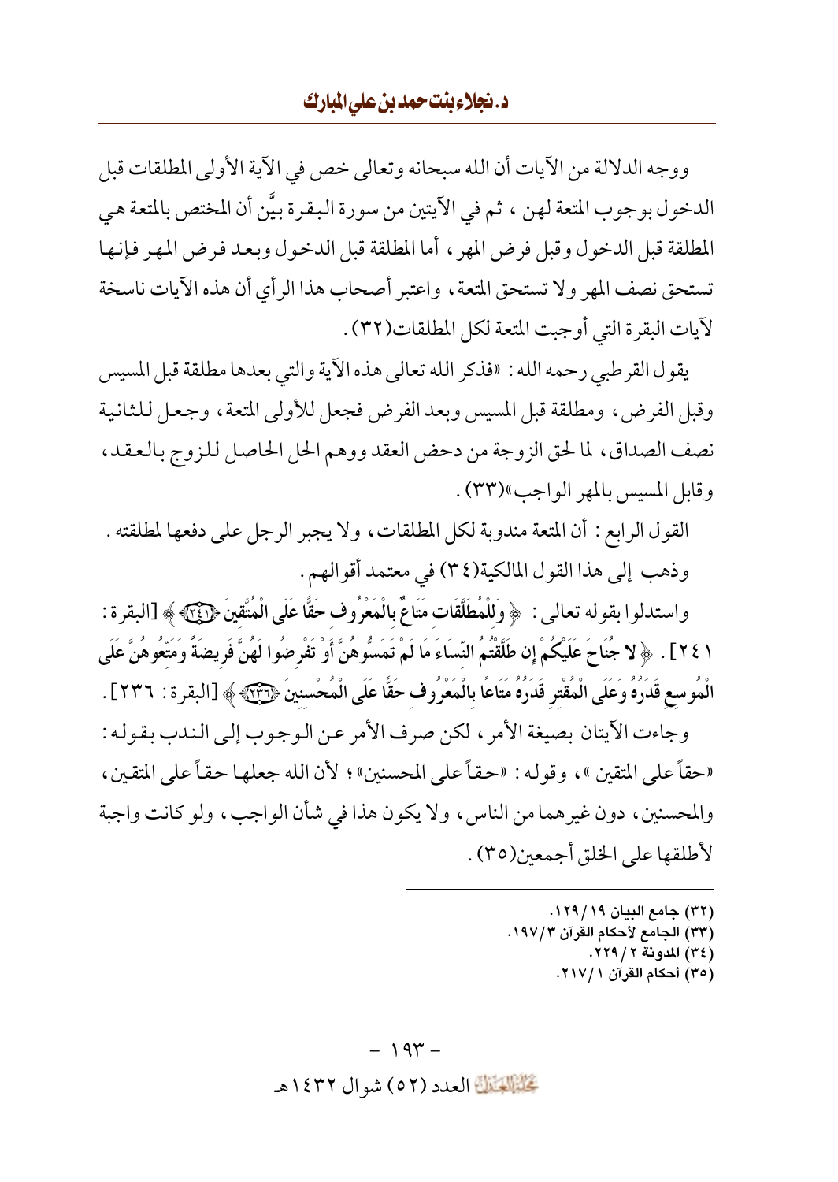ووجه الدلالة من الآيات أن الله سبحانه وتعالى خص في الآية الأولى المطلقات قبل الدخول بوجوب المتعة لهن ، ثم في الآيتين من سورة البقرة بيَّن أن المختص بالمتعة هي المطلقة قبل الدخول وقبل فرض المهر ، أما المطلقة قبل الدخول وبعد فرض المهر فإنها تستحق نصف المهر ولا تستحق المتعة ، واعتبر أصحاب هذا الرأي أن هذه الآيات ناسخة لآيات البقرة التي أوجبت المتعة لكل المطلقات(٣٢) .

يقول القرطبي رحمه الله : «فذكر الله تعالى هذه الآية والتي بعدها مطلقة قبل المسيس وقبل الفرض ، ومطلقة قبل المسيس وبعد الفرض فجعل للأولى المتعة ، وجعل للثانية نصف الصداق ، لما لحق الزوجة من دحض العقد ووهم الحل الحاصل للزوج بالعقد ، وقابل المسيس بالمهر الواجب»(٣٣) .

القول الرابع : أن المتعة مندوبة لكل المطلقات ، ولا يجبر الرجل على دفعها لمطلقته . وذهب إلى هذا القول المالكية(٣٤) في معتمد أقوالهم .

واستدلوا بقوله تعالى : ﴿ وَلِلْمُطَلَّقَاتِ مَتَاعٌ بِالْمَعْرُوفِ حَقًّا عَلَى الْمُتَّقِينَ ﴾ [البقرة : ٢٤١] . ﴿ لا جُنَاحَ عَلَيْكُمْ إِن طَلَّقْتُمُ النِّسَاءَ مَا لَمْ تَمَسُّوهُنَّ أَوْ تَفْرِضُوا لَهُنَّ فَرِيضَةً وَمَتِّعُوهُنَّ عَلَى الْمُوسِعِ قَدَرُهُ وَعَلَى الْمُقْتِرِ قَدَرُهُ مَتَاعًا بِالْمَعْرُوفِ حَقًّا عَلَى الْمُحْسِنِينَ ﴾ [البقرة : ٢٣٦] .

وجاءت الآيتان بصيغة الأمر ، لكن صرف الأمر عن الوجوب إلى الندب بقوله : «حقاً على المتقين » ، وقوله : «حقاً على المحسنين» ؛ لأن الله جعلها حقاً على المتقين ، والمحسنين ، دون غيرهما من الناس ، ولا يكون هذا في شأن الواجب ، ولو كانت واجبة لأطلقها على الخلق أجمعين(٣٥) .

---

(٣٢) جامع البيان ١٩/ ١٢٩.
(٣٣) الجامع لأحكام القرآن ٣/ ١٩٧.
(٣٤) المدونة ٢/ ٢٢٩.
(٣٥) أحكام القرآن ١/ ٢١٧.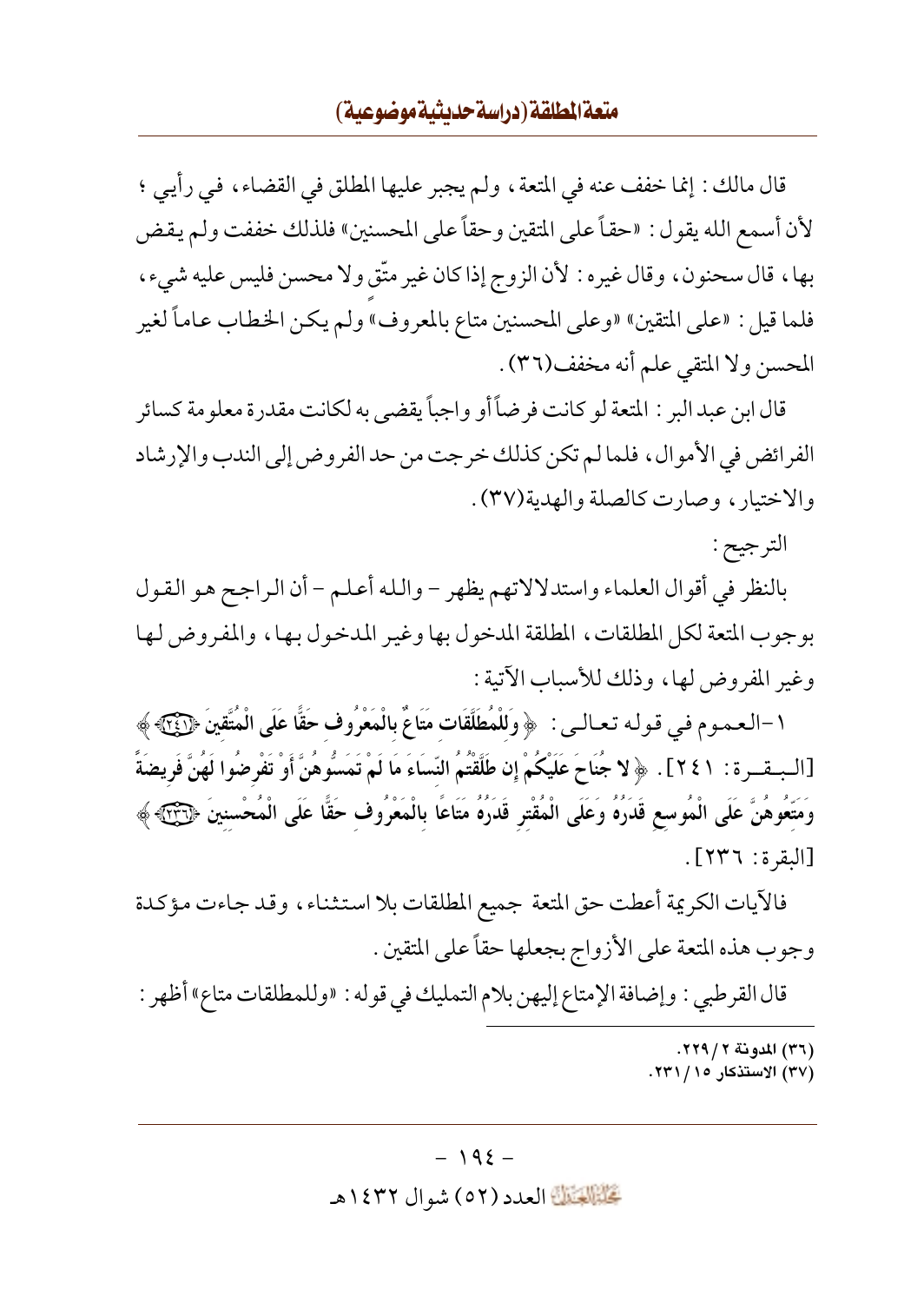قال مالك: إنما خفف عنه في المتعة، ولم يجبر عليها المطلق في القضاء، في رأيي؛ لأن أسمع الله يقول: «حقاً على المتقين وحقاً على المحسنين» فلذلك خففت ولم يقض بها، قال سحنون، وقال غيره: لأن الزوج إذا كان غير متّقٍ ولا محسن فليس عليه شيء، فلما قيل: «على المتقين» «وعلى المحسنين متاع بالمعروف» ولم يكن الخطاب عاماً لغير المحسن ولا المتقي علم أنه مخفف(٣٦).

قال ابن عبد البر: المتعة لو كانت فرضاً أو واجباً يقضى به لكانت مقدرة معلومة كسائر الفرائض في الأموال، فلما لم تكن كذلك خرجت من حد الفروض إلى الندب والإرشاد والاختيار، وصارت كالصلة والهدية(٣٧).

الترجيح:

بالنظر في أقوال العلماء واستدلالاتهم يظهر - والله أعلم - أن الراجح هو القول بوجوب المتعة لكل المطلقات، المطلقة المدخول بها وغير المدخول بها، والمفروض لها وغير المفروض لها، وذلك للأسباب الآتية:

١-العموم في قوله تعالى: ﴿ وَلِلْمُطَلَّقَاتِ مَتَاعٌ بِالْمَعْرُوفِ حَقًّا عَلَى الْمُتَّقِينَ ﴿٢٤١﴾ ﴾ [البقرة: ٢٤١]. ﴿ لا جُنَاحَ عَلَيْكُمْ إِن طَلَّقْتُمُ النِّسَاءَ مَا لَمْ تَمَسُّوهُنَّ أَوْ تَفْرِضُوا لَهُنَّ فَرِيضَةً وَمَتِّعُوهُنَّ عَلَى الْمُوسِعِ قَدَرُهُ وَعَلَى الْمُقْتِرِ قَدَرُهُ مَتَاعًا بِالْمَعْرُوفِ حَقًّا عَلَى الْمُحْسِنِينَ ﴿٢٣٦﴾ ﴾ [البقرة: ٢٣٦].

فالآيات الكريمة أعطت حق المتعة جميع المطلقات بلا استثناء، وقد جاءت مؤكدة وجوب هذه المتعة على الأزواج بجعلها حقاً على المتقين.

قال القرطبي: وإضافة الإمتاع إليهن بلام التمليك في قوله: «وللمطلقات متاع» أظهر:

---

(٣٦) المدونة ٢/٢٢٩.

(٣٧) الاستذكار ١٥/٢٣١.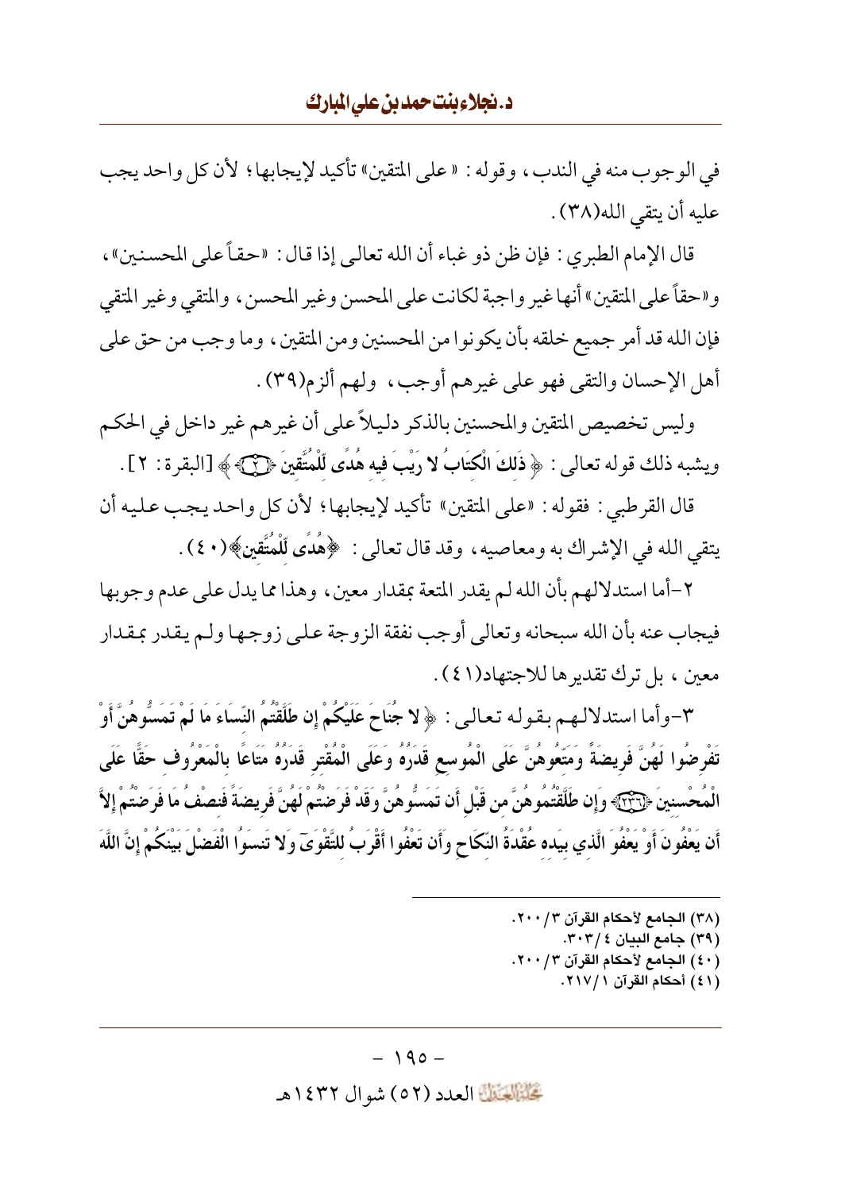في الوجوب منه في الندب، وقوله: «على المتقين» تأكيد لإيجابها؛ لأن كل واحد يجب عليه أن يتقي الله(٣٨).

قال الإمام الطبري: فإن ظن ذو غباء أن الله تعالى إذا قال: «حقاً على المحسنين»، و«حقاً على المتقين» أنها غير واجبة لكانت على المحسن وغير المحسن، والمتقي وغير المتقي فإن الله قد أمر جميع خلقه بأن يكونوا من المحسنين ومن المتقين، وما وجب من حق على أهل الإحسان والتقى فهو على غيرهم أوجب، ولهم ألزم(٣٩).

وليس تخصيص المتقين والمحسنين بالذكر دليلاً على أن غيرهم غير داخل في الحكم ويشبه ذلك قوله تعالى: ﴿ذَلِكَ الْكِتَابُ لا رَيْبَ فِيهِ هُدًى لِّلْمُتَّقِينَ ﴿٢﴾﴾ [البقرة: ٢].

قال القرطبي: فقوله: «على المتقين» تأكيد لإيجابها؛ لأن كل واحد يجب عليه أن يتقي الله في الإشراك به ومعاصيه، وقد قال تعالى: ﴿هُدًى لِّلْمُتَّقِينَ﴾(٤٠).

٢-أما استدلالهم بأن الله لم يقدر المتعة بمقدار معين، وهذا مما يدل على عدم وجوبها فيجاب عنه بأن الله سبحانه وتعالى أوجب نفقة الزوجة على زوجها ولم يقدر بمقدار معين، بل ترك تقديرها للاجتهاد(٤١).

٣-وأما استدلالهم بقوله تعالى: ﴿لا جُنَاحَ عَلَيْكُمْ إِن طَلَّقْتُمُ النِّسَاءَ مَا لَمْ تَمَسُّوهُنَّ أَوْ تَفْرِضُوا لَهُنَّ فَرِيضَةً وَمَتِّعُوهُنَّ عَلَى الْمُوسِعِ قَدَرُهُ وَعَلَى الْمُقْتِرِ قَدَرُهُ مَتَاعًا بِالْمَعْرُوفِ حَقًّا عَلَى الْمُحْسِنِينَ ﴿٢٣٦﴾ وَإِن طَلَّقْتُمُوهُنَّ مِن قَبْلِ أَن تَمَسُّوهُنَّ وَقَدْ فَرَضْتُمْ لَهُنَّ فَرِيضَةً فَنِصْفُ مَا فَرَضْتُمْ إِلاَّ أَن يَعْفُونَ أَوْ يَعْفُوَ الَّذِي بِيَدِهِ عُقْدَةُ النِّكَاحِ وَأَن تَعْفُوا أَقْرَبُ لِلتَّقْوَى وَلا تَنسَوُا الْفَضْلَ بَيْنَكُمْ إِنَّ اللَّهَ

---

(٣٨) الجامع لأحكام القرآن ٣/٢٠٠.

(٣٩) جامع البيان ٤/٣٠٣.

(٤٠) الجامع لأحكام القرآن ٣/٢٠٠.

(٤١) أحكام القرآن ١/٢١٧.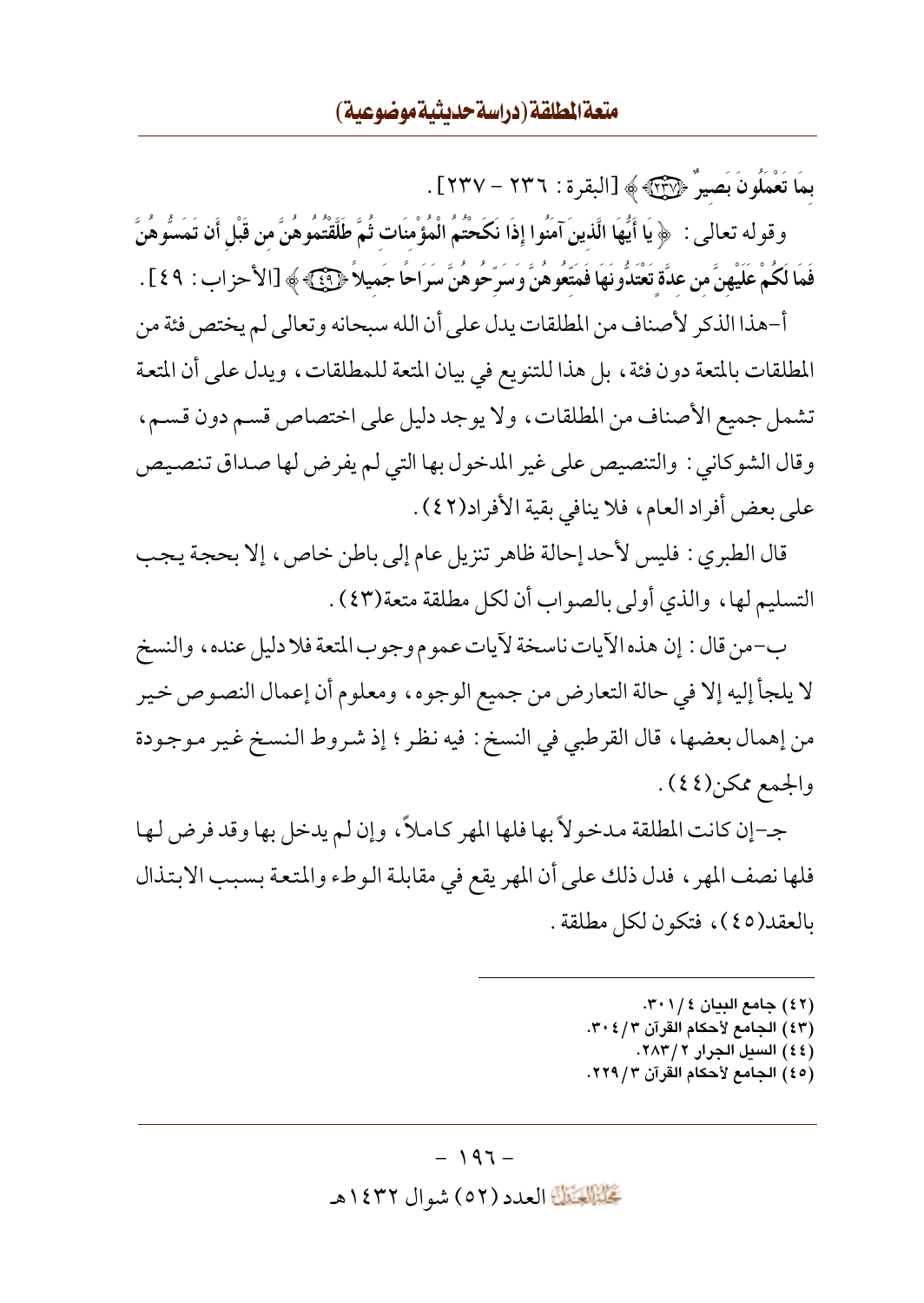بِمَا تَعْمَلُونَ بَصِيرٌ ﴿٢٣٧﴾ ﴾ [البقرة: ٢٣٦ - ٢٣٧].

وقوله تعالى: ﴿ يَا أَيُّهَا الَّذِينَ آمَنُوا إِذَا نَكَحْتُمُ الْمُؤْمِنَاتِ ثُمَّ طَلَّقْتُمُوهُنَّ مِن قَبْلِ أَن تَمَسُّوهُنَّ فَمَا لَكُمْ عَلَيْهِنَّ مِنْ عِدَّةٍ تَعْتَدُّونَهَا فَمَتِّعُوهُنَّ وَسَرِّحُوهُنَّ سَرَاحًا جَمِيلاً ﴿٤٩﴾ ﴾ [الأحزاب: ٤٩].

أ-هذا الذكر لأصناف من المطلقات يدل على أن الله سبحانه وتعالى لم يختص فئة من المطلقات بالمتعة دون فئة، بل هذا للتنويع في بيان المتعة للمطلقات، ويدل على أن المتعة تشمل جميع الأصناف من المطلقات، ولا يوجد دليل على اختصاص قسم دون قسم، وقال الشوكاني: والتنصيص على غير المدخول بها التي لم يفرض لها صداق تنصيص على بعض أفراد العام، فلا ينافي بقية الأفراد(٤٢).

قال الطبري: فليس لأحد إحالة ظاهر تنزيل عام إلى باطن خاص، إلا بحجة يجب التسليم لها، والذي أولى بالصواب أن لكل مطلقة متعة(٤٣).

ب-من قال: إن هذه الآيات ناسخة لآيات عموم وجوب المتعة فلا دليل عنده، والنسخ لا يلجأ إليه إلا في حالة التعارض من جميع الوجوه، ومعلوم أن إعمال النصوص خير من إهمال بعضها، قال القرطبي في النسخ: فيه نظر؛ إذ شروط النسخ غير موجودة والجمع ممكن(٤٤).

جـ-إن كانت المطلقة مدخولاً بها فلها المهر كاملاً، وإن لم يدخل بها وقد فرض لها فلها نصف المهر، فدل ذلك على أن المهر يقع في مقابلة الوطء والمتعة بسبب الابتذال بالعقد(٤٥)، فتكون لكل مطلقة.

---

(٤٢) جامع البيان ٤/٣٠١.
(٤٣) الجامع لأحكام القرآن ٣/٣٠٤.
(٤٤) السيل الجرار ٢/٢٨٣.
(٤٥) الجامع لأحكام القرآن ٣/٢٢٩.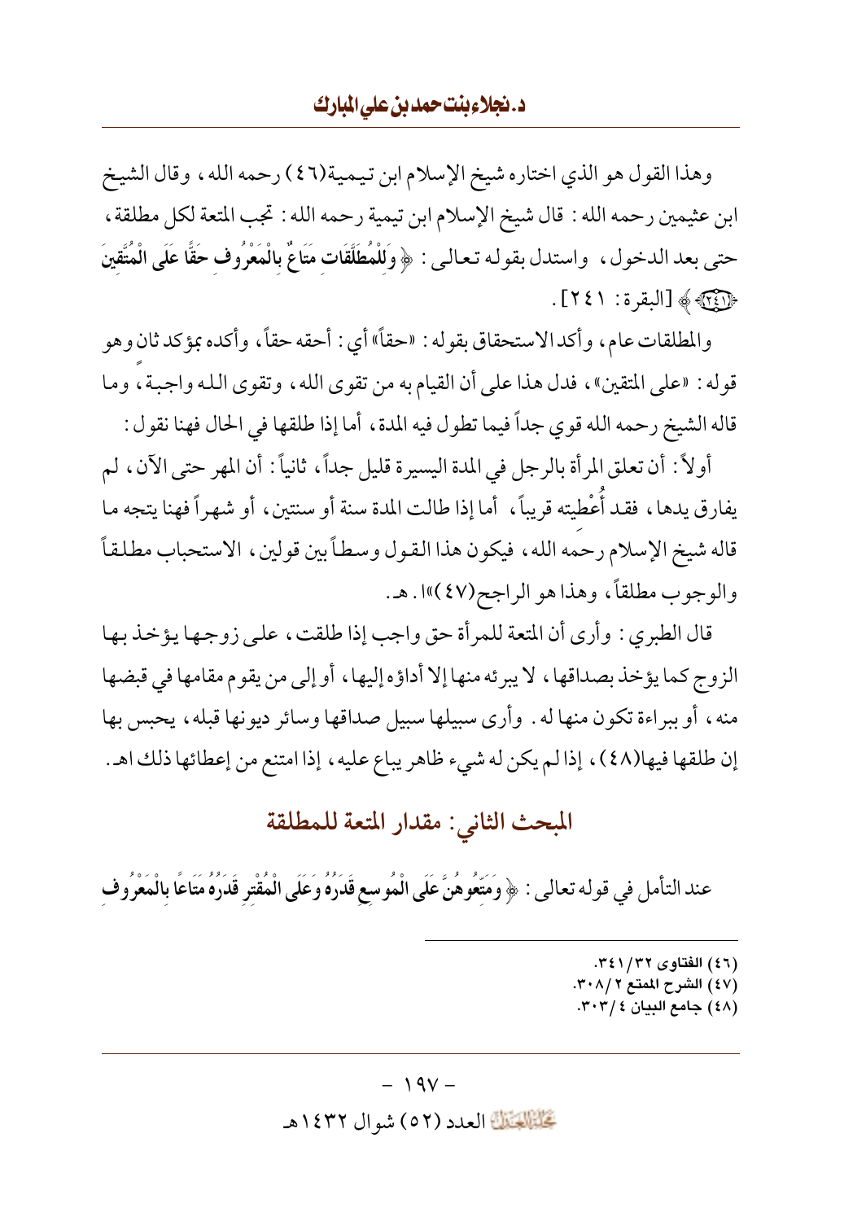وهذا القول هو الذي اختاره شيخ الإسلام ابن تيمية(٤٦) رحمه الله، وقال الشيخ ابن عثيمين رحمه الله: قال شيخ الإسلام ابن تيمية رحمه الله: تجب المتعة لكل مطلقة، حتى بعد الدخول، واستدل بقوله تعالى: ﴿ وَلِلْمُطَلَّقَاتِ مَتَاعٌ بِالْمَعْرُوفِ حَقًّا عَلَى الْمُتَّقِينَ ﴿٢٤١﴾ ﴾ [البقرة: ٢٤١].

والمطلقات عام، وأكد الاستحقاق بقوله: «حقاً» أي: أحقه حقاً، وأكده بمؤكد ثان وهو قوله: «على المتقين»، فدل هذا على أن القيام به من تقوى الله، وتقوى الله واجبة، وما قاله الشيخ رحمه الله قوي جداً فيما تطول فيه المدة، أما إذا طلقها في الحال فهنا نقول:

أولاً: أن تعلق المرأة بالرجل في المدة اليسيرة قليل جداً، ثانياً: أن المهر حتى الآن، لم يفارق يدها، فقد أُعْطِيته قريباً، أما إذا طالت المدة سنة أو سنتين، أو شهراً فهنا يتجه ما قاله شيخ الإسلام رحمه الله، فيكون هذا القول وسطاً بين قولين، الاستحباب مطلقاً والوجوب مطلقاً، وهذا هو الراجح(٤٧)»ا.هـ.

قال الطبري: وأرى أن المتعة للمرأة حق واجب إذا طلقت، على زوجها يؤخذ بها الزوج كما يؤخذ بصداقها، لا يبرئه منها إلا أداؤه إليها، أو إلى من يقوم مقامها في قبضها منه، أو ببراءة تكون منها له. وأرى سبيلها سبيل صداقها وسائر ديونها قبله، يحبس بها إن طلقها فيها(٤٨)، إذا لم يكن له شيء ظاهر يباع عليه، إذا امتنع من إعطائها ذلك اهـ.

## المبحث الثاني: مقدار المتعة للمطلقة

عند التأمل في قوله تعالى: ﴿ وَمَتِّعُوهُنَّ عَلَى الْمُوسِعِ قَدَرُهُ وَعَلَى الْمُقْتِرِ قَدَرُهُ مَتَاعًا بِالْمَعْرُوفِ

---

(٤٦) الفتاوى ٣٢/٣٤١.
(٤٧) الشرح الممتع ٢/٣٠٨.
(٤٨) جامع البيان ٤/٣٠٣.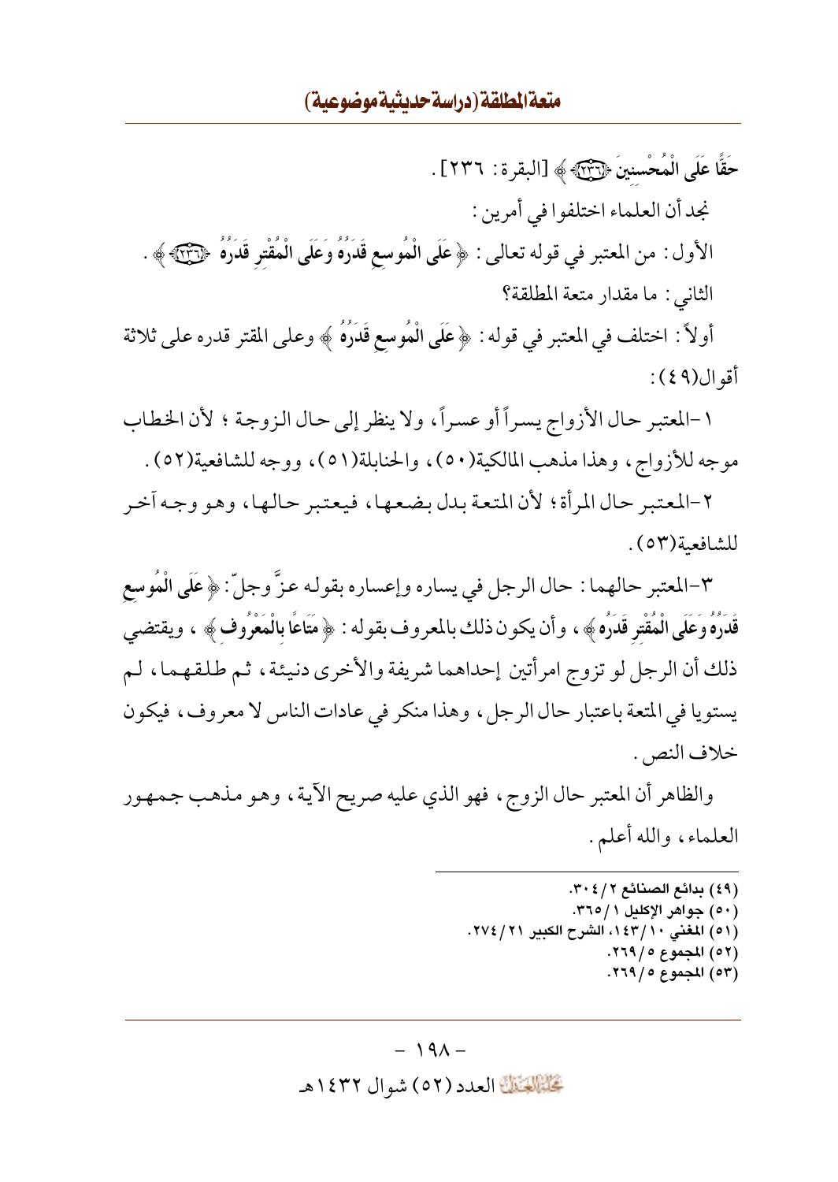حَقًّا عَلَى الْمُحْسِنِينَ ﴿٢٣٦﴾ ﴾ [البقرة: ٢٣٦].

نجد أن العلماء اختلفوا في أمرين:

الأول: من المعتبر في قوله تعالى: ﴿ عَلَى الْمُوسِعِ قَدَرُهُ وَعَلَى الْمُقْتِرِ قَدَرُهُ ﴿٢٣٦﴾ ﴾.

الثاني: ما مقدار متعة المطلقة؟

أولاً: اختلف في المعتبر في قوله: ﴿ عَلَى الْمُوسِعِ قَدَرُهُ ﴾ وعلى المقتر قدره على ثلاثة أقوال(٤٩):

١-المعتبر حال الأزواج يسراً أو عسراً، ولا ينظر إلى حال الزوجة؛ لأن الخطاب موجه للأزواج، وهذا مذهب المالكية(٥٠)، والحنابلة(٥١)، ووجه للشافعية(٥٢).

٢-المعتبر حال المرأة؛ لأن المتعة بدل بضعها، فيعتبر حالها، وهو وجه آخر للشافعية(٥٣).

٣-المعتبر حالهما: حال الرجل في يساره وإعساره بقوله عزَّ وجلّ: ﴿ عَلَى الْمُوسِعِ قَدَرُهُ وَعَلَى الْمُقْتِرِ قَدَرُهُ ﴾، وأن يكون ذلك بالمعروف بقوله: ﴿ مَتَاعًا بِالْمَعْرُوفِ ﴾، ويقتضي ذلك أن الرجل لو تزوج امرأتين إحداهما شريفة والأخرى دنيئة، ثم طلقهما، لم يستويا في المتعة باعتبار حال الرجل، وهذا منكر في عادات الناس لا معروف، فيكون خلاف النص.

والظاهر أن المعتبر حال الزوج، فهو الذي عليه صريح الآية، وهو مذهب جمهور العلماء، والله أعلم.

---

(٤٩) بدائع الصنائع ٢/٣٠٤.
(٥٠) جواهر الإكليل ١/٣٦٥.
(٥١) المغني ١٠/١٤٣، الشرح الكبير ٢١/٢٧٤.
(٥٢) المجموع ٥/٢٦٩.
(٥٣) المجموع ٥/٢٦٩.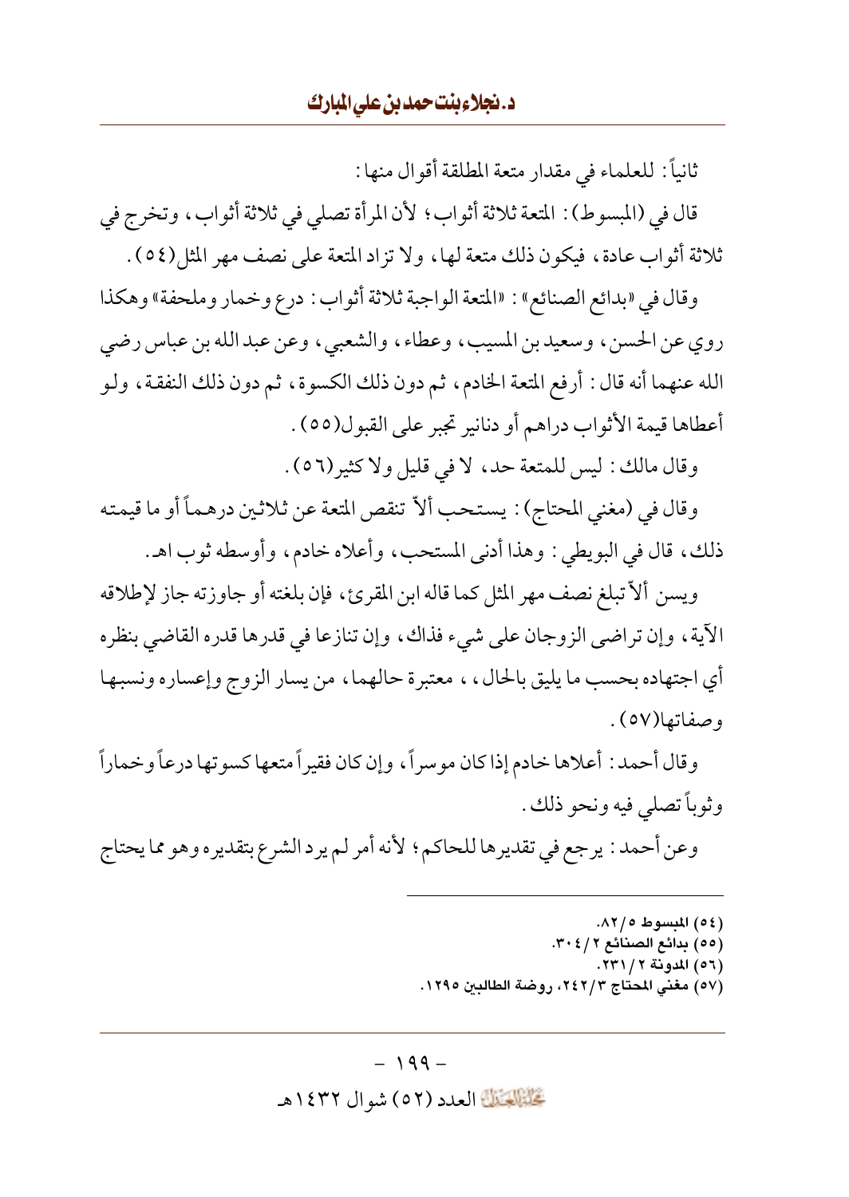ثانياً: للعلماء في مقدار متعة المطلقة أقوال منها:

قال في (المبسوط): المتعة ثلاثة أثواب؛ لأن المرأة تصلي في ثلاثة أثواب، وتخرج في ثلاثة أثواب عادة، فيكون ذلك متعة لها، ولا تزاد المتعة على نصف مهر المثل(٥٤).

وقال في «بدائع الصنائع»: «المتعة الواجبة ثلاثة أثواب: درع وخمار وملحفة» وهكذا روي عن الحسن، وسعيد بن المسيب، وعطاء، والشعبي، وعن عبد الله بن عباس رضي الله عنهما أنه قال: أرفع المتعة الخادم، ثم دون ذلك الكسوة، ثم دون ذلك النفقة، ولو أعطاها قيمة الأثواب دراهم أو دنانير تجبر على القبول(٥٥).

وقال مالك: ليس للمتعة حد، لا في قليل ولا كثير(٥٦).

وقال في (مغني المحتاج): يستحب ألاّ تنقص المتعة عن ثلاثين درهماً أو ما قيمته ذلك، قال في البويطي: وهذا أدنى المستحب، وأعلاه خادم، وأوسطه ثوب اهـ.

ويسن ألاّ تبلغ نصف مهر المثل كما قاله ابن المقرئ، فإن بلغته أو جاوزته جاز لإطلاقه الآية، وإن تراضى الزوجان على شيء فذاك، وإن تنازعا في قدرها قدره القاضي بنظره أي اجتهاده بحسب ما يليق بالحال، ، معتبرة حالهما، من يسار الزوج وإعساره ونسبها وصفاتها(٥٧).

وقال أحمد: أعلاها خادم إذا كان موسراً، وإن كان فقيراً متعها كسوتها درعاً وخماراً وثوباً تصلي فيه ونحو ذلك.

وعن أحمد: يرجع في تقديرها للحاكم؛ لأنه أمر لم يرد الشرع بتقديره وهو مما يحتاج

---

(٥٤) المبسوط ٥/٨٢.
(٥٥) بدائع الصنائع ٢/٣٠٤.
(٥٦) المدونة ٢/٢٣١.
(٥٧) مغني المحتاج ٣/٢٤٢، روضة الطالبين ١٢٩٥.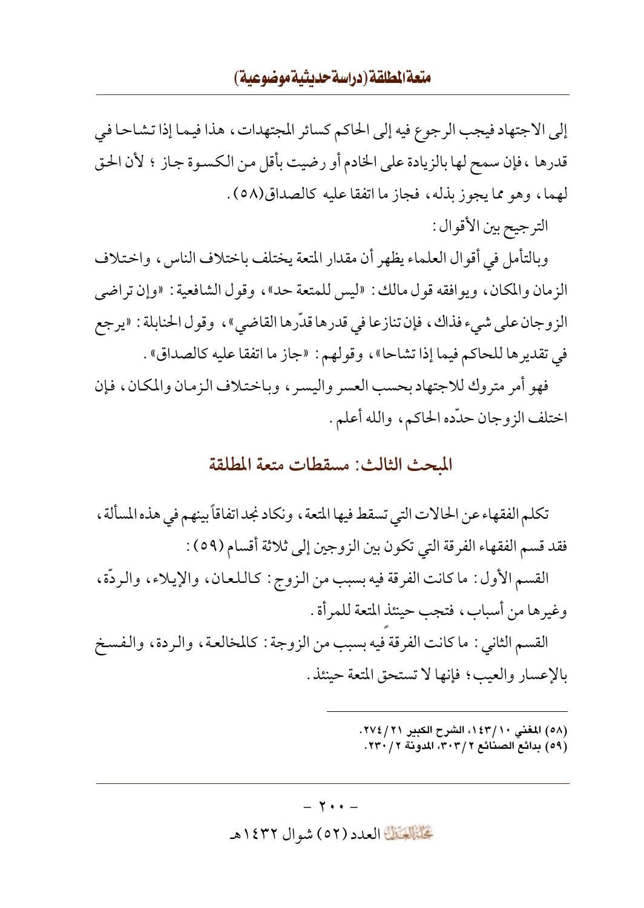إلى الاجتهاد فيجب الرجوع فيه إلى الحاكم كسائر المجتهدات، هذا فيما إذا تشاحا في قدرها ،فإن سمح لها بالزيادة على الخادم أو رضيت بأقل من الكسوة جاز ؛ لأن الحق لهما، وهو مما يجوز بذله، فجاز ما اتفقا عليه كالصداق(٥٨).

الترجيح بين الأقوال:

وبالتأمل في أقوال العلماء يظهر أن مقدار المتعة يختلف باختلاف الناس، واختلاف الزمان والمكان، ويوافقه قول مالك: «ليس للمتعة حد»، وقول الشافعية: «وإن تراضى الزوجان على شيء فذاك، فإن تنازعا في قدرها قدّرها القاضي»، وقول الحنابلة: «يرجع في تقديرها للحاكم فيما إذا تشاحا»، وقولهم: «جاز ما اتفقا عليه كالصداق».

فهو أمر متروك للاجتهاد بحسب العسر واليسر، وباختلاف الزمان والمكان، فإن اختلف الزوجان حدّده الحاكم، والله أعلم.

## المبحث الثالث: مسقطات متعة المطلقة

تكلم الفقهاء عن الحالات التي تسقط فيها المتعة، ونكاد نجد اتفاقاً بينهم في هذه المسألة، فقد قسم الفقهاء الفرقة التي تكون بين الزوجين إلى ثلاثة أقسام (٥٩):

القسم الأول: ما كانت الفرقة فيه بسبب من الزوج: كاللعان، والإيلاء، والردّة، وغيرها من أسباب، فتجب حينئذ المتعة للمرأة.

القسم الثاني: ما كانت الفرقة فيه بسبب من الزوجة: كالمخالعة، والردة، والفسخ بالإعسار والعيب؛ فإنها لا تستحق المتعة حينئذ.

---

(٥٨) المغني ١٠/١٤٣، الشرح الكبير ٢١/٢٧٤.
(٥٩) بدائع الصنائع ٢/٣٠٣، المدونة ٢/٢٣٠.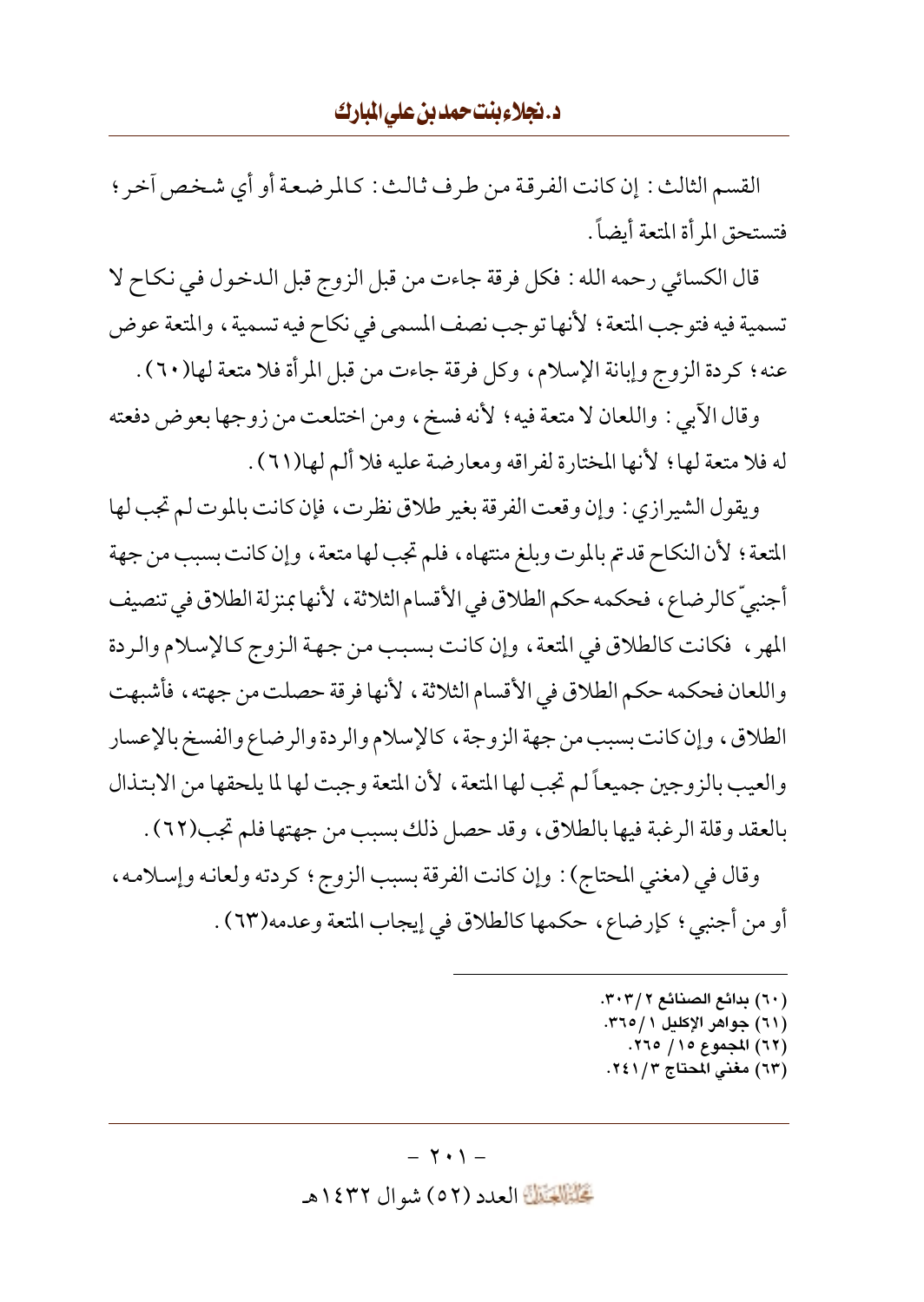القسم الثالث: إن كانت الفرقة من طرف ثالث: كالمرضعة أو أي شخص آخر؛ فتستحق المرأة المتعة أيضاً.

قال الكسائي رحمه الله: فكل فرقة جاءت من قبل الزوج قبل الدخول في نكاح لا تسمية فيه فتوجب المتعة؛ لأنها توجب نصف المسمى في نكاح فيه تسمية، والمتعة عوض عنه؛ كردة الزوج وإبانة الإسلام، وكل فرقة جاءت من قبل المرأة فلا متعة لها(٦٠).

وقال الآبي: واللعان لا متعة فيه؛ لأنه فسخ، ومن اختلعت من زوجها بعوض دفعته له فلا متعة لها؛ لأنها المختارة لفراقه ومعارضة عليه فلا ألم لها(٦١).

ويقول الشيرازي: وإن وقعت الفرقة بغير طلاق نظرت، فإن كانت بالموت لم تجب لها المتعة؛ لأن النكاح قد تم بالموت وبلغ منتهاه، فلم تجب لها متعة، وإن كانت بسبب من جهة أجنبيّ كالرضاع، فحكمه حكم الطلاق في الأقسام الثلاثة، لأنها بمنزلة الطلاق في تنصيف المهر، فكانت كالطلاق في المتعة، وإن كانت بسبب من جهة الزوج كالإسلام والردة واللعان فحكمه حكم الطلاق في الأقسام الثلاثة، لأنها فرقة حصلت من جهته، فأشبهت الطلاق، وإن كانت بسبب من جهة الزوجة، كالإسلام والردة والرضاع والفسخ بالإعسار والعيب بالزوجين جميعاً لم تجب لها المتعة، لأن المتعة وجبت لها لما يلحقها من الابتذال بالعقد وقلة الرغبة فيها بالطلاق، وقد حصل ذلك بسبب من جهتها فلم تجب(٦٢).

وقال في (مغني المحتاج): وإن كانت الفرقة بسبب الزوج؛ كردته ولعانه وإسلامه، أو من أجنبي؛ كإرضاع، حكمها كالطلاق في إيجاب المتعة وعدمه(٦٣).

---

(٦٠) بدائع الصنائع ٢/٣٠٣.
(٦١) جواهر الإكليل ١/٣٦٥.
(٦٢) المجموع ١٥/ ٢٦٥.
(٦٣) مغني المحتاج ٣/٢٤١.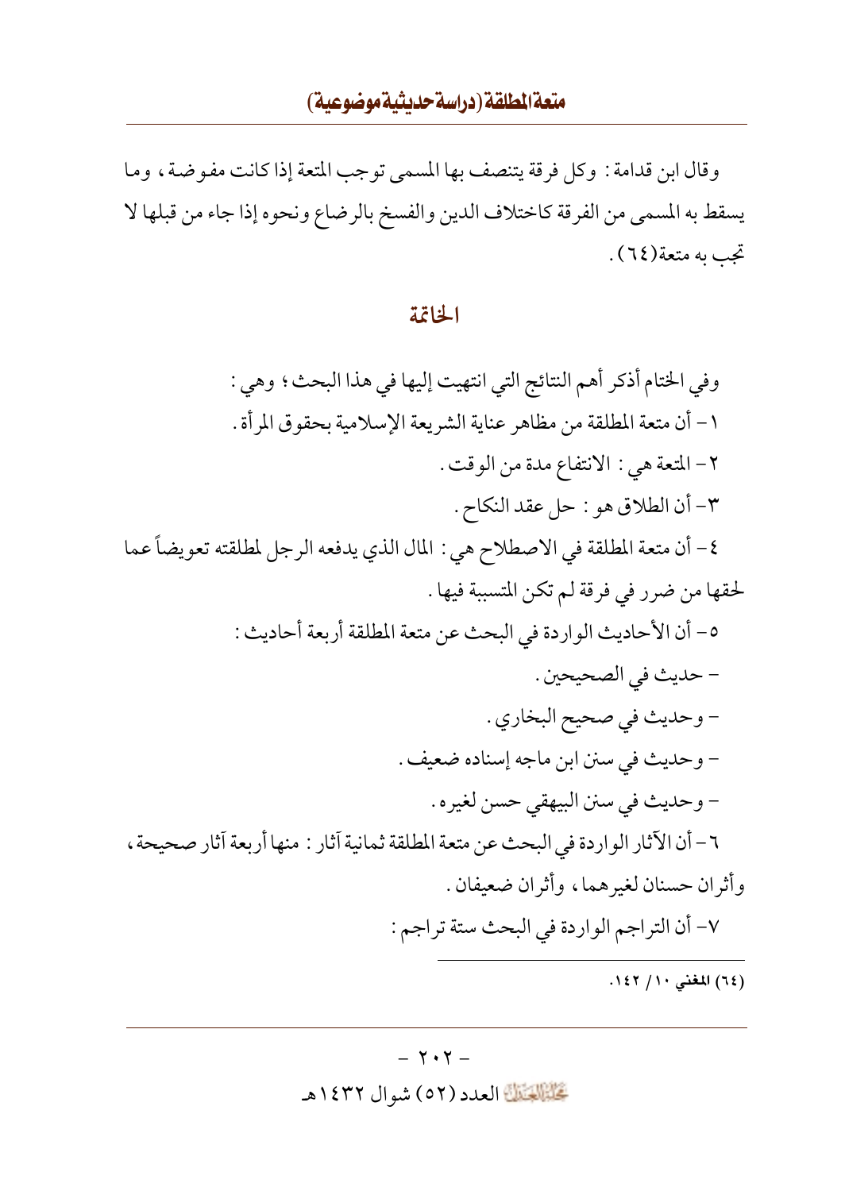وقال ابن قدامة: وكل فرقة يتنصف بها المسمى توجب المتعة إذا كانت مفوضة، وما يسقط به المسمى من الفرقة كاختلاف الدين والفسخ بالرضاع ونحوه إذا جاء من قبلها لا تجب به متعة(٦٤).

## الخاتمة

وفي الختام أذكر أهم النتائج التي انتهيت إليها في هذا البحث؛ وهي:

١- أن متعة المطلقة من مظاهر عناية الشريعة الإسلامية بحقوق المرأة.

٢- المتعة هي: الانتفاع مدة من الوقت.

٣- أن الطلاق هو: حل عقد النكاح.

٤- أن متعة المطلقة في الاصطلاح هي: المال الذي يدفعه الرجل لمطلقته تعويضاً عما لحقها من ضرر في فرقة لم تكن المتسببة فيها.

٥- أن الأحاديث الواردة في البحث عن متعة المطلقة أربعة أحاديث:

- حديث في الصحيحين.
- وحديث في صحيح البخاري.
- وحديث في سنن ابن ماجه إسناده ضعيف.
- وحديث في سنن البيهقي حسن لغيره.

٦- أن الآثار الواردة في البحث عن متعة المطلقة ثمانية آثار: منها أربعة آثار صحيحة، وأثران حسنان لغيرهما، وأثران ضعيفان.

٧- أن التراجم الواردة في البحث ستة تراجم:

---

(٦٤) المغني ١٠/ ١٤٢.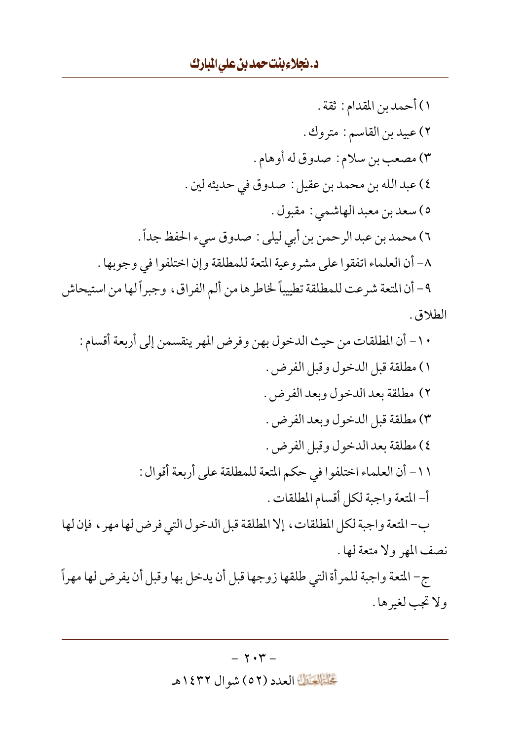١) أحمد بن المقدام : ثقة .

٢) عبيد بن القاسم : متروك .

٣) مصعب بن سلام : صدوق له أوهام .

٤) عبد الله بن محمد بن عقيل : صدوق في حديثه لين .

٥) سعد بن معبد الهاشمي : مقبول .

٦) محمد بن عبد الرحمن بن أبي ليلى : صدوق سيء الحفظ جداً .

٨- أن العلماء اتفقوا على مشروعية المتعة للمطلقة وإن اختلفوا في وجوبها .

٩- أن المتعة شرعت للمطلقة تطييباً لخاطرها من ألم الفراق، وجبراً لها من استيحاش الطلاق .

١٠- أن المطلقات من حيث الدخول بهن وفرض المهر ينقسمن إلى أربعة أقسام :

١) مطلقة قبل الدخول وقبل الفرض .

٢) مطلقة بعد الدخول وبعد الفرض .

٣) مطلقة قبل الدخول وبعد الفرض .

٤) مطلقة بعد الدخول وقبل الفرض .

١١- أن العلماء اختلفوا في حكم المتعة للمطلقة على أربعة أقوال :

أ- المتعة واجبة لكل أقسام المطلقات .

ب- المتعة واجبة لكل المطلقات، إلا المطلقة قبل الدخول التي فرض لها مهر، فإن لها نصف المهر ولا متعة لها .

ج- المتعة واجبة للمرأة التي طلقها زوجها قبل أن يدخل بها وقبل أن يفرض لها مهراً ولا تجب لغيرها .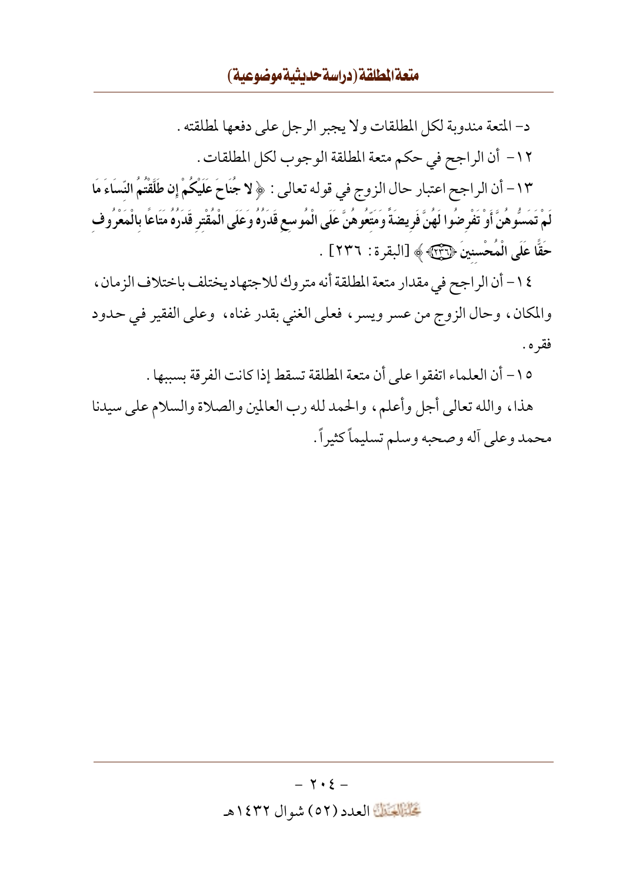د- المتعة مندوبة لكل المطلقات ولا يجبر الرجل على دفعها لمطلقته .

١٢- أن الراجح في حكم متعة المطلقة الوجوب لكل المطلقات .

١٣- أن الراجح اعتبار حال الزوج في قوله تعالى : ﴿ **لا جُنَاحَ عَلَيْكُمْ إِن طَلَّقْتُمُ النِّسَاءَ مَا لَمْ تَمَسُّوهُنَّ أَوْ تَفْرِضُوا لَهُنَّ فَرِيضَةً وَمَتِّعُوهُنَّ عَلَى الْمُوسِعِ قَدَرُهُ وَعَلَى الْمُقْتِرِ قَدَرُهُ مَتَاعًا بِالْمَعْرُوفِ حَقًّا عَلَى الْمُحْسِنِينَ ﴿٢٣٦﴾** ﴾ [البقرة : ٢٣٦] .

١٤- أن الراجح في مقدار متعة المطلقة أنه متروك للاجتهاد يختلف باختلاف الزمان، والمكان، وحال الزوج من عسر ويسر، فعلى الغني بقدر غناه، وعلى الفقير في حدود فقره.

١٥- أن العلماء اتفقوا على أن متعة المطلقة تسقط إذا كانت الفرقة بسببها .

هذا، والله تعالى أجل وأعلم، والحمد لله رب العالمين والصلاة والسلام على سيدنا محمد وعلى آله وصحبه وسلم تسليماً كثيراً .